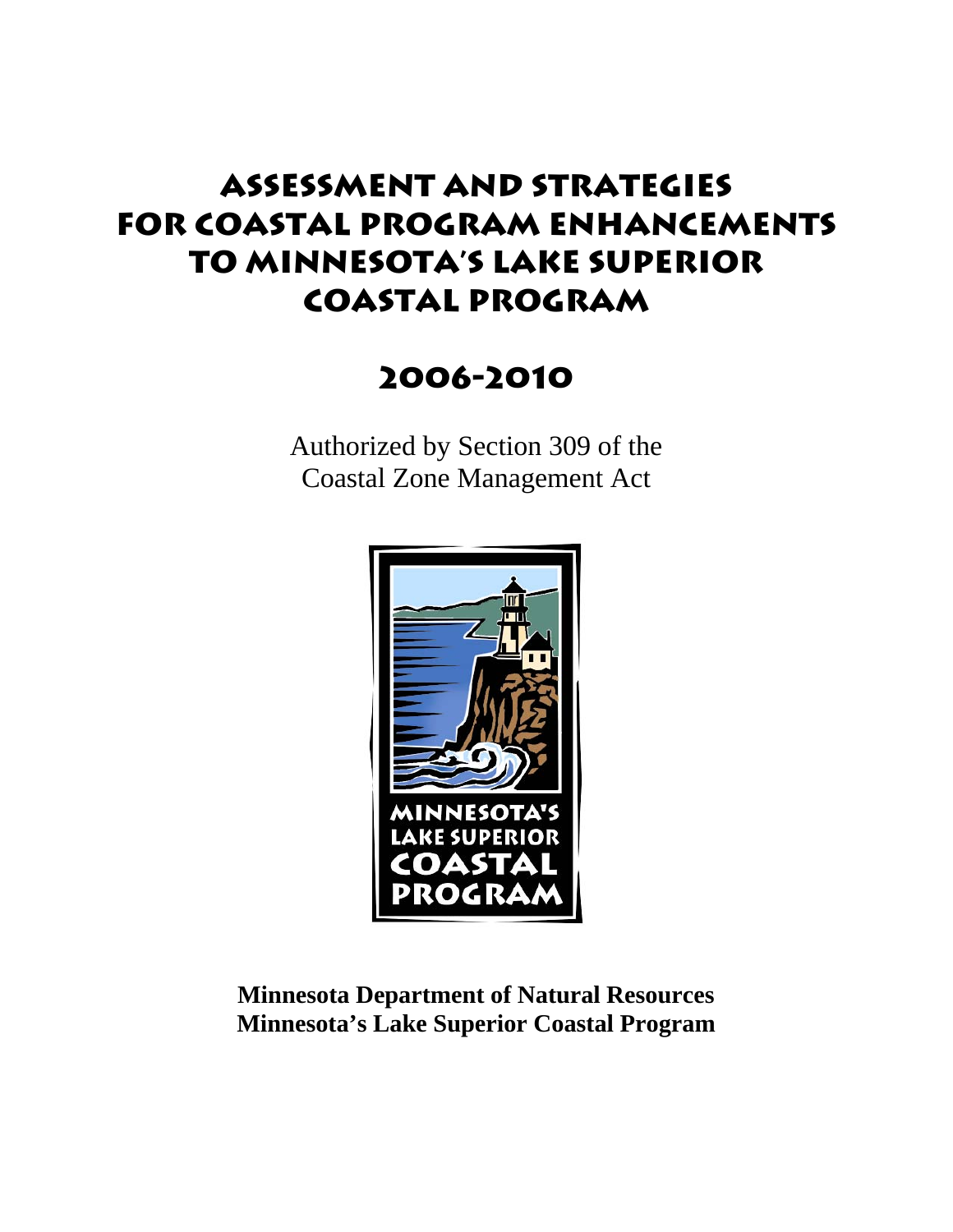# Assessment and Strategies for Coastal Program Enhancements to Minnesota's Lake Superior Coastal Program

## 2006-2010

Authorized by Section 309 of the Coastal Zone Management Act

**Minnesota Department of Natural Resources**
**Minnesota's Lake Superior Coastal Program**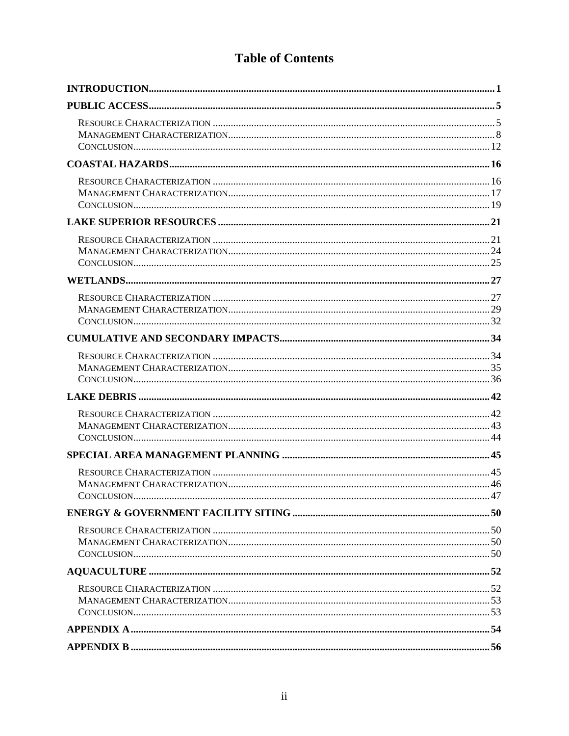# Table of Contents

**INTRODUCTION** ..... **1**

**PUBLIC ACCESS** ..... **5**

- Resource Characterization ..... 5
- Management Characterization ..... 8
- Conclusion ..... 12

**COASTAL HAZARDS** ..... **16**

- Resource Characterization ..... 16
- Management Characterization ..... 17
- Conclusion ..... 19

**LAKE SUPERIOR RESOURCES** ..... **21**

- Resource Characterization ..... 21
- Management Characterization ..... 24
- Conclusion ..... 25

**WETLANDS** ..... **27**

- Resource Characterization ..... 27
- Management Characterization ..... 29
- Conclusion ..... 32

**CUMULATIVE AND SECONDARY IMPACTS** ..... **34**

- Resource Characterization ..... 34
- Management Characterization ..... 35
- Conclusion ..... 36

**LAKE DEBRIS** ..... **42**

- Resource Characterization ..... 42
- Management Characterization ..... 43
- Conclusion ..... 44

**SPECIAL AREA MANAGEMENT PLANNING** ..... **45**

- Resource Characterization ..... 45
- Management Characterization ..... 46
- Conclusion ..... 47

**ENERGY & GOVERNMENT FACILITY SITING** ..... **50**

- Resource Characterization ..... 50
- Management Characterization ..... 50
- Conclusion ..... 50

**AQUACULTURE** ..... **52**

- Resource Characterization ..... 52
- Management Characterization ..... 53
- Conclusion ..... 53

**APPENDIX A** ..... **54**

**APPENDIX B** ..... **56**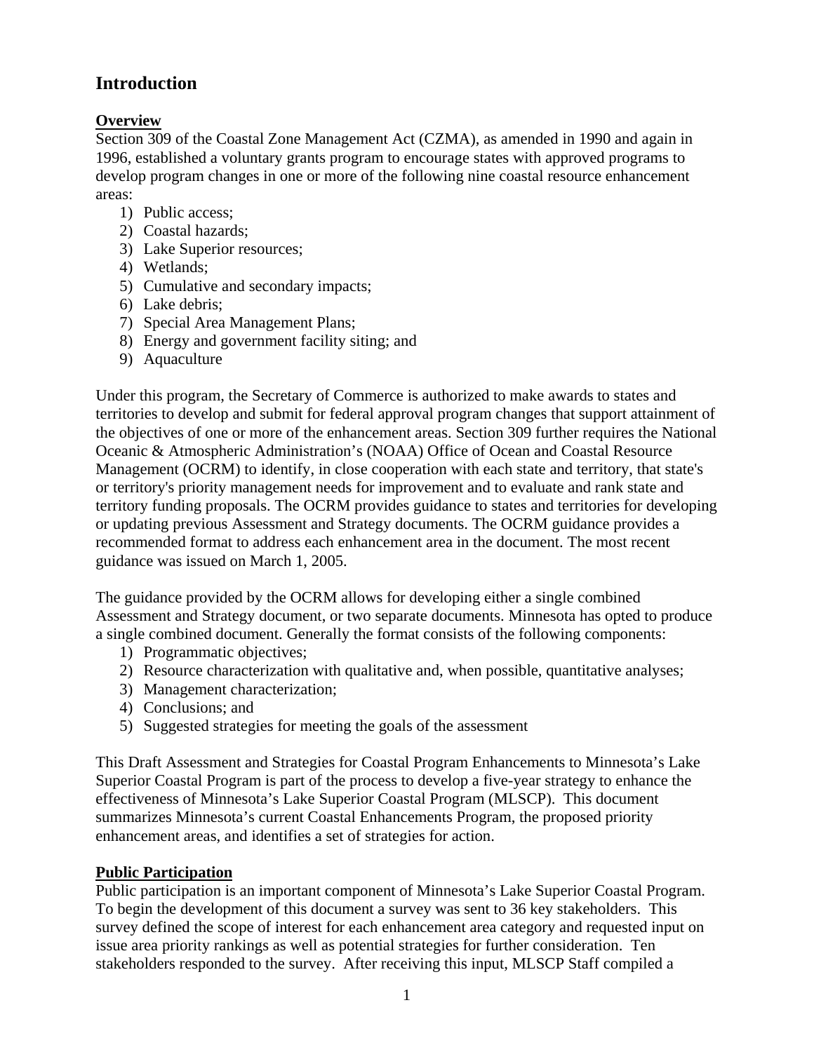# Introduction

**Overview**

Section 309 of the Coastal Zone Management Act (CZMA), as amended in 1990 and again in 1996, established a voluntary grants program to encourage states with approved programs to develop program changes in one or more of the following nine coastal resource enhancement areas:

1) Public access;
2) Coastal hazards;
3) Lake Superior resources;
4) Wetlands;
5) Cumulative and secondary impacts;
6) Lake debris;
7) Special Area Management Plans;
8) Energy and government facility siting; and
9) Aquaculture

Under this program, the Secretary of Commerce is authorized to make awards to states and territories to develop and submit for federal approval program changes that support attainment of the objectives of one or more of the enhancement areas. Section 309 further requires the National Oceanic & Atmospheric Administration's (NOAA) Office of Ocean and Coastal Resource Management (OCRM) to identify, in close cooperation with each state and territory, that state's or territory's priority management needs for improvement and to evaluate and rank state and territory funding proposals. The OCRM provides guidance to states and territories for developing or updating previous Assessment and Strategy documents. The OCRM guidance provides a recommended format to address each enhancement area in the document. The most recent guidance was issued on March 1, 2005.

The guidance provided by the OCRM allows for developing either a single combined Assessment and Strategy document, or two separate documents. Minnesota has opted to produce a single combined document. Generally the format consists of the following components:

1) Programmatic objectives;
2) Resource characterization with qualitative and, when possible, quantitative analyses;
3) Management characterization;
4) Conclusions; and
5) Suggested strategies for meeting the goals of the assessment

This Draft Assessment and Strategies for Coastal Program Enhancements to Minnesota's Lake Superior Coastal Program is part of the process to develop a five-year strategy to enhance the effectiveness of Minnesota's Lake Superior Coastal Program (MLSCP). This document summarizes Minnesota's current Coastal Enhancements Program, the proposed priority enhancement areas, and identifies a set of strategies for action.

**Public Participation**

Public participation is an important component of Minnesota's Lake Superior Coastal Program. To begin the development of this document a survey was sent to 36 key stakeholders. This survey defined the scope of interest for each enhancement area category and requested input on issue area priority rankings as well as potential strategies for further consideration. Ten stakeholders responded to the survey. After receiving this input, MLSCP Staff compiled a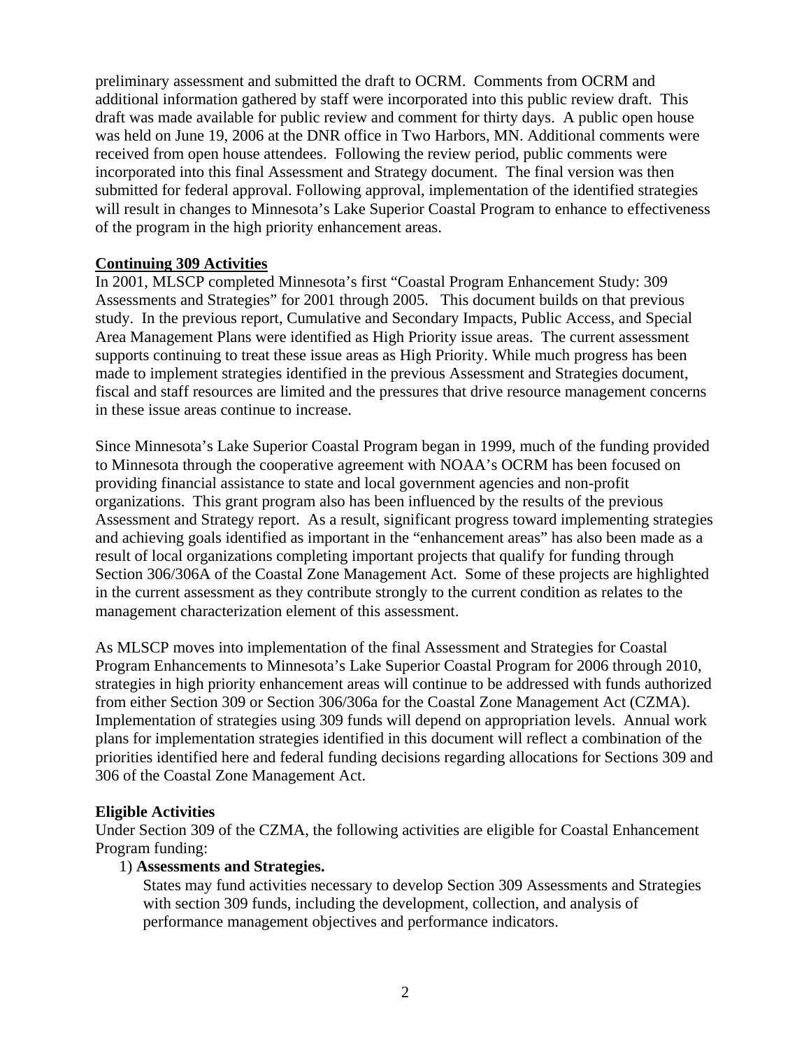preliminary assessment and submitted the draft to OCRM. Comments from OCRM and additional information gathered by staff were incorporated into this public review draft. This draft was made available for public review and comment for thirty days. A public open house was held on June 19, 2006 at the DNR office in Two Harbors, MN. Additional comments were received from open house attendees. Following the review period, public comments were incorporated into this final Assessment and Strategy document. The final version was then submitted for federal approval. Following approval, implementation of the identified strategies will result in changes to Minnesota's Lake Superior Coastal Program to enhance to effectiveness of the program in the high priority enhancement areas.

## Continuing 309 Activities

In 2001, MLSCP completed Minnesota's first "Coastal Program Enhancement Study: 309 Assessments and Strategies" for 2001 through 2005. This document builds on that previous study. In the previous report, Cumulative and Secondary Impacts, Public Access, and Special Area Management Plans were identified as High Priority issue areas. The current assessment supports continuing to treat these issue areas as High Priority. While much progress has been made to implement strategies identified in the previous Assessment and Strategies document, fiscal and staff resources are limited and the pressures that drive resource management concerns in these issue areas continue to increase.

Since Minnesota's Lake Superior Coastal Program began in 1999, much of the funding provided to Minnesota through the cooperative agreement with NOAA's OCRM has been focused on providing financial assistance to state and local government agencies and non-profit organizations. This grant program also has been influenced by the results of the previous Assessment and Strategy report. As a result, significant progress toward implementing strategies and achieving goals identified as important in the "enhancement areas" has also been made as a result of local organizations completing important projects that qualify for funding through Section 306/306A of the Coastal Zone Management Act. Some of these projects are highlighted in the current assessment as they contribute strongly to the current condition as relates to the management characterization element of this assessment.

As MLSCP moves into implementation of the final Assessment and Strategies for Coastal Program Enhancements to Minnesota's Lake Superior Coastal Program for 2006 through 2010, strategies in high priority enhancement areas will continue to be addressed with funds authorized from either Section 309 or Section 306/306a for the Coastal Zone Management Act (CZMA). Implementation of strategies using 309 funds will depend on appropriation levels. Annual work plans for implementation strategies identified in this document will reflect a combination of the priorities identified here and federal funding decisions regarding allocations for Sections 309 and 306 of the Coastal Zone Management Act.

### Eligible Activities

Under Section 309 of the CZMA, the following activities are eligible for Coastal Enhancement Program funding:

1) **Assessments and Strategies.**
   States may fund activities necessary to develop Section 309 Assessments and Strategies with section 309 funds, including the development, collection, and analysis of performance management objectives and performance indicators.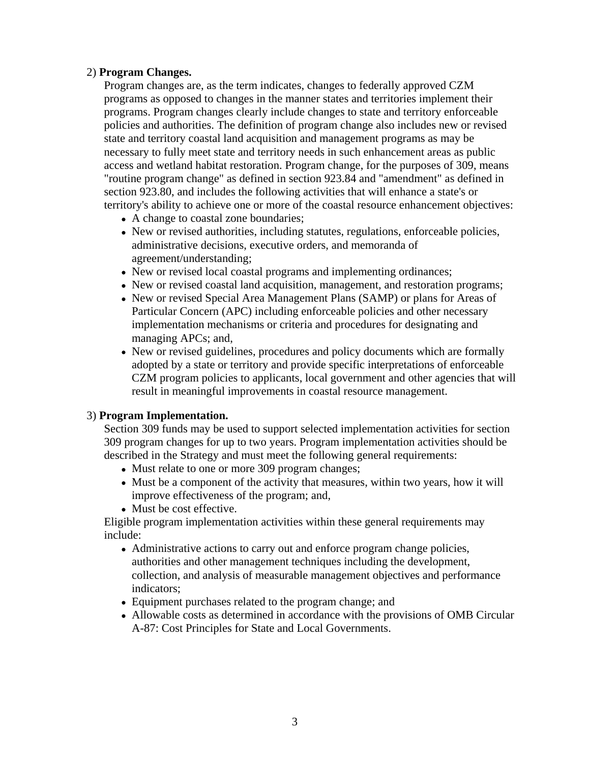2) **Program Changes.**

Program changes are, as the term indicates, changes to federally approved CZM programs as opposed to changes in the manner states and territories implement their programs. Program changes clearly include changes to state and territory enforceable policies and authorities. The definition of program change also includes new or revised state and territory coastal land acquisition and management programs as may be necessary to fully meet state and territory needs in such enhancement areas as public access and wetland habitat restoration. Program change, for the purposes of 309, means "routine program change" as defined in section 923.84 and "amendment" as defined in section 923.80, and includes the following activities that will enhance a state's or territory's ability to achieve one or more of the coastal resource enhancement objectives:

- A change to coastal zone boundaries;
- New or revised authorities, including statutes, regulations, enforceable policies, administrative decisions, executive orders, and memoranda of agreement/understanding;
- New or revised local coastal programs and implementing ordinances;
- New or revised coastal land acquisition, management, and restoration programs;
- New or revised Special Area Management Plans (SAMP) or plans for Areas of Particular Concern (APC) including enforceable policies and other necessary implementation mechanisms or criteria and procedures for designating and managing APCs; and,
- New or revised guidelines, procedures and policy documents which are formally adopted by a state or territory and provide specific interpretations of enforceable CZM program policies to applicants, local government and other agencies that will result in meaningful improvements in coastal resource management.

3) **Program Implementation.**

Section 309 funds may be used to support selected implementation activities for section 309 program changes for up to two years. Program implementation activities should be described in the Strategy and must meet the following general requirements:

- Must relate to one or more 309 program changes;
- Must be a component of the activity that measures, within two years, how it will improve effectiveness of the program; and,
- Must be cost effective.

Eligible program implementation activities within these general requirements may include:

- Administrative actions to carry out and enforce program change policies, authorities and other management techniques including the development, collection, and analysis of measurable management objectives and performance indicators;
- Equipment purchases related to the program change; and
- Allowable costs as determined in accordance with the provisions of OMB Circular A-87: Cost Principles for State and Local Governments.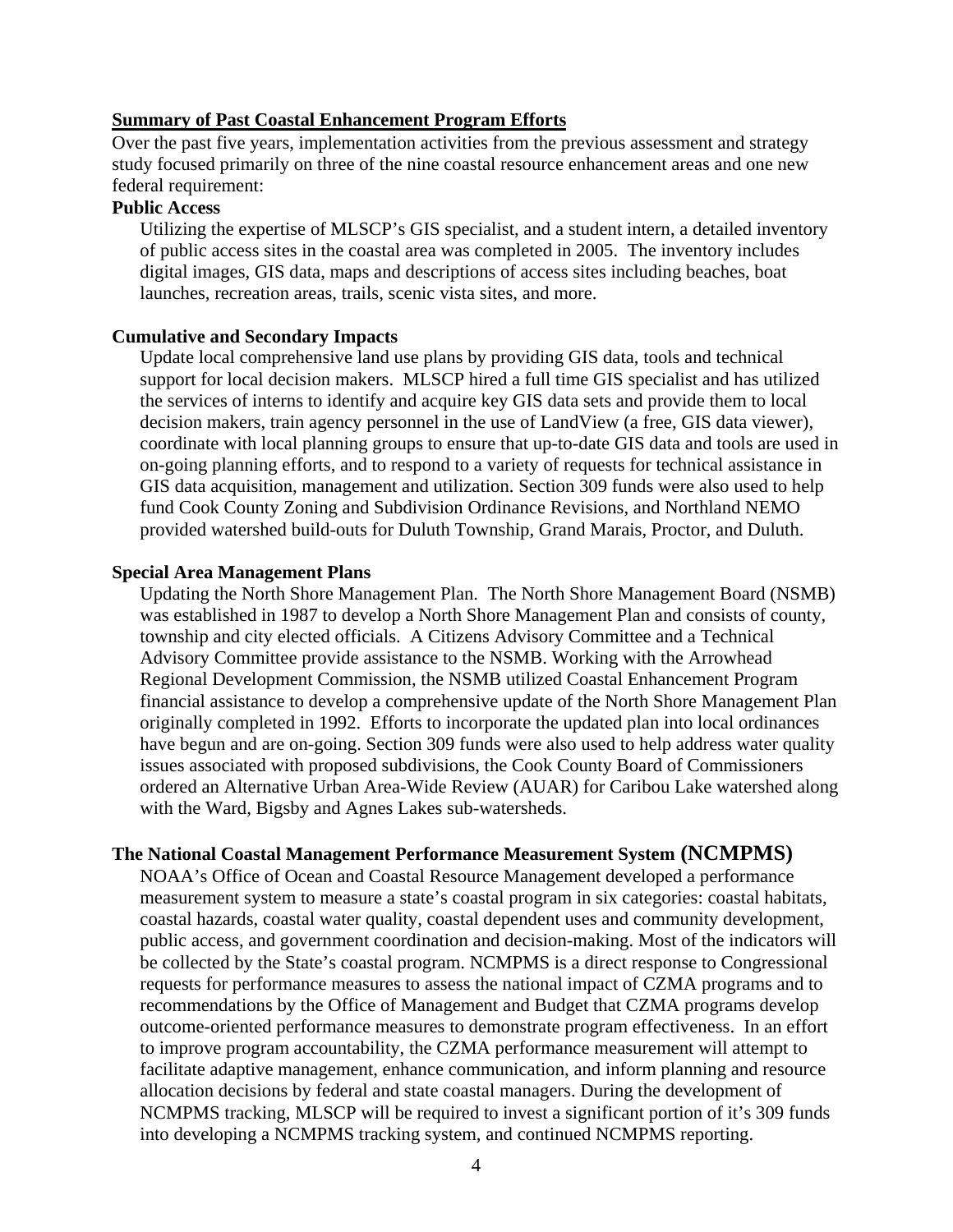## Summary of Past Coastal Enhancement Program Efforts

Over the past five years, implementation activities from the previous assessment and strategy study focused primarily on three of the nine coastal resource enhancement areas and one new federal requirement:

### Public Access

Utilizing the expertise of MLSCP's GIS specialist, and a student intern, a detailed inventory of public access sites in the coastal area was completed in 2005. The inventory includes digital images, GIS data, maps and descriptions of access sites including beaches, boat launches, recreation areas, trails, scenic vista sites, and more.

### Cumulative and Secondary Impacts

Update local comprehensive land use plans by providing GIS data, tools and technical support for local decision makers. MLSCP hired a full time GIS specialist and has utilized the services of interns to identify and acquire key GIS data sets and provide them to local decision makers, train agency personnel in the use of LandView (a free, GIS data viewer), coordinate with local planning groups to ensure that up-to-date GIS data and tools are used in on-going planning efforts, and to respond to a variety of requests for technical assistance in GIS data acquisition, management and utilization. Section 309 funds were also used to help fund Cook County Zoning and Subdivision Ordinance Revisions, and Northland NEMO provided watershed build-outs for Duluth Township, Grand Marais, Proctor, and Duluth.

### Special Area Management Plans

Updating the North Shore Management Plan. The North Shore Management Board (NSMB) was established in 1987 to develop a North Shore Management Plan and consists of county, township and city elected officials. A Citizens Advisory Committee and a Technical Advisory Committee provide assistance to the NSMB. Working with the Arrowhead Regional Development Commission, the NSMB utilized Coastal Enhancement Program financial assistance to develop a comprehensive update of the North Shore Management Plan originally completed in 1992. Efforts to incorporate the updated plan into local ordinances have begun and are on-going. Section 309 funds were also used to help address water quality issues associated with proposed subdivisions, the Cook County Board of Commissioners ordered an Alternative Urban Area-Wide Review (AUAR) for Caribou Lake watershed along with the Ward, Bigsby and Agnes Lakes sub-watersheds.

### The National Coastal Management Performance Measurement System (NCMPMS)

NOAA's Office of Ocean and Coastal Resource Management developed a performance measurement system to measure a state's coastal program in six categories: coastal habitats, coastal hazards, coastal water quality, coastal dependent uses and community development, public access, and government coordination and decision-making. Most of the indicators will be collected by the State's coastal program. NCMPMS is a direct response to Congressional requests for performance measures to assess the national impact of CZMA programs and to recommendations by the Office of Management and Budget that CZMA programs develop outcome-oriented performance measures to demonstrate program effectiveness. In an effort to improve program accountability, the CZMA performance measurement will attempt to facilitate adaptive management, enhance communication, and inform planning and resource allocation decisions by federal and state coastal managers. During the development of NCMPMS tracking, MLSCP will be required to invest a significant portion of it's 309 funds into developing a NCMPMS tracking system, and continued NCMPMS reporting.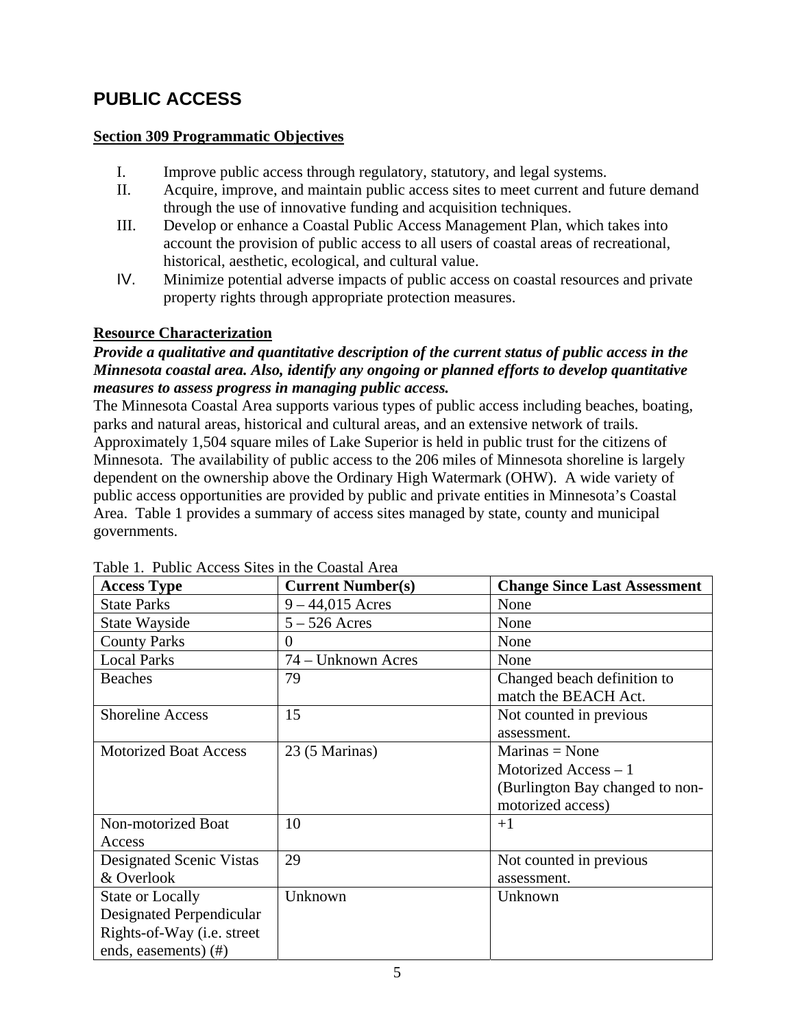# PUBLIC ACCESS

**Section 309 Programmatic Objectives**

I. Improve public access through regulatory, statutory, and legal systems.
II. Acquire, improve, and maintain public access sites to meet current and future demand through the use of innovative funding and acquisition techniques.
III. Develop or enhance a Coastal Public Access Management Plan, which takes into account the provision of public access to all users of coastal areas of recreational, historical, aesthetic, ecological, and cultural value.
IV. Minimize potential adverse impacts of public access on coastal resources and private property rights through appropriate protection measures.

**Resource Characterization**

***Provide a qualitative and quantitative description of the current status of public access in the Minnesota coastal area. Also, identify any ongoing or planned efforts to develop quantitative measures to assess progress in managing public access.***

The Minnesota Coastal Area supports various types of public access including beaches, boating, parks and natural areas, historical and cultural areas, and an extensive network of trails. Approximately 1,504 square miles of Lake Superior is held in public trust for the citizens of Minnesota. The availability of public access to the 206 miles of Minnesota shoreline is largely dependent on the ownership above the Ordinary High Watermark (OHW). A wide variety of public access opportunities are provided by public and private entities in Minnesota's Coastal Area. Table 1 provides a summary of access sites managed by state, county and municipal governments.

Table 1. Public Access Sites in the Coastal Area

| Access Type | Current Number(s) | Change Since Last Assessment |
|---|---|---|
| State Parks | 9 – 44,015 Acres | None |
| State Wayside | 5 – 526 Acres | None |
| County Parks | 0 | None |
| Local Parks | 74 – Unknown Acres | None |
| Beaches | 79 | Changed beach definition to match the BEACH Act. |
| Shoreline Access | 15 | Not counted in previous assessment. |
| Motorized Boat Access | 23 (5 Marinas) | Marinas = None<br>Motorized Access – 1 (Burlington Bay changed to non-motorized access) |
| Non-motorized Boat Access | 10 | +1 |
| Designated Scenic Vistas & Overlook | 29 | Not counted in previous assessment. |
| State or Locally Designated Perpendicular Rights-of-Way (i.e. street ends, easements) (#) | Unknown | Unknown |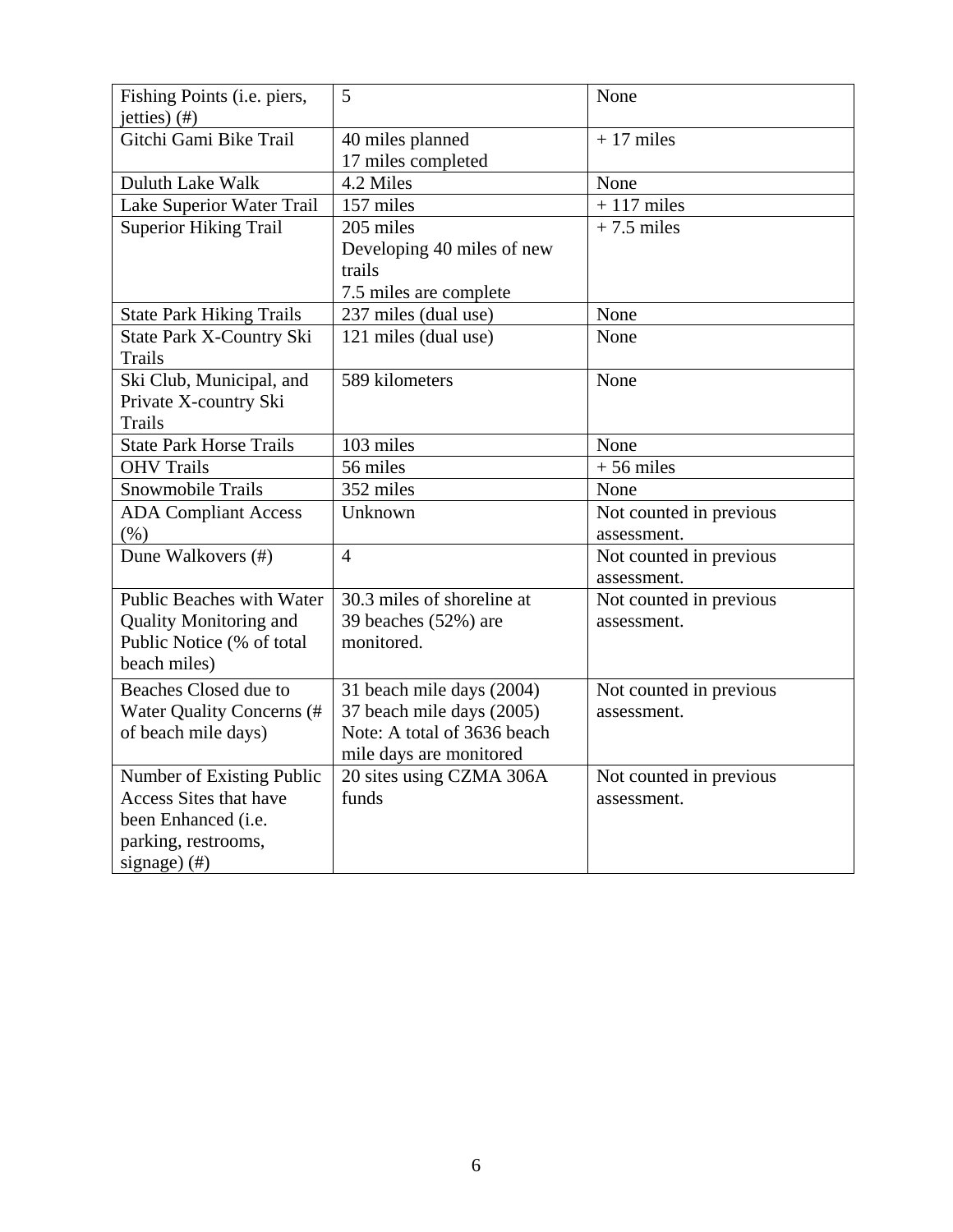| Fishing Points (i.e. piers, jetties) (#) | 5 | None |
|---|---|---|
| Gitchi Gami Bike Trail | 40 miles planned<br>17 miles completed | + 17 miles |
| Duluth Lake Walk | 4.2 Miles | None |
| Lake Superior Water Trail | 157 miles | + 117 miles |
| Superior Hiking Trail | 205 miles<br>Developing 40 miles of new trails<br>7.5 miles are complete | + 7.5 miles |
| State Park Hiking Trails | 237 miles (dual use) | None |
| State Park X-Country Ski Trails | 121 miles (dual use) | None |
| Ski Club, Municipal, and Private X-country Ski Trails | 589 kilometers | None |
| State Park Horse Trails | 103 miles | None |
| OHV Trails | 56 miles | + 56 miles |
| Snowmobile Trails | 352 miles | None |
| ADA Compliant Access (%) | Unknown | Not counted in previous assessment. |
| Dune Walkovers (#) | 4 | Not counted in previous assessment. |
| Public Beaches with Water Quality Monitoring and Public Notice (% of total beach miles) | 30.3 miles of shoreline at 39 beaches (52%) are monitored. | Not counted in previous assessment. |
| Beaches Closed due to Water Quality Concerns (# of beach mile days) | 31 beach mile days (2004)<br>37 beach mile days (2005)<br>Note: A total of 3636 beach mile days are monitored | Not counted in previous assessment. |
| Number of Existing Public Access Sites that have been Enhanced (i.e. parking, restrooms, signage) (#) | 20 sites using CZMA 306A funds | Not counted in previous assessment. |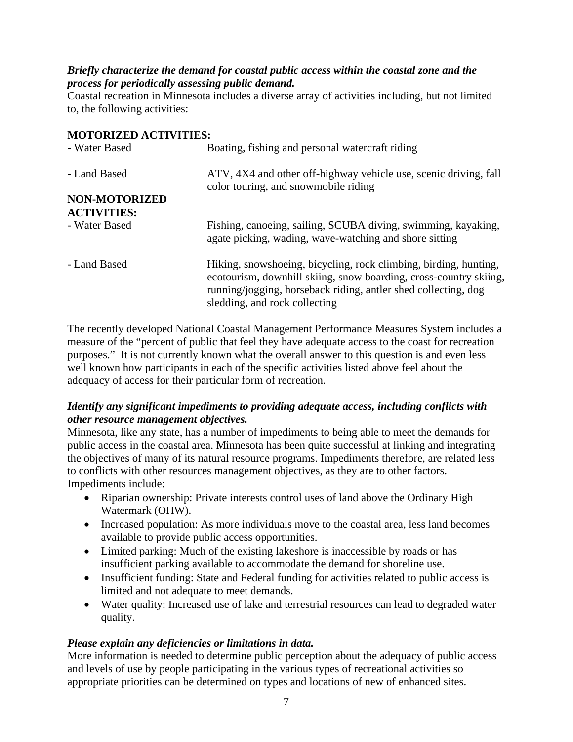***Briefly characterize the demand for coastal public access within the coastal zone and the process for periodically assessing public demand.***

Coastal recreation in Minnesota includes a diverse array of activities including, but not limited to, the following activities:

**MOTORIZED ACTIVITIES:**

| | |
|---|---|
| - Water Based | Boating, fishing and personal watercraft riding |
| - Land Based | ATV, 4X4 and other off-highway vehicle use, scenic driving, fall color touring, and snowmobile riding |
| **NON-MOTORIZED ACTIVITIES:** | |
| - Water Based | Fishing, canoeing, sailing, SCUBA diving, swimming, kayaking, agate picking, wading, wave-watching and shore sitting |
| - Land Based | Hiking, snowshoeing, bicycling, rock climbing, birding, hunting, ecotourism, downhill skiing, snow boarding, cross-country skiing, running/jogging, horseback riding, antler shed collecting, dog sledding, and rock collecting |

The recently developed National Coastal Management Performance Measures System includes a measure of the "percent of public that feel they have adequate access to the coast for recreation purposes." It is not currently known what the overall answer to this question is and even less well known how participants in each of the specific activities listed above feel about the adequacy of access for their particular form of recreation.

***Identify any significant impediments to providing adequate access, including conflicts with other resource management objectives.***

Minnesota, like any state, has a number of impediments to being able to meet the demands for public access in the coastal area. Minnesota has been quite successful at linking and integrating the objectives of many of its natural resource programs. Impediments therefore, are related less to conflicts with other resources management objectives, as they are to other factors. Impediments include:

- Riparian ownership: Private interests control uses of land above the Ordinary High Watermark (OHW).
- Increased population: As more individuals move to the coastal area, less land becomes available to provide public access opportunities.
- Limited parking: Much of the existing lakeshore is inaccessible by roads or has insufficient parking available to accommodate the demand for shoreline use.
- Insufficient funding: State and Federal funding for activities related to public access is limited and not adequate to meet demands.
- Water quality: Increased use of lake and terrestrial resources can lead to degraded water quality.

***Please explain any deficiencies or limitations in data.***

More information is needed to determine public perception about the adequacy of public access and levels of use by people participating in the various types of recreational activities so appropriate priorities can be determined on types and locations of new of enhanced sites.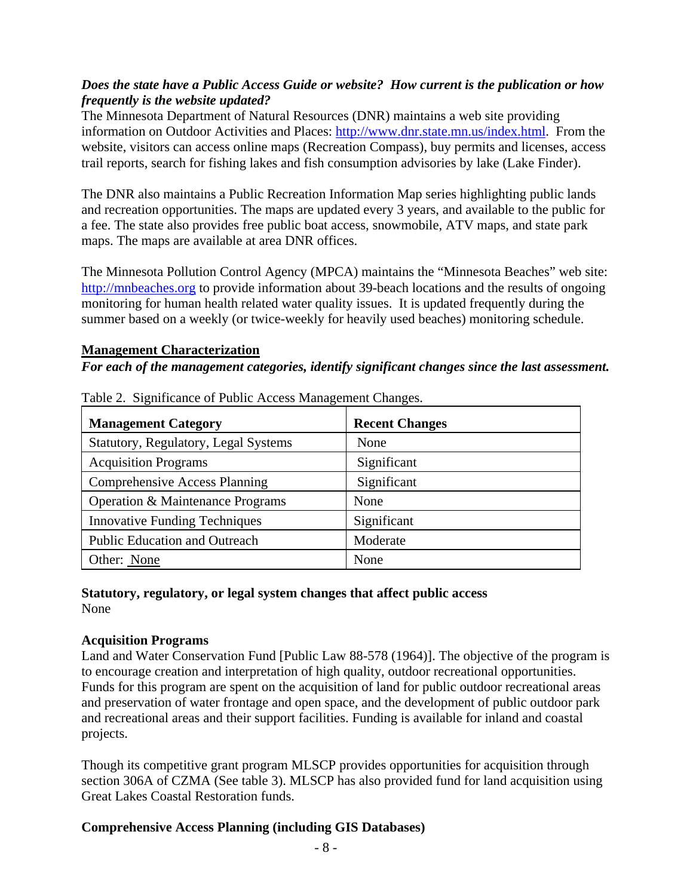***Does the state have a Public Access Guide or website? How current is the publication or how frequently is the website updated?***

The Minnesota Department of Natural Resources (DNR) maintains a web site providing information on Outdoor Activities and Places: [http://www.dnr.state.mn.us/index.html](http://www.dnr.state.mn.us/index.html). From the website, visitors can access online maps (Recreation Compass), buy permits and licenses, access trail reports, search for fishing lakes and fish consumption advisories by lake (Lake Finder).

The DNR also maintains a Public Recreation Information Map series highlighting public lands and recreation opportunities. The maps are updated every 3 years, and available to the public for a fee. The state also provides free public boat access, snowmobile, ATV maps, and state park maps. The maps are available at area DNR offices.

The Minnesota Pollution Control Agency (MPCA) maintains the "Minnesota Beaches" web site: [http://mnbeaches.org](http://mnbeaches.org) to provide information about 39-beach locations and the results of ongoing monitoring for human health related water quality issues. It is updated frequently during the summer based on a weekly (or twice-weekly for heavily used beaches) monitoring schedule.

## Management Characterization

***For each of the management categories, identify significant changes since the last assessment.***

Table 2. Significance of Public Access Management Changes.

| Management Category | Recent Changes |
|---|---|
| Statutory, Regulatory, Legal Systems | None |
| Acquisition Programs | Significant |
| Comprehensive Access Planning | Significant |
| Operation & Maintenance Programs | None |
| Innovative Funding Techniques | Significant |
| Public Education and Outreach | Moderate |
| Other: None | None |

**Statutory, regulatory, or legal system changes that affect public access**

None

**Acquisition Programs**

Land and Water Conservation Fund [Public Law 88-578 (1964)]. The objective of the program is to encourage creation and interpretation of high quality, outdoor recreational opportunities. Funds for this program are spent on the acquisition of land for public outdoor recreational areas and preservation of water frontage and open space, and the development of public outdoor park and recreational areas and their support facilities. Funding is available for inland and coastal projects.

Though its competitive grant program MLSCP provides opportunities for acquisition through section 306A of CZMA (See table 3). MLSCP has also provided fund for land acquisition using Great Lakes Coastal Restoration funds.

**Comprehensive Access Planning (including GIS Databases)**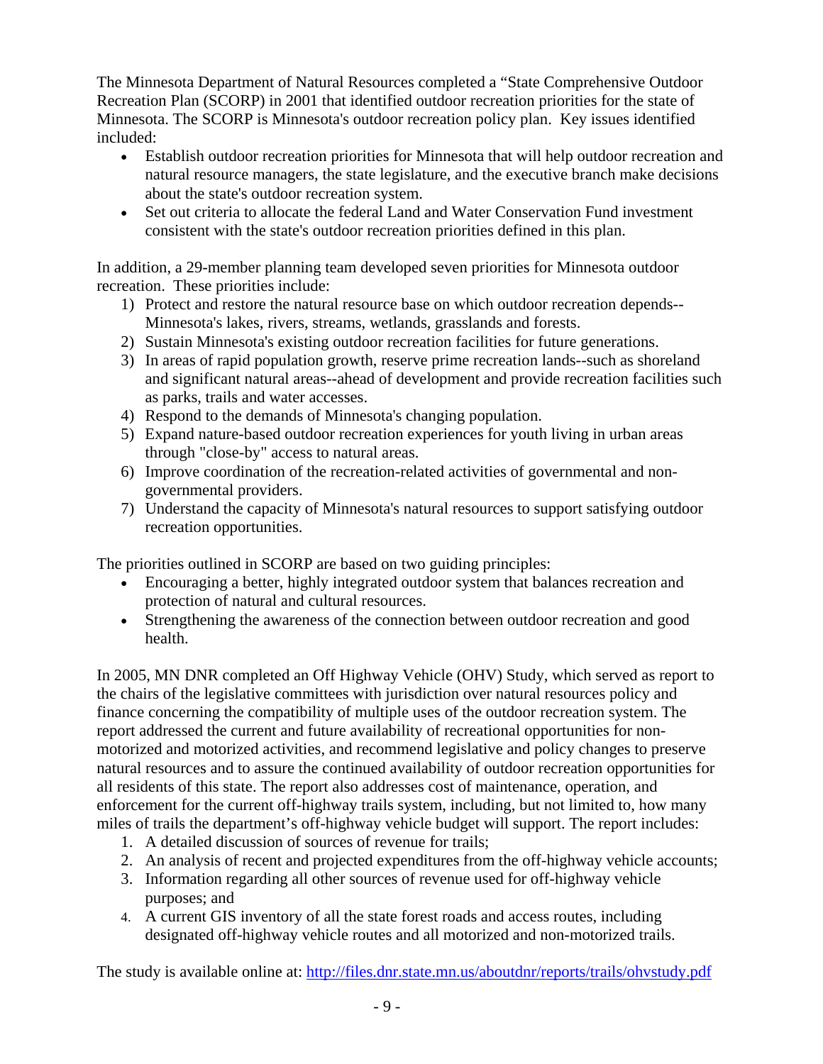The Minnesota Department of Natural Resources completed a "State Comprehensive Outdoor Recreation Plan (SCORP) in 2001 that identified outdoor recreation priorities for the state of Minnesota. The SCORP is Minnesota's outdoor recreation policy plan. Key issues identified included:

- Establish outdoor recreation priorities for Minnesota that will help outdoor recreation and natural resource managers, the state legislature, and the executive branch make decisions about the state's outdoor recreation system.
- Set out criteria to allocate the federal Land and Water Conservation Fund investment consistent with the state's outdoor recreation priorities defined in this plan.

In addition, a 29-member planning team developed seven priorities for Minnesota outdoor recreation. These priorities include:

1) Protect and restore the natural resource base on which outdoor recreation depends--Minnesota's lakes, rivers, streams, wetlands, grasslands and forests.
2) Sustain Minnesota's existing outdoor recreation facilities for future generations.
3) In areas of rapid population growth, reserve prime recreation lands--such as shoreland and significant natural areas--ahead of development and provide recreation facilities such as parks, trails and water accesses.
4) Respond to the demands of Minnesota's changing population.
5) Expand nature-based outdoor recreation experiences for youth living in urban areas through "close-by" access to natural areas.
6) Improve coordination of the recreation-related activities of governmental and non-governmental providers.
7) Understand the capacity of Minnesota's natural resources to support satisfying outdoor recreation opportunities.

The priorities outlined in SCORP are based on two guiding principles:

- Encouraging a better, highly integrated outdoor system that balances recreation and protection of natural and cultural resources.
- Strengthening the awareness of the connection between outdoor recreation and good health.

In 2005, MN DNR completed an Off Highway Vehicle (OHV) Study, which served as report to the chairs of the legislative committees with jurisdiction over natural resources policy and finance concerning the compatibility of multiple uses of the outdoor recreation system. The report addressed the current and future availability of recreational opportunities for non-motorized and motorized activities, and recommend legislative and policy changes to preserve natural resources and to assure the continued availability of outdoor recreation opportunities for all residents of this state. The report also addresses cost of maintenance, operation, and enforcement for the current off-highway trails system, including, but not limited to, how many miles of trails the department's off-highway vehicle budget will support. The report includes:

1. A detailed discussion of sources of revenue for trails;
2. An analysis of recent and projected expenditures from the off-highway vehicle accounts;
3. Information regarding all other sources of revenue used for off-highway vehicle purposes; and
4. A current GIS inventory of all the state forest roads and access routes, including designated off-highway vehicle routes and all motorized and non-motorized trails.

The study is available online at: http://files.dnr.state.mn.us/aboutdnr/reports/trails/ohvstudy.pdf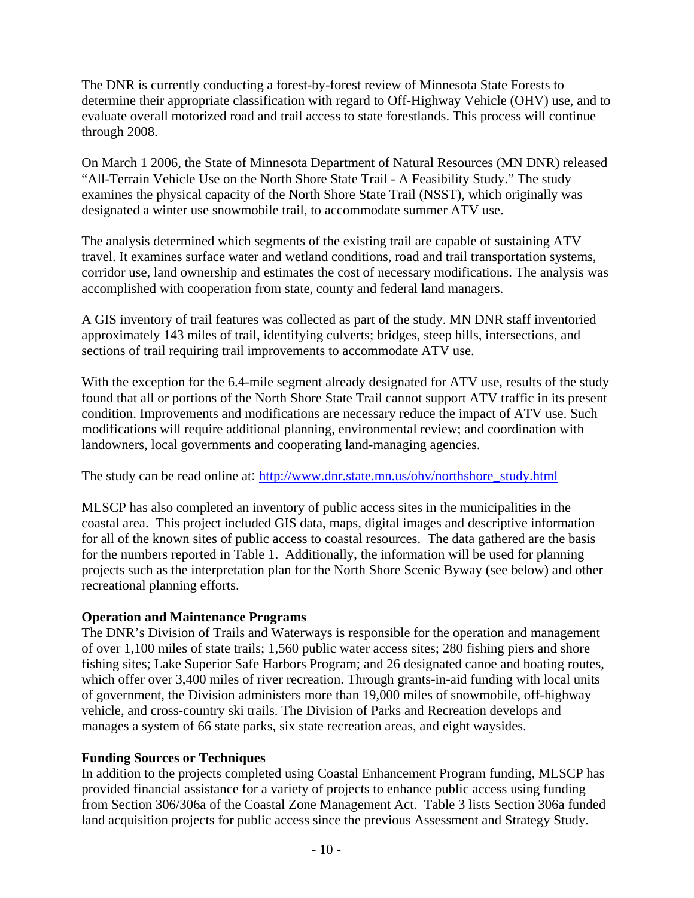The DNR is currently conducting a forest-by-forest review of Minnesota State Forests to determine their appropriate classification with regard to Off-Highway Vehicle (OHV) use, and to evaluate overall motorized road and trail access to state forestlands. This process will continue through 2008.

On March 1 2006, the State of Minnesota Department of Natural Resources (MN DNR) released "All-Terrain Vehicle Use on the North Shore State Trail - A Feasibility Study." The study examines the physical capacity of the North Shore State Trail (NSST), which originally was designated a winter use snowmobile trail, to accommodate summer ATV use.

The analysis determined which segments of the existing trail are capable of sustaining ATV travel. It examines surface water and wetland conditions, road and trail transportation systems, corridor use, land ownership and estimates the cost of necessary modifications. The analysis was accomplished with cooperation from state, county and federal land managers.

A GIS inventory of trail features was collected as part of the study. MN DNR staff inventoried approximately 143 miles of trail, identifying culverts; bridges, steep hills, intersections, and sections of trail requiring trail improvements to accommodate ATV use.

With the exception for the 6.4-mile segment already designated for ATV use, results of the study found that all or portions of the North Shore State Trail cannot support ATV traffic in its present condition. Improvements and modifications are necessary reduce the impact of ATV use. Such modifications will require additional planning, environmental review; and coordination with landowners, local governments and cooperating land-managing agencies.

The study can be read online at: [http://www.dnr.state.mn.us/ohv/northshore_study.html](http://www.dnr.state.mn.us/ohv/northshore_study.html)

MLSCP has also completed an inventory of public access sites in the municipalities in the coastal area. This project included GIS data, maps, digital images and descriptive information for all of the known sites of public access to coastal resources. The data gathered are the basis for the numbers reported in Table 1. Additionally, the information will be used for planning projects such as the interpretation plan for the North Shore Scenic Byway (see below) and other recreational planning efforts.

**Operation and Maintenance Programs**

The DNR's Division of Trails and Waterways is responsible for the operation and management of over 1,100 miles of state trails; 1,560 public water access sites; 280 fishing piers and shore fishing sites; Lake Superior Safe Harbors Program; and 26 designated canoe and boating routes, which offer over 3,400 miles of river recreation. Through grants-in-aid funding with local units of government, the Division administers more than 19,000 miles of snowmobile, off-highway vehicle, and cross-country ski trails. The Division of Parks and Recreation develops and manages a system of 66 state parks, six state recreation areas, and eight waysides.

**Funding Sources or Techniques**

In addition to the projects completed using Coastal Enhancement Program funding, MLSCP has provided financial assistance for a variety of projects to enhance public access using funding from Section 306/306a of the Coastal Zone Management Act. Table 3 lists Section 306a funded land acquisition projects for public access since the previous Assessment and Strategy Study.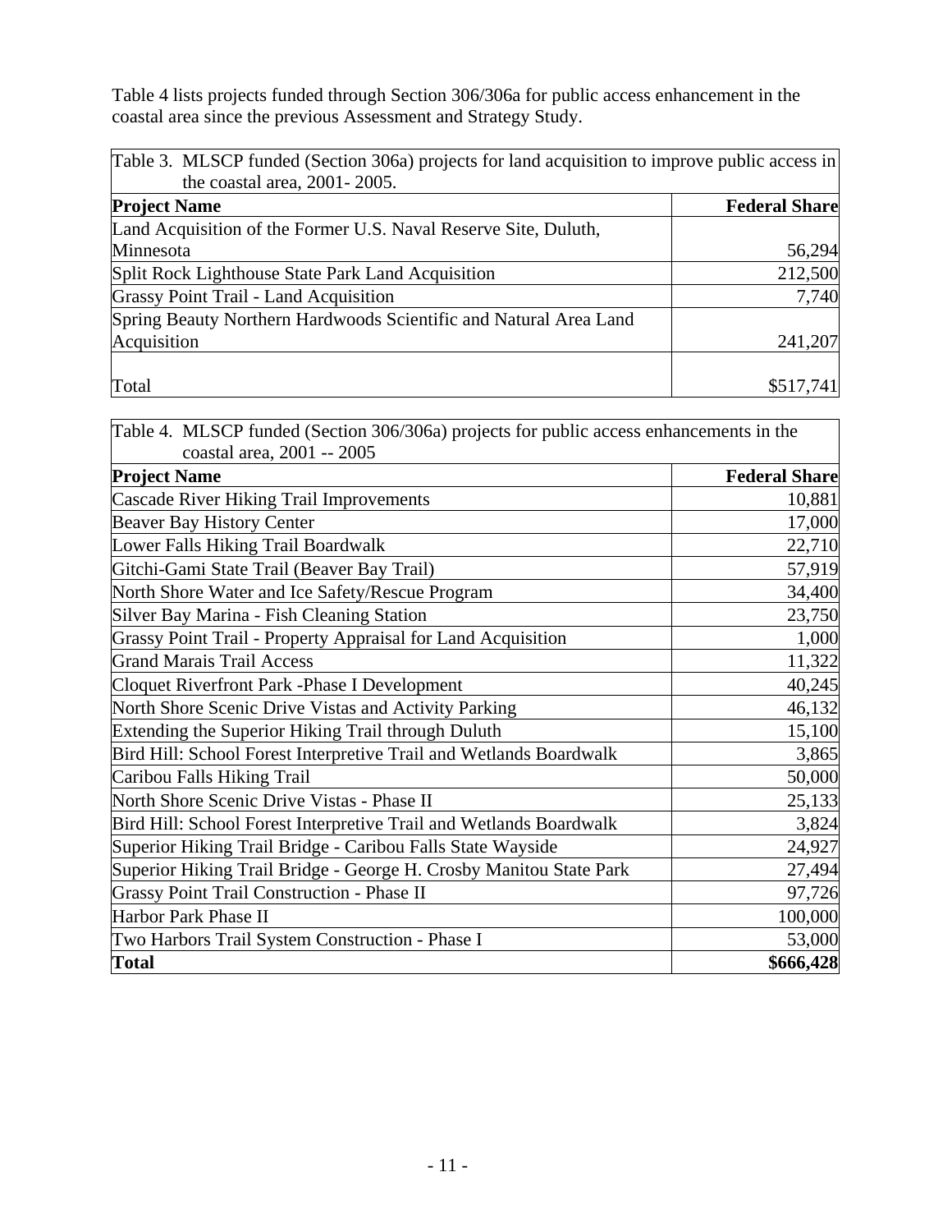Table 4 lists projects funded through Section 306/306a for public access enhancement in the coastal area since the previous Assessment and Strategy Study.

Table 3. MLSCP funded (Section 306a) projects for land acquisition to improve public access in the coastal area, 2001- 2005.

| Project Name | Federal Share |
|---|---|
| Land Acquisition of the Former U.S. Naval Reserve Site, Duluth, Minnesota | 56,294 |
| Split Rock Lighthouse State Park Land Acquisition | 212,500 |
| Grassy Point Trail - Land Acquisition | 7,740 |
| Spring Beauty Northern Hardwoods Scientific and Natural Area Land Acquisition | 241,207 |
| Total | $517,741 |

Table 4. MLSCP funded (Section 306/306a) projects for public access enhancements in the coastal area, 2001 -- 2005

| Project Name | Federal Share |
|---|---|
| Cascade River Hiking Trail Improvements | 10,881 |
| Beaver Bay History Center | 17,000 |
| Lower Falls Hiking Trail Boardwalk | 22,710 |
| Gitchi-Gami State Trail (Beaver Bay Trail) | 57,919 |
| North Shore Water and Ice Safety/Rescue Program | 34,400 |
| Silver Bay Marina - Fish Cleaning Station | 23,750 |
| Grassy Point Trail - Property Appraisal for Land Acquisition | 1,000 |
| Grand Marais Trail Access | 11,322 |
| Cloquet Riverfront Park -Phase I Development | 40,245 |
| North Shore Scenic Drive Vistas and Activity Parking | 46,132 |
| Extending the Superior Hiking Trail through Duluth | 15,100 |
| Bird Hill: School Forest Interpretive Trail and Wetlands Boardwalk | 3,865 |
| Caribou Falls Hiking Trail | 50,000 |
| North Shore Scenic Drive Vistas - Phase II | 25,133 |
| Bird Hill: School Forest Interpretive Trail and Wetlands Boardwalk | 3,824 |
| Superior Hiking Trail Bridge - Caribou Falls State Wayside | 24,927 |
| Superior Hiking Trail Bridge - George H. Crosby Manitou State Park | 27,494 |
| Grassy Point Trail Construction - Phase II | 97,726 |
| Harbor Park Phase II | 100,000 |
| Two Harbors Trail System Construction - Phase I | 53,000 |
| **Total** | **$666,428** |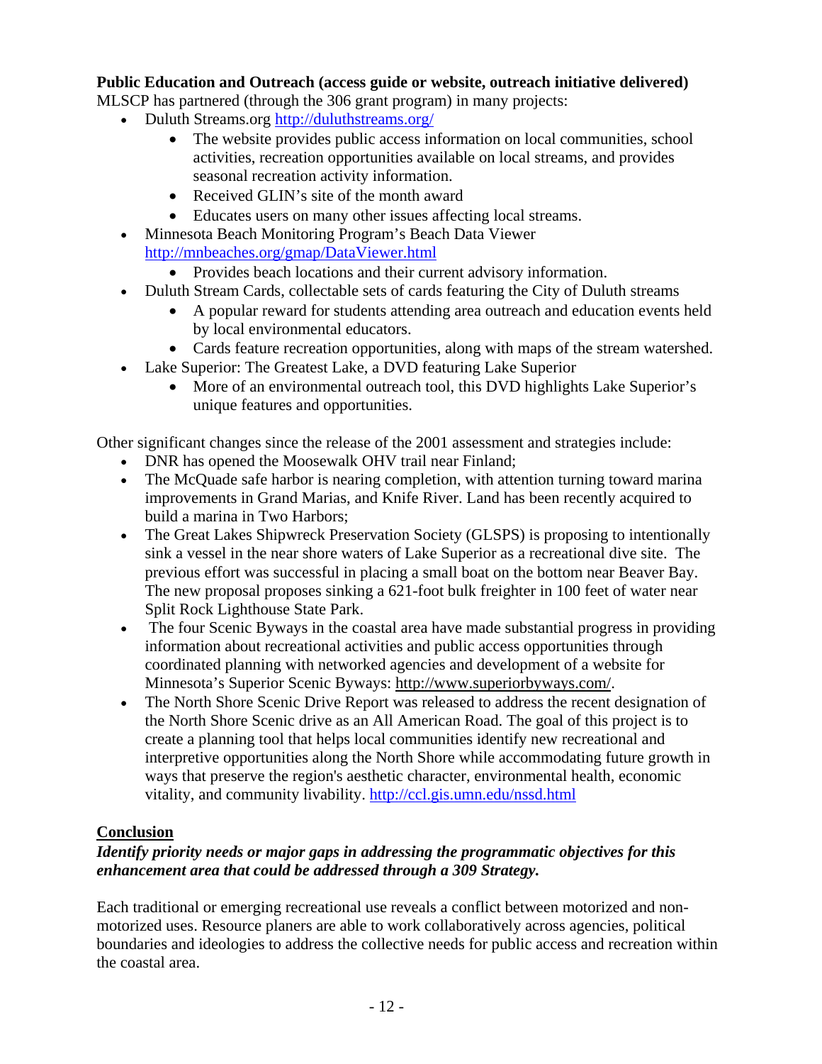**Public Education and Outreach (access guide or website, outreach initiative delivered)**
MLSCP has partnered (through the 306 grant program) in many projects:

- Duluth Streams.org http://duluthstreams.org/
  - The website provides public access information on local communities, school activities, recreation opportunities available on local streams, and provides seasonal recreation activity information.
  - Received GLIN's site of the month award
  - Educates users on many other issues affecting local streams.
- Minnesota Beach Monitoring Program's Beach Data Viewer http://mnbeaches.org/gmap/DataViewer.html
  - Provides beach locations and their current advisory information.
- Duluth Stream Cards, collectable sets of cards featuring the City of Duluth streams
  - A popular reward for students attending area outreach and education events held by local environmental educators.
  - Cards feature recreation opportunities, along with maps of the stream watershed.
- Lake Superior: The Greatest Lake, a DVD featuring Lake Superior
  - More of an environmental outreach tool, this DVD highlights Lake Superior's unique features and opportunities.

Other significant changes since the release of the 2001 assessment and strategies include:

- DNR has opened the Moosewalk OHV trail near Finland;
- The McQuade safe harbor is nearing completion, with attention turning toward marina improvements in Grand Marias, and Knife River. Land has been recently acquired to build a marina in Two Harbors;
- The Great Lakes Shipwreck Preservation Society (GLSPS) is proposing to intentionally sink a vessel in the near shore waters of Lake Superior as a recreational dive site. The previous effort was successful in placing a small boat on the bottom near Beaver Bay. The new proposal proposes sinking a 621-foot bulk freighter in 100 feet of water near Split Rock Lighthouse State Park.
- The four Scenic Byways in the coastal area have made substantial progress in providing information about recreational activities and public access opportunities through coordinated planning with networked agencies and development of a website for Minnesota's Superior Scenic Byways: http://www.superiorbyways.com/.
- The North Shore Scenic Drive Report was released to address the recent designation of the North Shore Scenic drive as an All American Road. The goal of this project is to create a planning tool that helps local communities identify new recreational and interpretive opportunities along the North Shore while accommodating future growth in ways that preserve the region's aesthetic character, environmental health, economic vitality, and community livability. http://ccl.gis.umn.edu/nssd.html

## Conclusion

***Identify priority needs or major gaps in addressing the programmatic objectives for this enhancement area that could be addressed through a 309 Strategy.***

Each traditional or emerging recreational use reveals a conflict between motorized and non-motorized uses. Resource planers are able to work collaboratively across agencies, political boundaries and ideologies to address the collective needs for public access and recreation within the coastal area.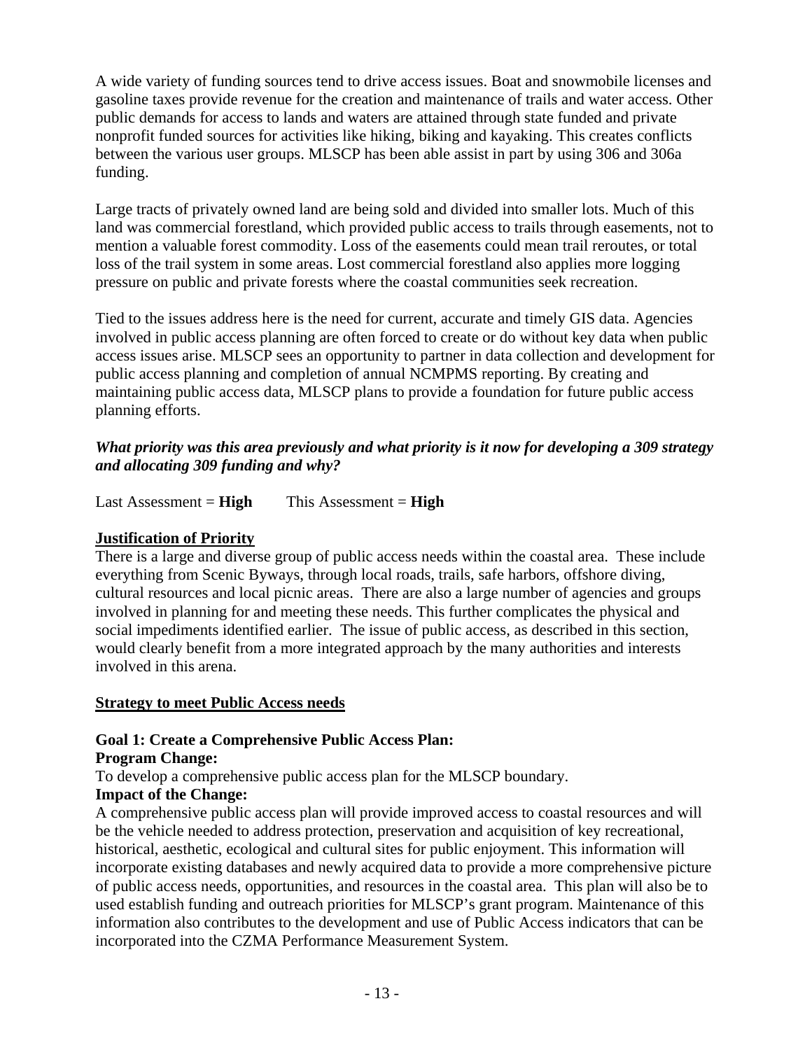A wide variety of funding sources tend to drive access issues. Boat and snowmobile licenses and gasoline taxes provide revenue for the creation and maintenance of trails and water access. Other public demands for access to lands and waters are attained through state funded and private nonprofit funded sources for activities like hiking, biking and kayaking. This creates conflicts between the various user groups. MLSCP has been able assist in part by using 306 and 306a funding.

Large tracts of privately owned land are being sold and divided into smaller lots. Much of this land was commercial forestland, which provided public access to trails through easements, not to mention a valuable forest commodity. Loss of the easements could mean trail reroutes, or total loss of the trail system in some areas. Lost commercial forestland also applies more logging pressure on public and private forests where the coastal communities seek recreation.

Tied to the issues address here is the need for current, accurate and timely GIS data. Agencies involved in public access planning are often forced to create or do without key data when public access issues arise. MLSCP sees an opportunity to partner in data collection and development for public access planning and completion of annual NCMPMS reporting. By creating and maintaining public access data, MLSCP plans to provide a foundation for future public access planning efforts.

***What priority was this area previously and what priority is it now for developing a 309 strategy and allocating 309 funding and why?***

Last Assessment = **High** This Assessment = **High**

**Justification of Priority**

There is a large and diverse group of public access needs within the coastal area. These include everything from Scenic Byways, through local roads, trails, safe harbors, offshore diving, cultural resources and local picnic areas. There are also a large number of agencies and groups involved in planning for and meeting these needs. This further complicates the physical and social impediments identified earlier. The issue of public access, as described in this section, would clearly benefit from a more integrated approach by the many authorities and interests involved in this arena.

**Strategy to meet Public Access needs**

**Goal 1: Create a Comprehensive Public Access Plan:**

**Program Change:**

To develop a comprehensive public access plan for the MLSCP boundary.

**Impact of the Change:**

A comprehensive public access plan will provide improved access to coastal resources and will be the vehicle needed to address protection, preservation and acquisition of key recreational, historical, aesthetic, ecological and cultural sites for public enjoyment. This information will incorporate existing databases and newly acquired data to provide a more comprehensive picture of public access needs, opportunities, and resources in the coastal area. This plan will also be to used establish funding and outreach priorities for MLSCP's grant program. Maintenance of this information also contributes to the development and use of Public Access indicators that can be incorporated into the CZMA Performance Measurement System.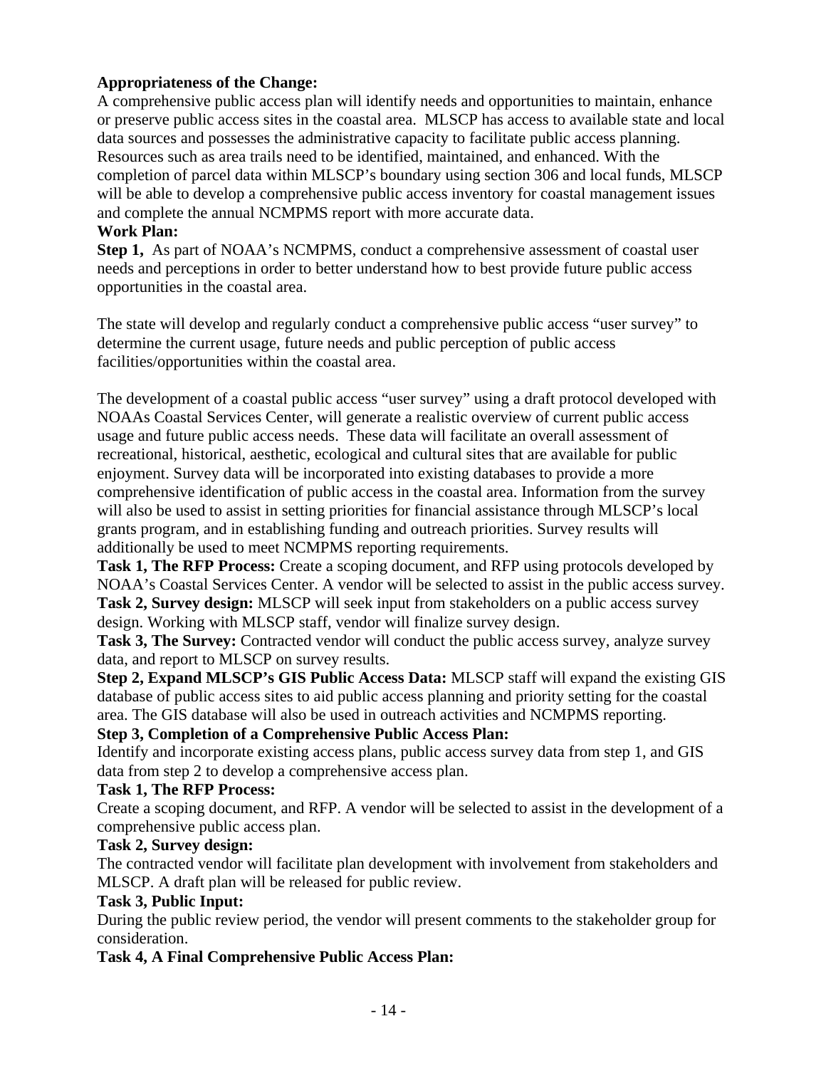**Appropriateness of the Change:**
A comprehensive public access plan will identify needs and opportunities to maintain, enhance or preserve public access sites in the coastal area. MLSCP has access to available state and local data sources and possesses the administrative capacity to facilitate public access planning. Resources such as area trails need to be identified, maintained, and enhanced. With the completion of parcel data within MLSCP's boundary using section 306 and local funds, MLSCP will be able to develop a comprehensive public access inventory for coastal management issues and complete the annual NCMPMS report with more accurate data.

**Work Plan:**

**Step 1,** As part of NOAA's NCMPMS, conduct a comprehensive assessment of coastal user needs and perceptions in order to better understand how to best provide future public access opportunities in the coastal area.

The state will develop and regularly conduct a comprehensive public access "user survey" to determine the current usage, future needs and public perception of public access facilities/opportunities within the coastal area.

The development of a coastal public access "user survey" using a draft protocol developed with NOAAs Coastal Services Center, will generate a realistic overview of current public access usage and future public access needs. These data will facilitate an overall assessment of recreational, historical, aesthetic, ecological and cultural sites that are available for public enjoyment. Survey data will be incorporated into existing databases to provide a more comprehensive identification of public access in the coastal area. Information from the survey will also be used to assist in setting priorities for financial assistance through MLSCP's local grants program, and in establishing funding and outreach priorities. Survey results will additionally be used to meet NCMPMS reporting requirements.

**Task 1, The RFP Process:** Create a scoping document, and RFP using protocols developed by NOAA's Coastal Services Center. A vendor will be selected to assist in the public access survey.

**Task 2, Survey design:** MLSCP will seek input from stakeholders on a public access survey design. Working with MLSCP staff, vendor will finalize survey design.

**Task 3, The Survey:** Contracted vendor will conduct the public access survey, analyze survey data, and report to MLSCP on survey results.

**Step 2, Expand MLSCP's GIS Public Access Data:** MLSCP staff will expand the existing GIS database of public access sites to aid public access planning and priority setting for the coastal area. The GIS database will also be used in outreach activities and NCMPMS reporting.

**Step 3, Completion of a Comprehensive Public Access Plan:**

Identify and incorporate existing access plans, public access survey data from step 1, and GIS data from step 2 to develop a comprehensive access plan.

**Task 1, The RFP Process:**

Create a scoping document, and RFP. A vendor will be selected to assist in the development of a comprehensive public access plan.

**Task 2, Survey design:**

The contracted vendor will facilitate plan development with involvement from stakeholders and MLSCP. A draft plan will be released for public review.

**Task 3, Public Input:**

During the public review period, the vendor will present comments to the stakeholder group for consideration.

**Task 4, A Final Comprehensive Public Access Plan:**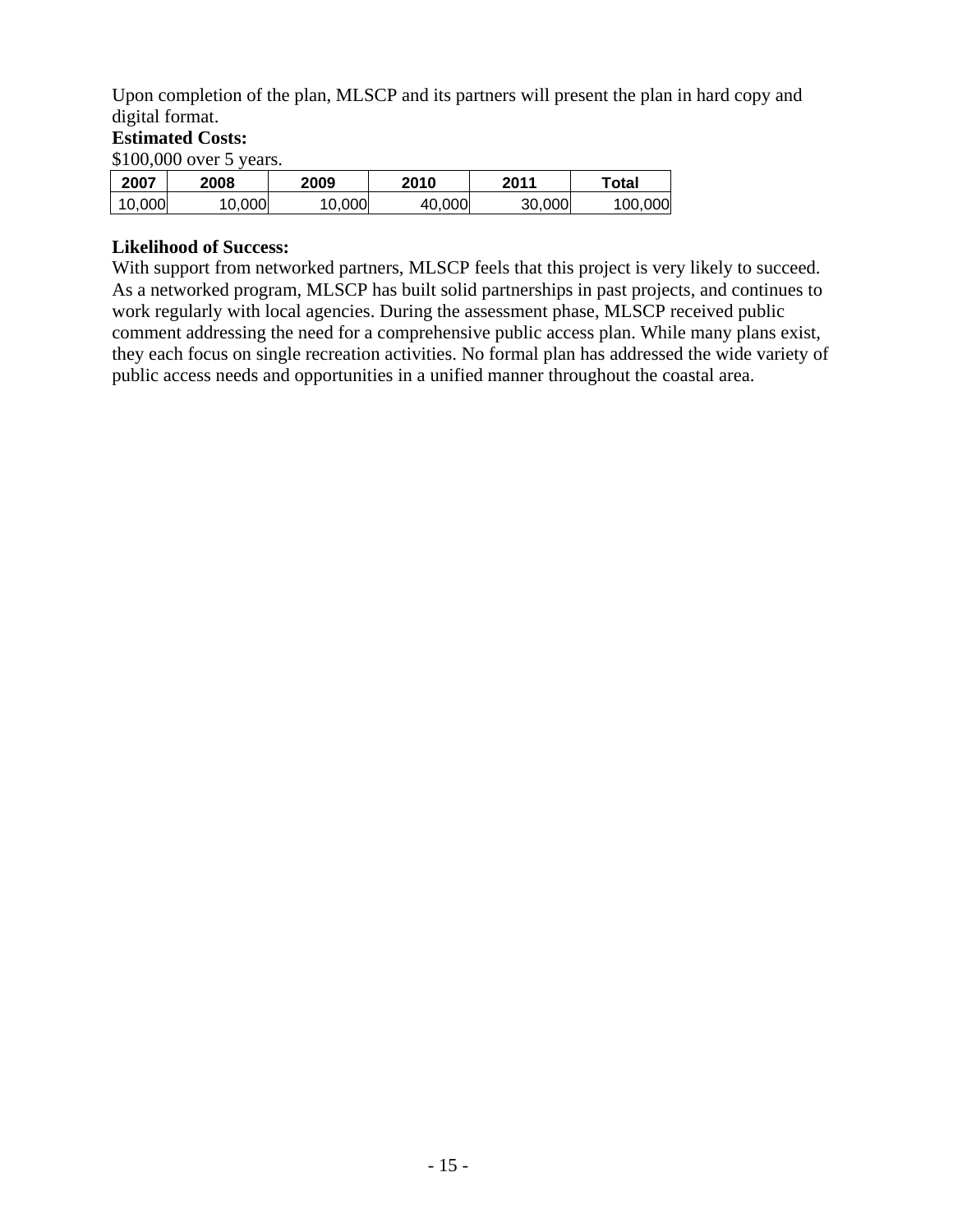Upon completion of the plan, MLSCP and its partners will present the plan in hard copy and digital format.

**Estimated Costs:**

$100,000 over 5 years.

| 2007 | 2008 | 2009 | 2010 | 2011 | Total |
|---|---|---|---|---|---|
| 10,000 | 10,000 | 10,000 | 40,000 | 30,000 | 100,000 |

**Likelihood of Success:**

With support from networked partners, MLSCP feels that this project is very likely to succeed. As a networked program, MLSCP has built solid partnerships in past projects, and continues to work regularly with local agencies. During the assessment phase, MLSCP received public comment addressing the need for a comprehensive public access plan. While many plans exist, they each focus on single recreation activities. No formal plan has addressed the wide variety of public access needs and opportunities in a unified manner throughout the coastal area.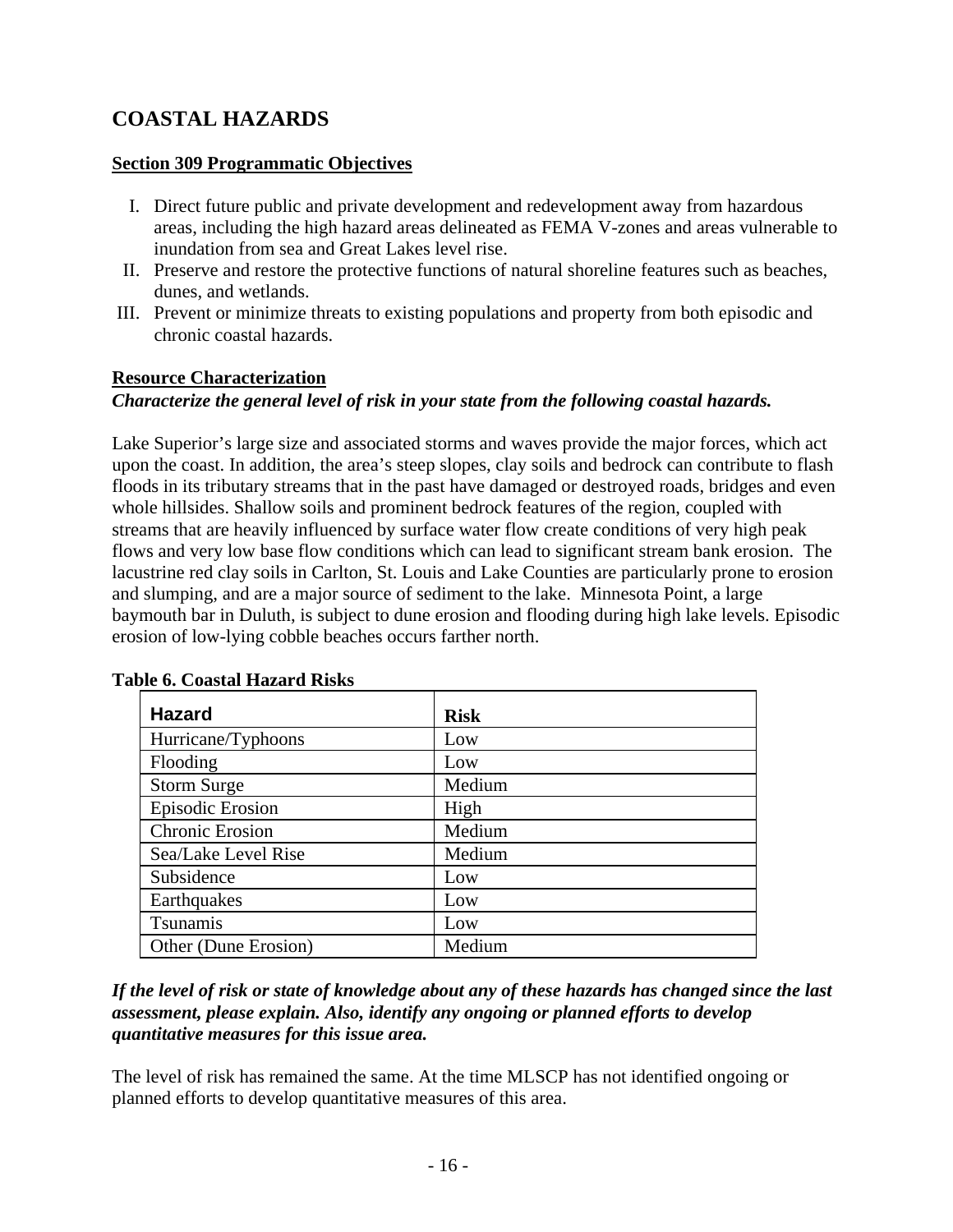# COASTAL HAZARDS

**Section 309 Programmatic Objectives**

I. Direct future public and private development and redevelopment away from hazardous areas, including the high hazard areas delineated as FEMA V-zones and areas vulnerable to inundation from sea and Great Lakes level rise.
II. Preserve and restore the protective functions of natural shoreline features such as beaches, dunes, and wetlands.
III. Prevent or minimize threats to existing populations and property from both episodic and chronic coastal hazards.

**Resource Characterization**

***Characterize the general level of risk in your state from the following coastal hazards.***

Lake Superior's large size and associated storms and waves provide the major forces, which act upon the coast. In addition, the area's steep slopes, clay soils and bedrock can contribute to flash floods in its tributary streams that in the past have damaged or destroyed roads, bridges and even whole hillsides. Shallow soils and prominent bedrock features of the region, coupled with streams that are heavily influenced by surface water flow create conditions of very high peak flows and very low base flow conditions which can lead to significant stream bank erosion. The lacustrine red clay soils in Carlton, St. Louis and Lake Counties are particularly prone to erosion and slumping, and are a major source of sediment to the lake. Minnesota Point, a large baymouth bar in Duluth, is subject to dune erosion and flooding during high lake levels. Episodic erosion of low-lying cobble beaches occurs farther north.

**Table 6. Coastal Hazard Risks**

| Hazard | Risk |
|---|---|
| Hurricane/Typhoons | Low |
| Flooding | Low |
| Storm Surge | Medium |
| Episodic Erosion | High |
| Chronic Erosion | Medium |
| Sea/Lake Level Rise | Medium |
| Subsidence | Low |
| Earthquakes | Low |
| Tsunamis | Low |
| Other (Dune Erosion) | Medium |

***If the level of risk or state of knowledge about any of these hazards has changed since the last assessment, please explain. Also, identify any ongoing or planned efforts to develop quantitative measures for this issue area.***

The level of risk has remained the same. At the time MLSCP has not identified ongoing or planned efforts to develop quantitative measures of this area.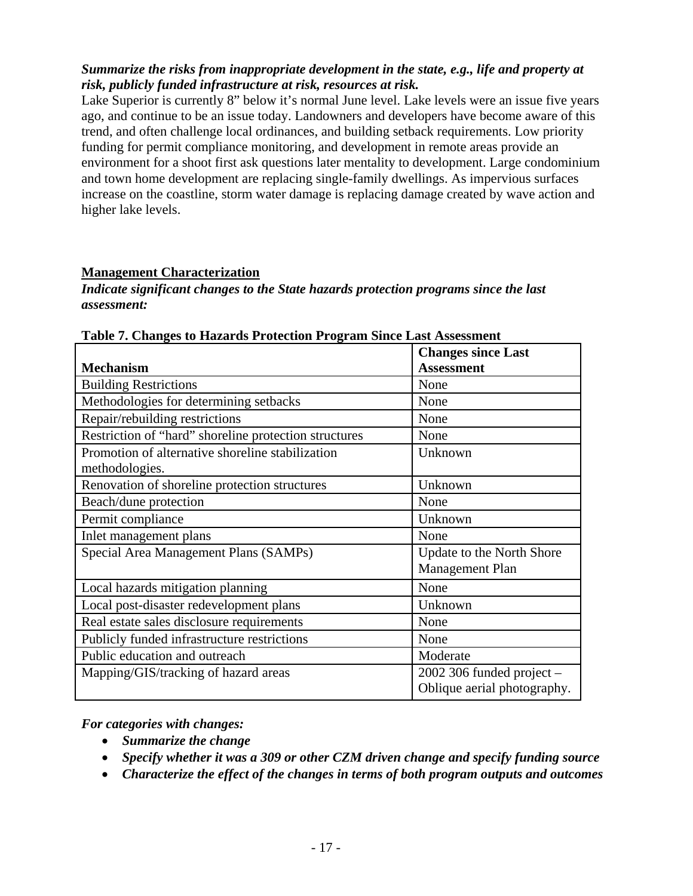***Summarize the risks from inappropriate development in the state, e.g., life and property at risk, publicly funded infrastructure at risk, resources at risk.***

Lake Superior is currently 8" below it's normal June level. Lake levels were an issue five years ago, and continue to be an issue today. Landowners and developers have become aware of this trend, and often challenge local ordinances, and building setback requirements. Low priority funding for permit compliance monitoring, and development in remote areas provide an environment for a shoot first ask questions later mentality to development. Large condominium and town home development are replacing single-family dwellings. As impervious surfaces increase on the coastline, storm water damage is replacing damage created by wave action and higher lake levels.

## Management Characterization

***Indicate significant changes to the State hazards protection programs since the last assessment:***

**Table 7. Changes to Hazards Protection Program Since Last Assessment**

| Mechanism | Changes since Last Assessment |
|---|---|
| Building Restrictions | None |
| Methodologies for determining setbacks | None |
| Repair/rebuilding restrictions | None |
| Restriction of "hard" shoreline protection structures | None |
| Promotion of alternative shoreline stabilization methodologies. | Unknown |
| Renovation of shoreline protection structures | Unknown |
| Beach/dune protection | None |
| Permit compliance | Unknown |
| Inlet management plans | None |
| Special Area Management Plans (SAMPs) | Update to the North Shore Management Plan |
| Local hazards mitigation planning | None |
| Local post-disaster redevelopment plans | Unknown |
| Real estate sales disclosure requirements | None |
| Publicly funded infrastructure restrictions | None |
| Public education and outreach | Moderate |
| Mapping/GIS/tracking of hazard areas | 2002 306 funded project – Oblique aerial photography. |

***For categories with changes:***

- ***Summarize the change***
- ***Specify whether it was a 309 or other CZM driven change and specify funding source***
- ***Characterize the effect of the changes in terms of both program outputs and outcomes***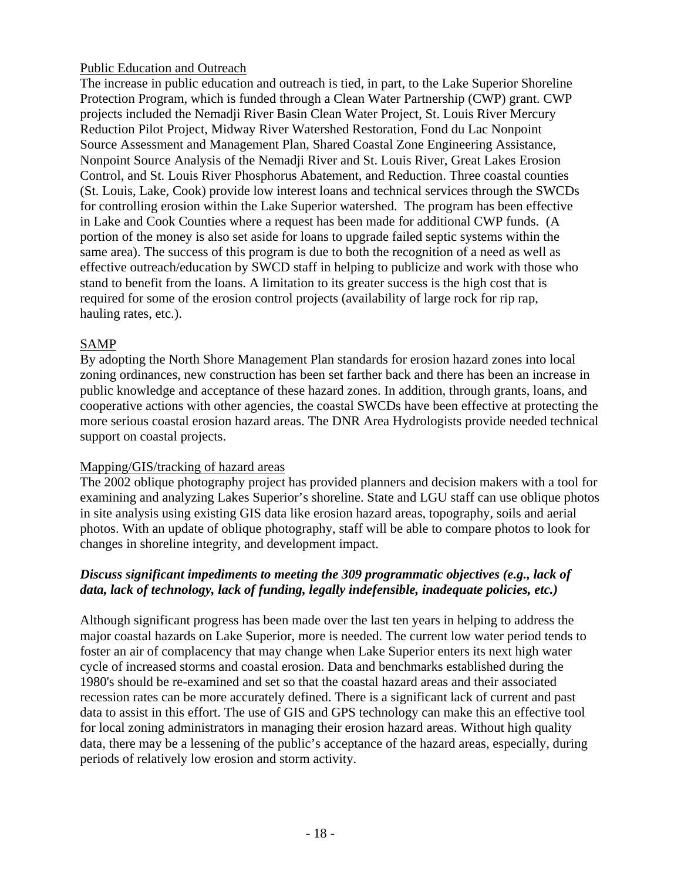Public Education and Outreach

The increase in public education and outreach is tied, in part, to the Lake Superior Shoreline Protection Program, which is funded through a Clean Water Partnership (CWP) grant. CWP projects included the Nemadji River Basin Clean Water Project, St. Louis River Mercury Reduction Pilot Project, Midway River Watershed Restoration, Fond du Lac Nonpoint Source Assessment and Management Plan, Shared Coastal Zone Engineering Assistance, Nonpoint Source Analysis of the Nemadji River and St. Louis River, Great Lakes Erosion Control, and St. Louis River Phosphorus Abatement, and Reduction. Three coastal counties (St. Louis, Lake, Cook) provide low interest loans and technical services through the SWCDs for controlling erosion within the Lake Superior watershed. The program has been effective in Lake and Cook Counties where a request has been made for additional CWP funds. (A portion of the money is also set aside for loans to upgrade failed septic systems within the same area). The success of this program is due to both the recognition of a need as well as effective outreach/education by SWCD staff in helping to publicize and work with those who stand to benefit from the loans. A limitation to its greater success is the high cost that is required for some of the erosion control projects (availability of large rock for rip rap, hauling rates, etc.).

SAMP

By adopting the North Shore Management Plan standards for erosion hazard zones into local zoning ordinances, new construction has been set farther back and there has been an increase in public knowledge and acceptance of these hazard zones. In addition, through grants, loans, and cooperative actions with other agencies, the coastal SWCDs have been effective at protecting the more serious coastal erosion hazard areas. The DNR Area Hydrologists provide needed technical support on coastal projects.

Mapping/GIS/tracking of hazard areas

The 2002 oblique photography project has provided planners and decision makers with a tool for examining and analyzing Lakes Superior's shoreline. State and LGU staff can use oblique photos in site analysis using existing GIS data like erosion hazard areas, topography, soils and aerial photos. With an update of oblique photography, staff will be able to compare photos to look for changes in shoreline integrity, and development impact.

***Discuss significant impediments to meeting the 309 programmatic objectives (e.g., lack of data, lack of technology, lack of funding, legally indefensible, inadequate policies, etc.)***

Although significant progress has been made over the last ten years in helping to address the major coastal hazards on Lake Superior, more is needed. The current low water period tends to foster an air of complacency that may change when Lake Superior enters its next high water cycle of increased storms and coastal erosion. Data and benchmarks established during the 1980's should be re-examined and set so that the coastal hazard areas and their associated recession rates can be more accurately defined. There is a significant lack of current and past data to assist in this effort. The use of GIS and GPS technology can make this an effective tool for local zoning administrators in managing their erosion hazard areas. Without high quality data, there may be a lessening of the public's acceptance of the hazard areas, especially, during periods of relatively low erosion and storm activity.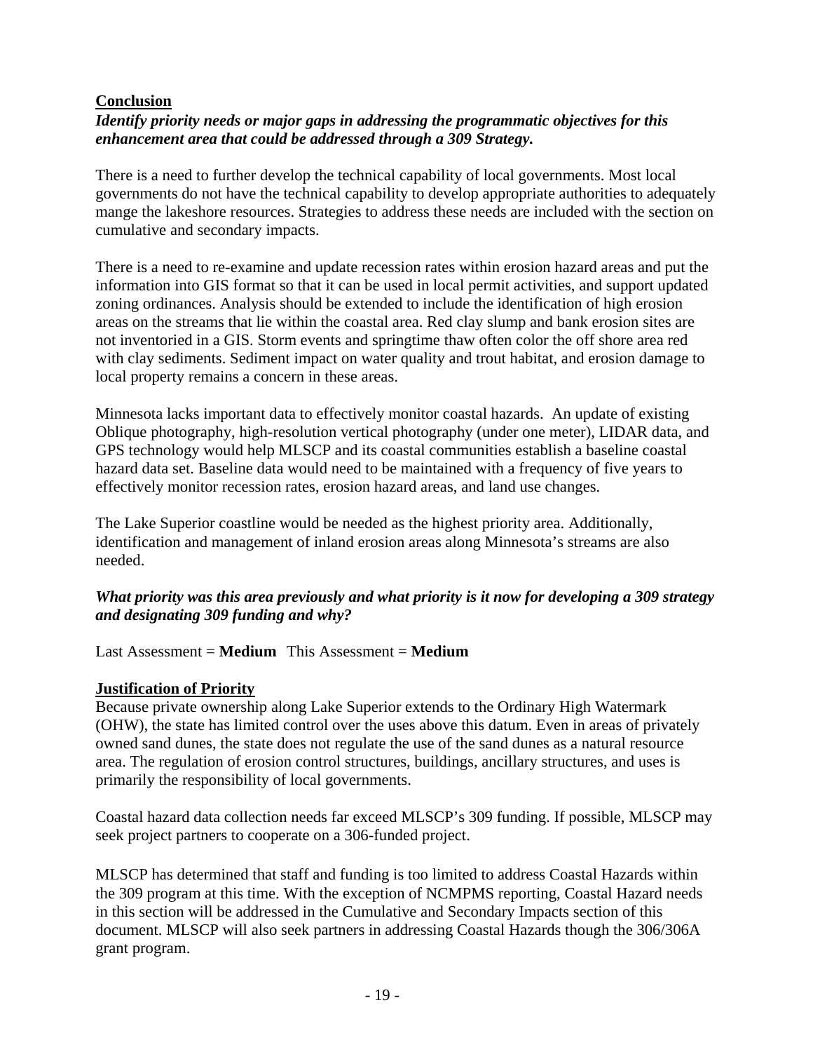**Conclusion**

***Identify priority needs or major gaps in addressing the programmatic objectives for this enhancement area that could be addressed through a 309 Strategy.***

There is a need to further develop the technical capability of local governments. Most local governments do not have the technical capability to develop appropriate authorities to adequately mange the lakeshore resources. Strategies to address these needs are included with the section on cumulative and secondary impacts.

There is a need to re-examine and update recession rates within erosion hazard areas and put the information into GIS format so that it can be used in local permit activities, and support updated zoning ordinances. Analysis should be extended to include the identification of high erosion areas on the streams that lie within the coastal area. Red clay slump and bank erosion sites are not inventoried in a GIS. Storm events and springtime thaw often color the off shore area red with clay sediments. Sediment impact on water quality and trout habitat, and erosion damage to local property remains a concern in these areas.

Minnesota lacks important data to effectively monitor coastal hazards. An update of existing Oblique photography, high-resolution vertical photography (under one meter), LIDAR data, and GPS technology would help MLSCP and its coastal communities establish a baseline coastal hazard data set. Baseline data would need to be maintained with a frequency of five years to effectively monitor recession rates, erosion hazard areas, and land use changes.

The Lake Superior coastline would be needed as the highest priority area. Additionally, identification and management of inland erosion areas along Minnesota's streams are also needed.

***What priority was this area previously and what priority is it now for developing a 309 strategy and designating 309 funding and why?***

Last Assessment = **Medium** This Assessment = **Medium**

**Justification of Priority**

Because private ownership along Lake Superior extends to the Ordinary High Watermark (OHW), the state has limited control over the uses above this datum. Even in areas of privately owned sand dunes, the state does not regulate the use of the sand dunes as a natural resource area. The regulation of erosion control structures, buildings, ancillary structures, and uses is primarily the responsibility of local governments.

Coastal hazard data collection needs far exceed MLSCP's 309 funding. If possible, MLSCP may seek project partners to cooperate on a 306-funded project.

MLSCP has determined that staff and funding is too limited to address Coastal Hazards within the 309 program at this time. With the exception of NCMPMS reporting, Coastal Hazard needs in this section will be addressed in the Cumulative and Secondary Impacts section of this document. MLSCP will also seek partners in addressing Coastal Hazards though the 306/306A grant program.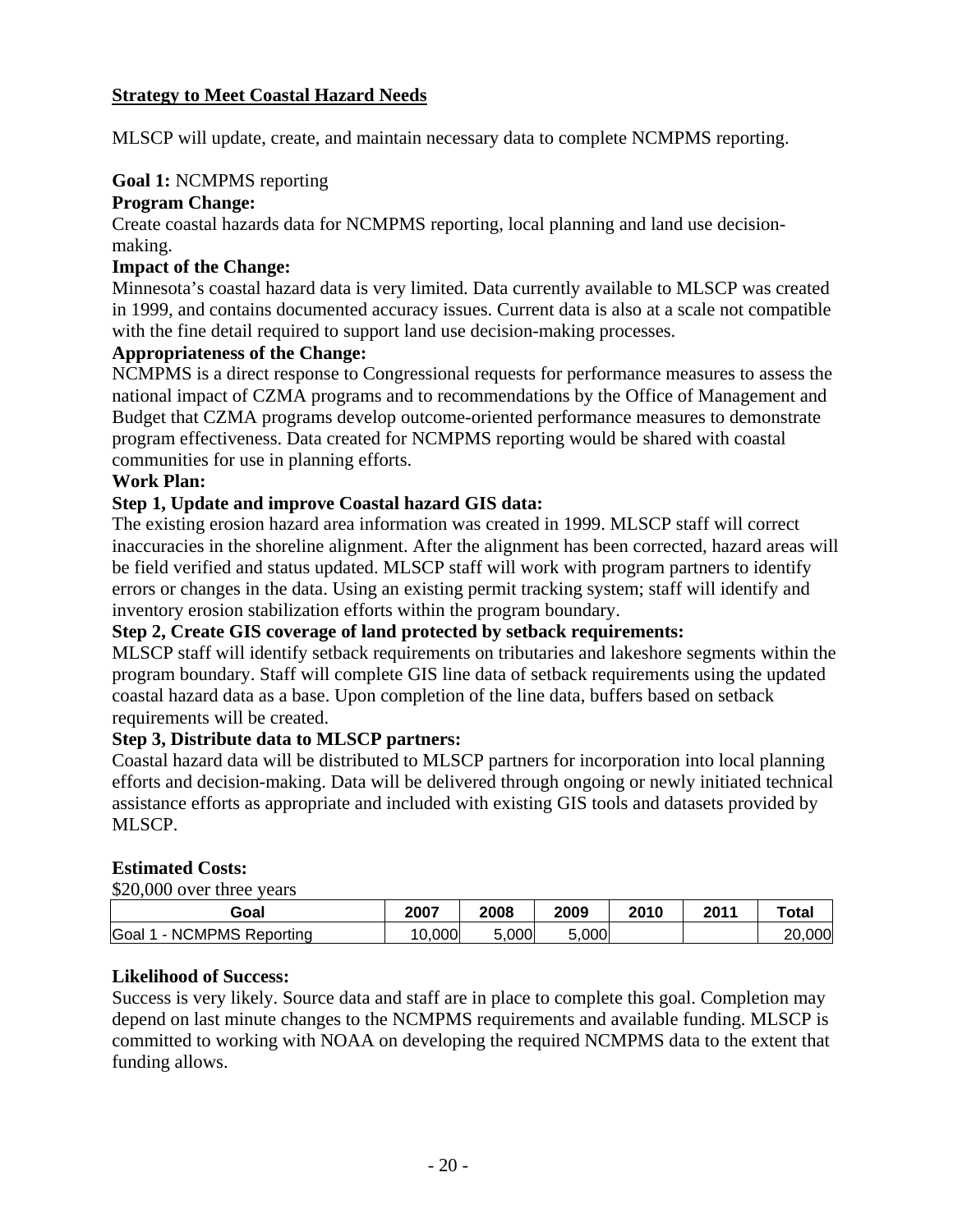## Strategy to Meet Coastal Hazard Needs

MLSCP will update, create, and maintain necessary data to complete NCMPMS reporting.

**Goal 1:** NCMPMS reporting

**Program Change:**

Create coastal hazards data for NCMPMS reporting, local planning and land use decision-making.

**Impact of the Change:**

Minnesota's coastal hazard data is very limited. Data currently available to MLSCP was created in 1999, and contains documented accuracy issues. Current data is also at a scale not compatible with the fine detail required to support land use decision-making processes.

**Appropriateness of the Change:**

NCMPMS is a direct response to Congressional requests for performance measures to assess the national impact of CZMA programs and to recommendations by the Office of Management and Budget that CZMA programs develop outcome-oriented performance measures to demonstrate program effectiveness. Data created for NCMPMS reporting would be shared with coastal communities for use in planning efforts.

**Work Plan:**

**Step 1, Update and improve Coastal hazard GIS data:**

The existing erosion hazard area information was created in 1999. MLSCP staff will correct inaccuracies in the shoreline alignment. After the alignment has been corrected, hazard areas will be field verified and status updated. MLSCP staff will work with program partners to identify errors or changes in the data. Using an existing permit tracking system; staff will identify and inventory erosion stabilization efforts within the program boundary.

**Step 2, Create GIS coverage of land protected by setback requirements:**

MLSCP staff will identify setback requirements on tributaries and lakeshore segments within the program boundary. Staff will complete GIS line data of setback requirements using the updated coastal hazard data as a base. Upon completion of the line data, buffers based on setback requirements will be created.

**Step 3, Distribute data to MLSCP partners:**

Coastal hazard data will be distributed to MLSCP partners for incorporation into local planning efforts and decision-making. Data will be delivered through ongoing or newly initiated technical assistance efforts as appropriate and included with existing GIS tools and datasets provided by MLSCP.

**Estimated Costs:**

$20,000 over three years

| Goal | 2007 | 2008 | 2009 | 2010 | 2011 | Total |
|---|---|---|---|---|---|---|
| Goal 1 - NCMPMS Reporting | 10,000 | 5,000 | 5,000 | | | 20,000 |

**Likelihood of Success:**

Success is very likely. Source data and staff are in place to complete this goal. Completion may depend on last minute changes to the NCMPMS requirements and available funding. MLSCP is committed to working with NOAA on developing the required NCMPMS data to the extent that funding allows.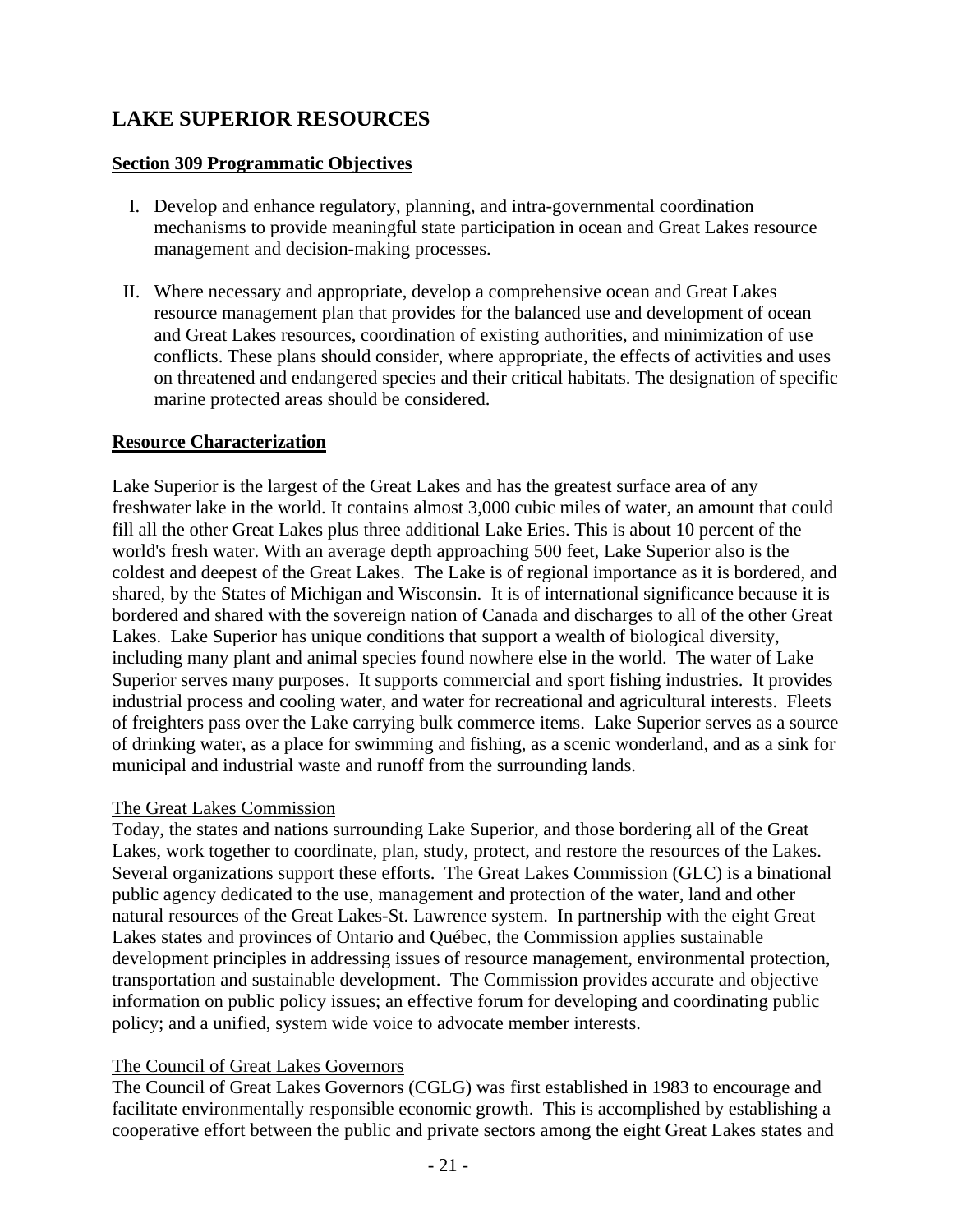# LAKE SUPERIOR RESOURCES

## Section 309 Programmatic Objectives

I. Develop and enhance regulatory, planning, and intra-governmental coordination mechanisms to provide meaningful state participation in ocean and Great Lakes resource management and decision-making processes.

II. Where necessary and appropriate, develop a comprehensive ocean and Great Lakes resource management plan that provides for the balanced use and development of ocean and Great Lakes resources, coordination of existing authorities, and minimization of use conflicts. These plans should consider, where appropriate, the effects of activities and uses on threatened and endangered species and their critical habitats. The designation of specific marine protected areas should be considered.

## Resource Characterization

Lake Superior is the largest of the Great Lakes and has the greatest surface area of any freshwater lake in the world. It contains almost 3,000 cubic miles of water, an amount that could fill all the other Great Lakes plus three additional Lake Eries. This is about 10 percent of the world's fresh water. With an average depth approaching 500 feet, Lake Superior also is the coldest and deepest of the Great Lakes. The Lake is of regional importance as it is bordered, and shared, by the States of Michigan and Wisconsin. It is of international significance because it is bordered and shared with the sovereign nation of Canada and discharges to all of the other Great Lakes. Lake Superior has unique conditions that support a wealth of biological diversity, including many plant and animal species found nowhere else in the world. The water of Lake Superior serves many purposes. It supports commercial and sport fishing industries. It provides industrial process and cooling water, and water for recreational and agricultural interests. Fleets of freighters pass over the Lake carrying bulk commerce items. Lake Superior serves as a source of drinking water, as a place for swimming and fishing, as a scenic wonderland, and as a sink for municipal and industrial waste and runoff from the surrounding lands.

### The Great Lakes Commission

Today, the states and nations surrounding Lake Superior, and those bordering all of the Great Lakes, work together to coordinate, plan, study, protect, and restore the resources of the Lakes. Several organizations support these efforts. The Great Lakes Commission (GLC) is a binational public agency dedicated to the use, management and protection of the water, land and other natural resources of the Great Lakes-St. Lawrence system. In partnership with the eight Great Lakes states and provinces of Ontario and Québec, the Commission applies sustainable development principles in addressing issues of resource management, environmental protection, transportation and sustainable development. The Commission provides accurate and objective information on public policy issues; an effective forum for developing and coordinating public policy; and a unified, system wide voice to advocate member interests.

### The Council of Great Lakes Governors

The Council of Great Lakes Governors (CGLG) was first established in 1983 to encourage and facilitate environmentally responsible economic growth. This is accomplished by establishing a cooperative effort between the public and private sectors among the eight Great Lakes states and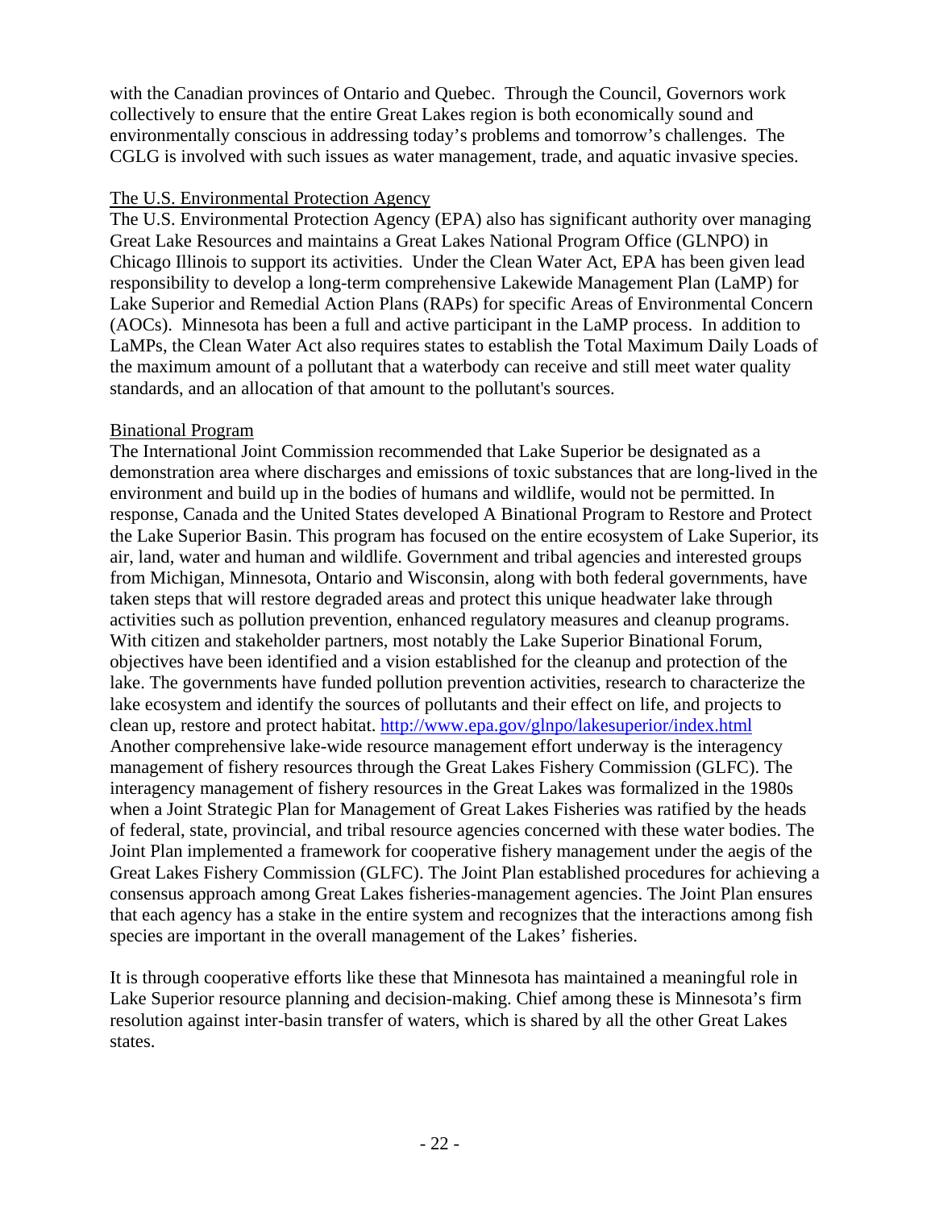with the Canadian provinces of Ontario and Quebec. Through the Council, Governors work collectively to ensure that the entire Great Lakes region is both economically sound and environmentally conscious in addressing today's problems and tomorrow's challenges. The CGLG is involved with such issues as water management, trade, and aquatic invasive species.

<u>The U.S. Environmental Protection Agency</u>

The U.S. Environmental Protection Agency (EPA) also has significant authority over managing Great Lake Resources and maintains a Great Lakes National Program Office (GLNPO) in Chicago Illinois to support its activities. Under the Clean Water Act, EPA has been given lead responsibility to develop a long-term comprehensive Lakewide Management Plan (LaMP) for Lake Superior and Remedial Action Plans (RAPs) for specific Areas of Environmental Concern (AOCs). Minnesota has been a full and active participant in the LaMP process. In addition to LaMPs, the Clean Water Act also requires states to establish the Total Maximum Daily Loads of the maximum amount of a pollutant that a waterbody can receive and still meet water quality standards, and an allocation of that amount to the pollutant's sources.

<u>Binational Program</u>

The International Joint Commission recommended that Lake Superior be designated as a demonstration area where discharges and emissions of toxic substances that are long-lived in the environment and build up in the bodies of humans and wildlife, would not be permitted. In response, Canada and the United States developed A Binational Program to Restore and Protect the Lake Superior Basin. This program has focused on the entire ecosystem of Lake Superior, its air, land, water and human and wildlife. Government and tribal agencies and interested groups from Michigan, Minnesota, Ontario and Wisconsin, along with both federal governments, have taken steps that will restore degraded areas and protect this unique headwater lake through activities such as pollution prevention, enhanced regulatory measures and cleanup programs. With citizen and stakeholder partners, most notably the Lake Superior Binational Forum, objectives have been identified and a vision established for the cleanup and protection of the lake. The governments have funded pollution prevention activities, research to characterize the lake ecosystem and identify the sources of pollutants and their effect on life, and projects to clean up, restore and protect habitat. http://www.epa.gov/glnpo/lakesuperior/index.html
Another comprehensive lake-wide resource management effort underway is the interagency management of fishery resources through the Great Lakes Fishery Commission (GLFC). The interagency management of fishery resources in the Great Lakes was formalized in the 1980s when a Joint Strategic Plan for Management of Great Lakes Fisheries was ratified by the heads of federal, state, provincial, and tribal resource agencies concerned with these water bodies. The Joint Plan implemented a framework for cooperative fishery management under the aegis of the Great Lakes Fishery Commission (GLFC). The Joint Plan established procedures for achieving a consensus approach among Great Lakes fisheries-management agencies. The Joint Plan ensures that each agency has a stake in the entire system and recognizes that the interactions among fish species are important in the overall management of the Lakes' fisheries.

It is through cooperative efforts like these that Minnesota has maintained a meaningful role in Lake Superior resource planning and decision-making. Chief among these is Minnesota's firm resolution against inter-basin transfer of waters, which is shared by all the other Great Lakes states.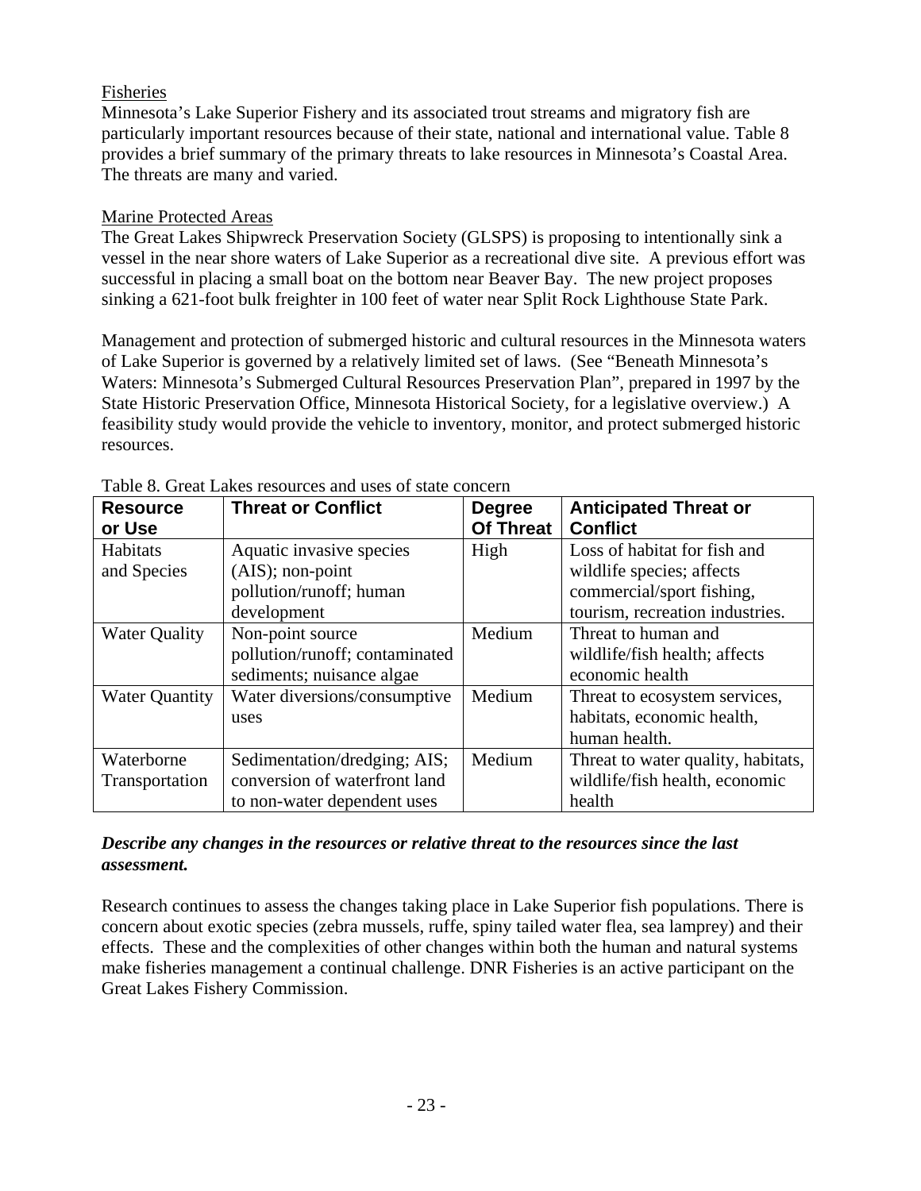### Fisheries

Minnesota's Lake Superior Fishery and its associated trout streams and migratory fish are particularly important resources because of their state, national and international value. Table 8 provides a brief summary of the primary threats to lake resources in Minnesota's Coastal Area. The threats are many and varied.

### Marine Protected Areas

The Great Lakes Shipwreck Preservation Society (GLSPS) is proposing to intentionally sink a vessel in the near shore waters of Lake Superior as a recreational dive site. A previous effort was successful in placing a small boat on the bottom near Beaver Bay. The new project proposes sinking a 621-foot bulk freighter in 100 feet of water near Split Rock Lighthouse State Park.

Management and protection of submerged historic and cultural resources in the Minnesota waters of Lake Superior is governed by a relatively limited set of laws. (See "Beneath Minnesota's Waters: Minnesota's Submerged Cultural Resources Preservation Plan", prepared in 1997 by the State Historic Preservation Office, Minnesota Historical Society, for a legislative overview.) A feasibility study would provide the vehicle to inventory, monitor, and protect submerged historic resources.

Table 8. Great Lakes resources and uses of state concern

| Resource or Use | Threat or Conflict | Degree Of Threat | Anticipated Threat or Conflict |
|---|---|---|---|
| Habitats and Species | Aquatic invasive species (AIS); non-point pollution/runoff; human development | High | Loss of habitat for fish and wildlife species; affects commercial/sport fishing, tourism, recreation industries. |
| Water Quality | Non-point source pollution/runoff; contaminated sediments; nuisance algae | Medium | Threat to human and wildlife/fish health; affects economic health |
| Water Quantity | Water diversions/consumptive uses | Medium | Threat to ecosystem services, habitats, economic health, human health. |
| Waterborne Transportation | Sedimentation/dredging; AIS; conversion of waterfront land to non-water dependent uses | Medium | Threat to water quality, habitats, wildlife/fish health, economic health |

***Describe any changes in the resources or relative threat to the resources since the last assessment.***

Research continues to assess the changes taking place in Lake Superior fish populations. There is concern about exotic species (zebra mussels, ruffe, spiny tailed water flea, sea lamprey) and their effects. These and the complexities of other changes within both the human and natural systems make fisheries management a continual challenge. DNR Fisheries is an active participant on the Great Lakes Fishery Commission.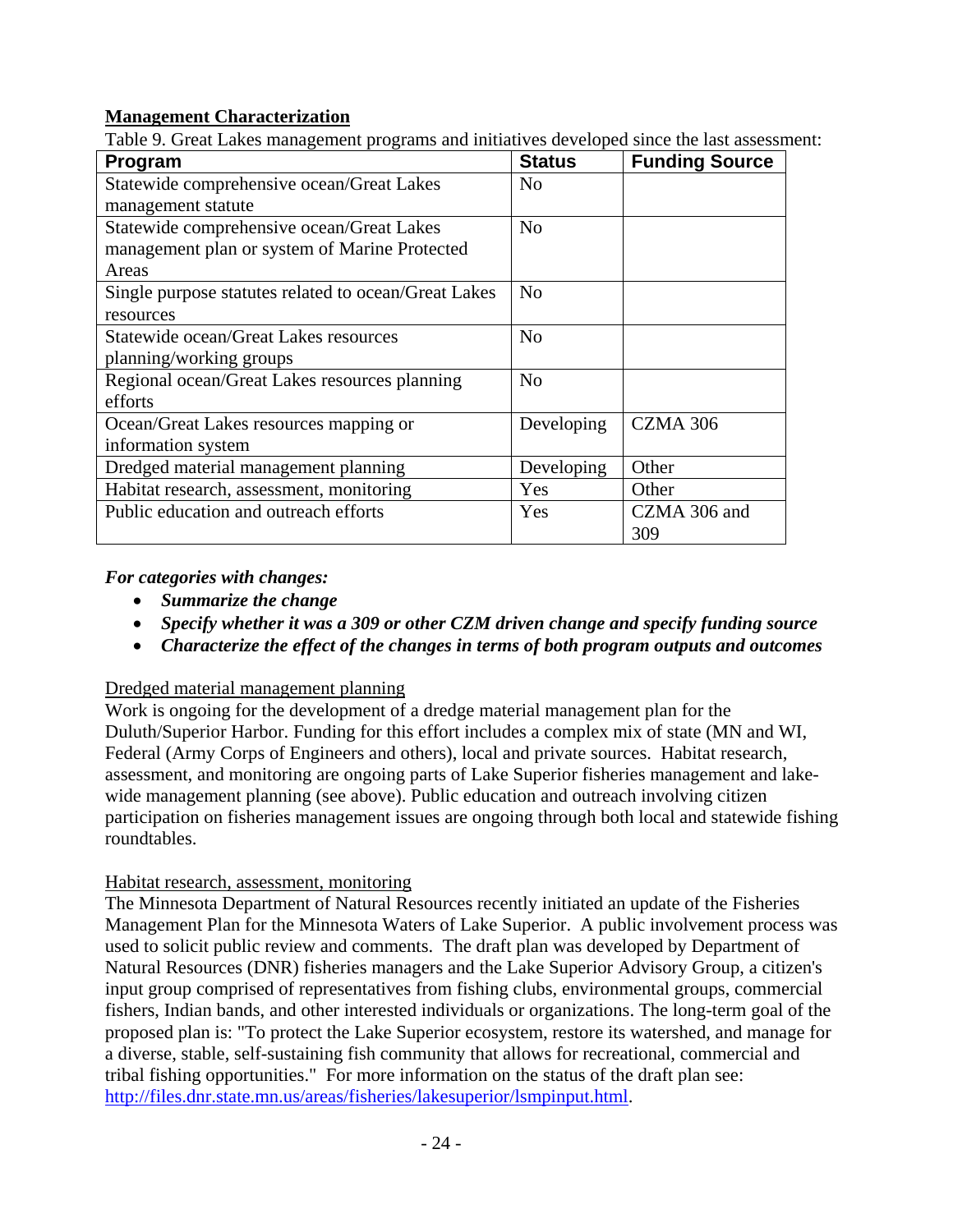## Management Characterization

Table 9. Great Lakes management programs and initiatives developed since the last assessment:

| Program | Status | Funding Source |
|---|---|---|
| Statewide comprehensive ocean/Great Lakes management statute | No | |
| Statewide comprehensive ocean/Great Lakes management plan or system of Marine Protected Areas | No | |
| Single purpose statutes related to ocean/Great Lakes resources | No | |
| Statewide ocean/Great Lakes resources planning/working groups | No | |
| Regional ocean/Great Lakes resources planning efforts | No | |
| Ocean/Great Lakes resources mapping or information system | Developing | CZMA 306 |
| Dredged material management planning | Developing | Other |
| Habitat research, assessment, monitoring | Yes | Other |
| Public education and outreach efforts | Yes | CZMA 306 and 309 |

***For categories with changes:***

- ***Summarize the change***
- ***Specify whether it was a 309 or other CZM driven change and specify funding source***
- ***Characterize the effect of the changes in terms of both program outputs and outcomes***

Dredged material management planning

Work is ongoing for the development of a dredge material management plan for the Duluth/Superior Harbor. Funding for this effort includes a complex mix of state (MN and WI, Federal (Army Corps of Engineers and others), local and private sources. Habitat research, assessment, and monitoring are ongoing parts of Lake Superior fisheries management and lake-wide management planning (see above). Public education and outreach involving citizen participation on fisheries management issues are ongoing through both local and statewide fishing roundtables.

Habitat research, assessment, monitoring

The Minnesota Department of Natural Resources recently initiated an update of the Fisheries Management Plan for the Minnesota Waters of Lake Superior. A public involvement process was used to solicit public review and comments. The draft plan was developed by Department of Natural Resources (DNR) fisheries managers and the Lake Superior Advisory Group, a citizen's input group comprised of representatives from fishing clubs, environmental groups, commercial fishers, Indian bands, and other interested individuals or organizations. The long-term goal of the proposed plan is: "To protect the Lake Superior ecosystem, restore its watershed, and manage for a diverse, stable, self-sustaining fish community that allows for recreational, commercial and tribal fishing opportunities." For more information on the status of the draft plan see: http://files.dnr.state.mn.us/areas/fisheries/lakesuperior/lsmpinput.html.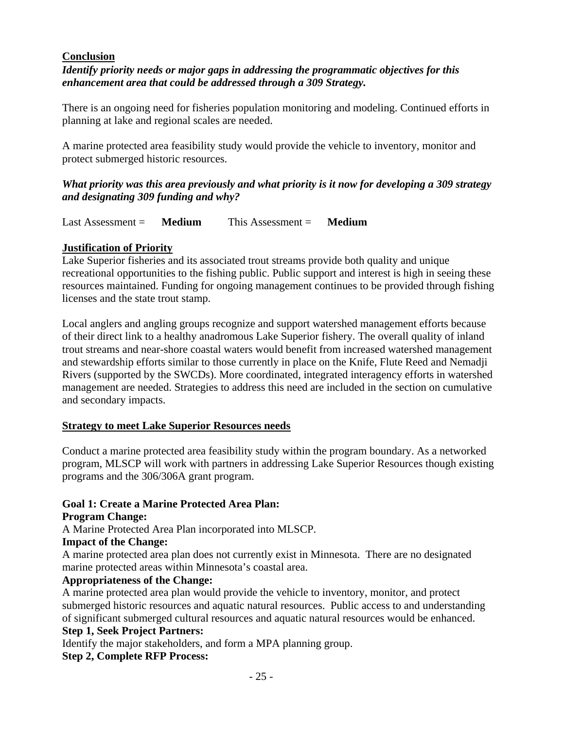**Conclusion**

***Identify priority needs or major gaps in addressing the programmatic objectives for this enhancement area that could be addressed through a 309 Strategy.***

There is an ongoing need for fisheries population monitoring and modeling. Continued efforts in planning at lake and regional scales are needed.

A marine protected area feasibility study would provide the vehicle to inventory, monitor and protect submerged historic resources.

***What priority was this area previously and what priority is it now for developing a 309 strategy and designating 309 funding and why?***

Last Assessment = **Medium** This Assessment = **Medium**

**Justification of Priority**

Lake Superior fisheries and its associated trout streams provide both quality and unique recreational opportunities to the fishing public. Public support and interest is high in seeing these resources maintained. Funding for ongoing management continues to be provided through fishing licenses and the state trout stamp.

Local anglers and angling groups recognize and support watershed management efforts because of their direct link to a healthy anadromous Lake Superior fishery. The overall quality of inland trout streams and near-shore coastal waters would benefit from increased watershed management and stewardship efforts similar to those currently in place on the Knife, Flute Reed and Nemadji Rivers (supported by the SWCDs). More coordinated, integrated interagency efforts in watershed management are needed. Strategies to address this need are included in the section on cumulative and secondary impacts.

**Strategy to meet Lake Superior Resources needs**

Conduct a marine protected area feasibility study within the program boundary. As a networked program, MLSCP will work with partners in addressing Lake Superior Resources though existing programs and the 306/306A grant program.

**Goal 1: Create a Marine Protected Area Plan:**

**Program Change:**

A Marine Protected Area Plan incorporated into MLSCP.

**Impact of the Change:**

A marine protected area plan does not currently exist in Minnesota. There are no designated marine protected areas within Minnesota's coastal area.

**Appropriateness of the Change:**

A marine protected area plan would provide the vehicle to inventory, monitor, and protect submerged historic resources and aquatic natural resources. Public access to and understanding of significant submerged cultural resources and aquatic natural resources would be enhanced.

**Step 1, Seek Project Partners:**

Identify the major stakeholders, and form a MPA planning group.

**Step 2, Complete RFP Process:**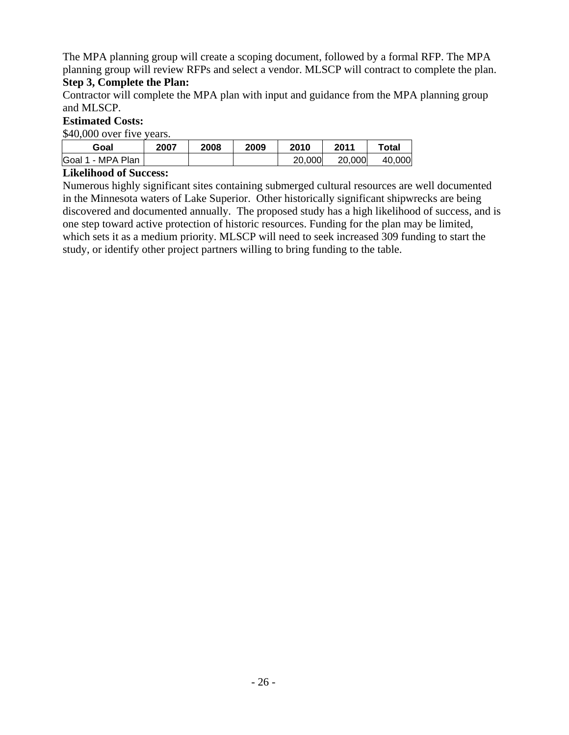The MPA planning group will create a scoping document, followed by a formal RFP. The MPA planning group will review RFPs and select a vendor. MLSCP will contract to complete the plan.

**Step 3, Complete the Plan:**

Contractor will complete the MPA plan with input and guidance from the MPA planning group and MLSCP.

**Estimated Costs:**

$40,000 over five years.

| Goal | 2007 | 2008 | 2009 | 2010 | 2011 | Total |
|---|---|---|---|---|---|---|
| Goal 1 - MPA Plan | | | | 20,000 | 20,000 | 40,000 |

**Likelihood of Success:**

Numerous highly significant sites containing submerged cultural resources are well documented in the Minnesota waters of Lake Superior. Other historically significant shipwrecks are being discovered and documented annually. The proposed study has a high likelihood of success, and is one step toward active protection of historic resources. Funding for the plan may be limited, which sets it as a medium priority. MLSCP will need to seek increased 309 funding to start the study, or identify other project partners willing to bring funding to the table.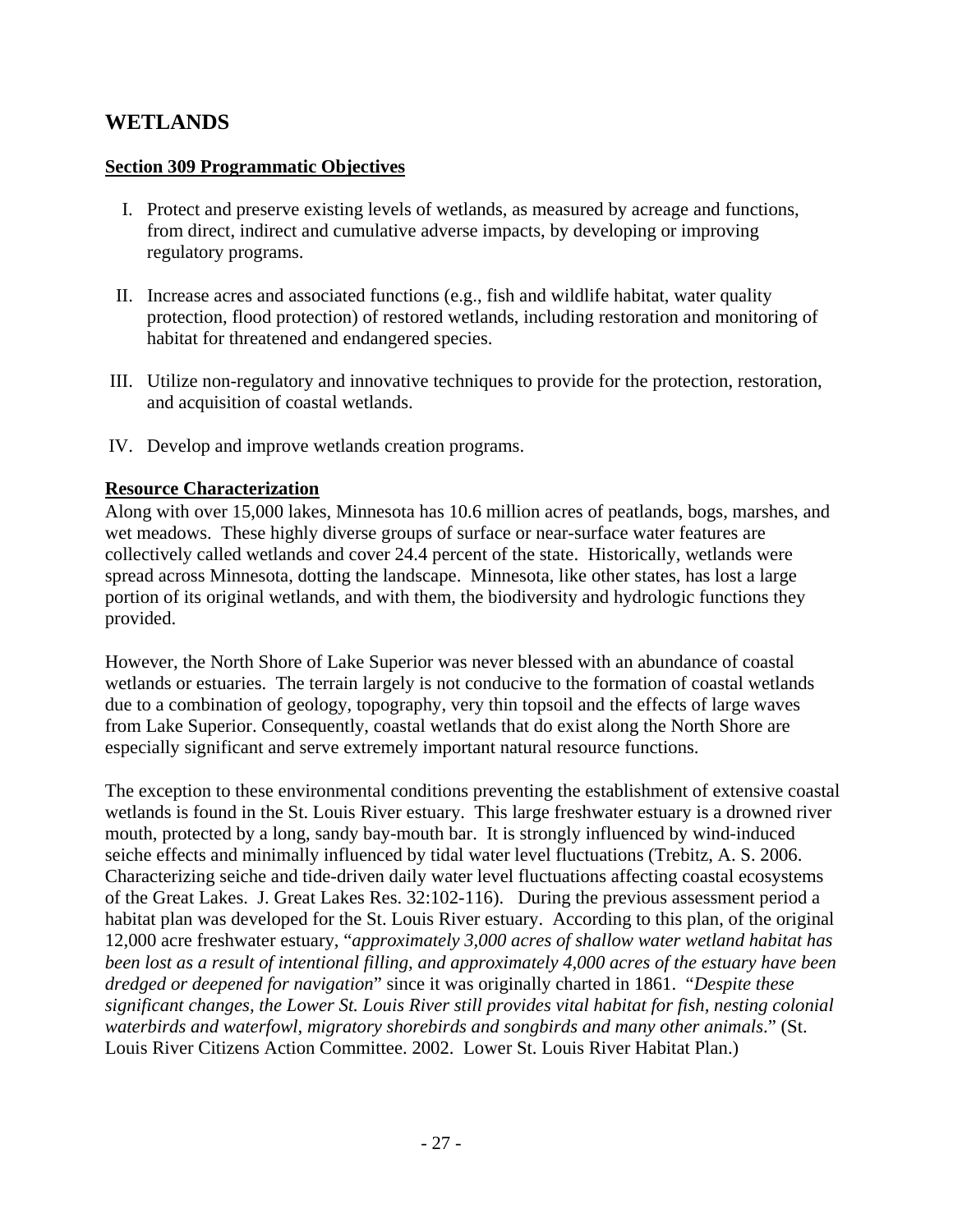# WETLANDS

**Section 309 Programmatic Objectives**

I. Protect and preserve existing levels of wetlands, as measured by acreage and functions, from direct, indirect and cumulative adverse impacts, by developing or improving regulatory programs.

II. Increase acres and associated functions (e.g., fish and wildlife habitat, water quality protection, flood protection) of restored wetlands, including restoration and monitoring of habitat for threatened and endangered species.

III. Utilize non-regulatory and innovative techniques to provide for the protection, restoration, and acquisition of coastal wetlands.

IV. Develop and improve wetlands creation programs.

**Resource Characterization**

Along with over 15,000 lakes, Minnesota has 10.6 million acres of peatlands, bogs, marshes, and wet meadows. These highly diverse groups of surface or near-surface water features are collectively called wetlands and cover 24.4 percent of the state. Historically, wetlands were spread across Minnesota, dotting the landscape. Minnesota, like other states, has lost a large portion of its original wetlands, and with them, the biodiversity and hydrologic functions they provided.

However, the North Shore of Lake Superior was never blessed with an abundance of coastal wetlands or estuaries. The terrain largely is not conducive to the formation of coastal wetlands due to a combination of geology, topography, very thin topsoil and the effects of large waves from Lake Superior. Consequently, coastal wetlands that do exist along the North Shore are especially significant and serve extremely important natural resource functions.

The exception to these environmental conditions preventing the establishment of extensive coastal wetlands is found in the St. Louis River estuary. This large freshwater estuary is a drowned river mouth, protected by a long, sandy bay-mouth bar. It is strongly influenced by wind-induced seiche effects and minimally influenced by tidal water level fluctuations (Trebitz, A. S. 2006. Characterizing seiche and tide-driven daily water level fluctuations affecting coastal ecosystems of the Great Lakes. J. Great Lakes Res. 32:102-116). During the previous assessment period a habitat plan was developed for the St. Louis River estuary. According to this plan, of the original 12,000 acre freshwater estuary, "*approximately 3,000 acres of shallow water wetland habitat has been lost as a result of intentional filling, and approximately 4,000 acres of the estuary have been dredged or deepened for navigation*" since it was originally charted in 1861. "*Despite these significant changes, the Lower St. Louis River still provides vital habitat for fish, nesting colonial waterbirds and waterfowl, migratory shorebirds and songbirds and many other animals*." (St. Louis River Citizens Action Committee. 2002. Lower St. Louis River Habitat Plan.)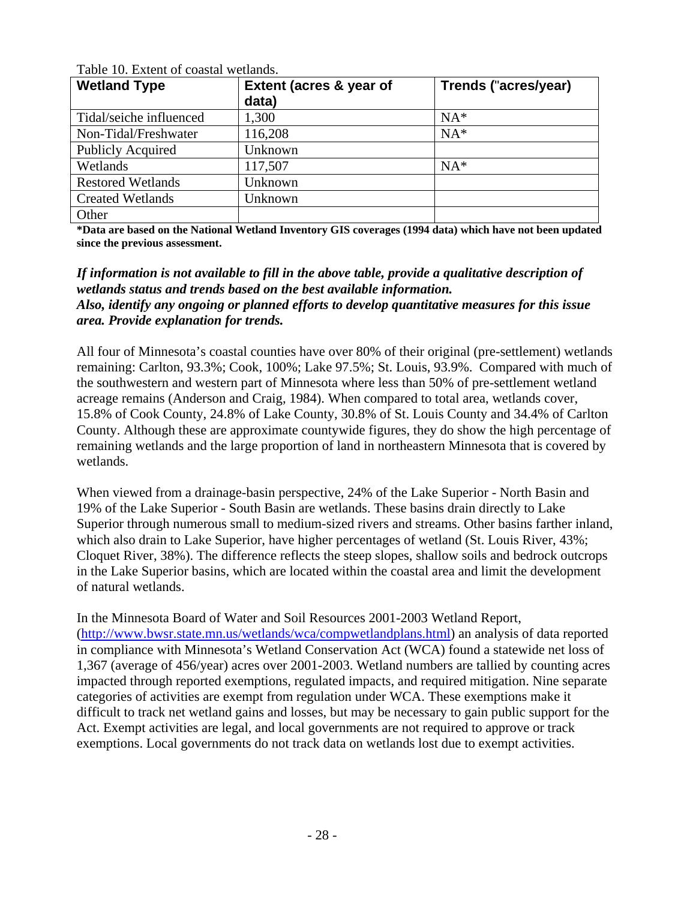Table 10. Extent of coastal wetlands.

| Wetland Type | Extent (acres & year of data) | Trends ("acres/year) |
|---|---|---|
| Tidal/seiche influenced | 1,300 | NA* |
| Non-Tidal/Freshwater | 116,208 | NA* |
| Publicly Acquired | Unknown | |
| Wetlands | 117,507 | NA* |
| Restored Wetlands | Unknown | |
| Created Wetlands | Unknown | |
| Other | | |

**\*Data are based on the National Wetland Inventory GIS coverages (1994 data) which have not been updated since the previous assessment.**

***If information is not available to fill in the above table, provide a qualitative description of wetlands status and trends based on the best available information.***
***Also, identify any ongoing or planned efforts to develop quantitative measures for this issue area. Provide explanation for trends.***

All four of Minnesota's coastal counties have over 80% of their original (pre-settlement) wetlands remaining: Carlton, 93.3%; Cook, 100%; Lake 97.5%; St. Louis, 93.9%. Compared with much of the southwestern and western part of Minnesota where less than 50% of pre-settlement wetland acreage remains (Anderson and Craig, 1984). When compared to total area, wetlands cover, 15.8% of Cook County, 24.8% of Lake County, 30.8% of St. Louis County and 34.4% of Carlton County. Although these are approximate countywide figures, they do show the high percentage of remaining wetlands and the large proportion of land in northeastern Minnesota that is covered by wetlands.

When viewed from a drainage-basin perspective, 24% of the Lake Superior - North Basin and 19% of the Lake Superior - South Basin are wetlands. These basins drain directly to Lake Superior through numerous small to medium-sized rivers and streams. Other basins farther inland, which also drain to Lake Superior, have higher percentages of wetland (St. Louis River, 43%; Cloquet River, 38%). The difference reflects the steep slopes, shallow soils and bedrock outcrops in the Lake Superior basins, which are located within the coastal area and limit the development of natural wetlands.

In the Minnesota Board of Water and Soil Resources 2001-2003 Wetland Report, (http://www.bwsr.state.mn.us/wetlands/wca/compwetlandplans.html) an analysis of data reported in compliance with Minnesota's Wetland Conservation Act (WCA) found a statewide net loss of 1,367 (average of 456/year) acres over 2001-2003. Wetland numbers are tallied by counting acres impacted through reported exemptions, regulated impacts, and required mitigation. Nine separate categories of activities are exempt from regulation under WCA. These exemptions make it difficult to track net wetland gains and losses, but may be necessary to gain public support for the Act. Exempt activities are legal, and local governments are not required to approve or track exemptions. Local governments do not track data on wetlands lost due to exempt activities.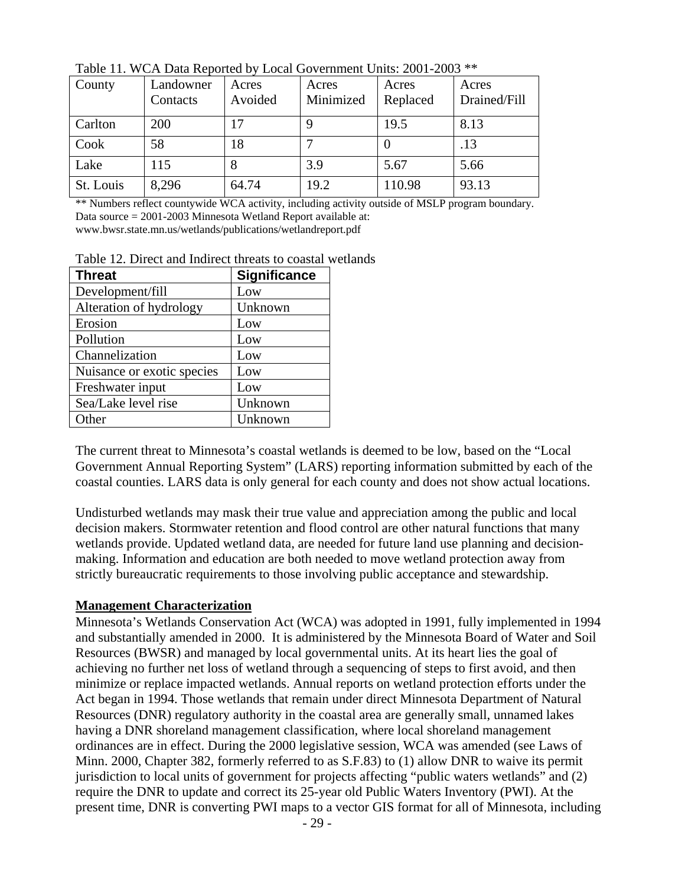Table 11. WCA Data Reported by Local Government Units: 2001-2003 **

| County | Landowner Contacts | Acres Avoided | Acres Minimized | Acres Replaced | Acres Drained/Fill |
|---|---|---|---|---|---|
| Carlton | 200 | 17 | 9 | 19.5 | 8.13 |
| Cook | 58 | 18 | 7 | 0 | .13 |
| Lake | 115 | 8 | 3.9 | 5.67 | 5.66 |
| St. Louis | 8,296 | 64.74 | 19.2 | 110.98 | 93.13 |

** Numbers reflect countywide WCA activity, including activity outside of MSLP program boundary. Data source = 2001-2003 Minnesota Wetland Report available at: www.bwsr.state.mn.us/wetlands/publications/wetlandreport.pdf

Table 12. Direct and Indirect threats to coastal wetlands

| Threat | Significance |
|---|---|
| Development/fill | Low |
| Alteration of hydrology | Unknown |
| Erosion | Low |
| Pollution | Low |
| Channelization | Low |
| Nuisance or exotic species | Low |
| Freshwater input | Low |
| Sea/Lake level rise | Unknown |
| Other | Unknown |

The current threat to Minnesota's coastal wetlands is deemed to be low, based on the "Local Government Annual Reporting System" (LARS) reporting information submitted by each of the coastal counties. LARS data is only general for each county and does not show actual locations.

Undisturbed wetlands may mask their true value and appreciation among the public and local decision makers. Stormwater retention and flood control are other natural functions that many wetlands provide. Updated wetland data, are needed for future land use planning and decision-making. Information and education are both needed to move wetland protection away from strictly bureaucratic requirements to those involving public acceptance and stewardship.

**Management Characterization**

Minnesota's Wetlands Conservation Act (WCA) was adopted in 1991, fully implemented in 1994 and substantially amended in 2000. It is administered by the Minnesota Board of Water and Soil Resources (BWSR) and managed by local governmental units. At its heart lies the goal of achieving no further net loss of wetland through a sequencing of steps to first avoid, and then minimize or replace impacted wetlands. Annual reports on wetland protection efforts under the Act began in 1994. Those wetlands that remain under direct Minnesota Department of Natural Resources (DNR) regulatory authority in the coastal area are generally small, unnamed lakes having a DNR shoreland management classification, where local shoreland management ordinances are in effect. During the 2000 legislative session, WCA was amended (see Laws of Minn. 2000, Chapter 382, formerly referred to as S.F.83) to (1) allow DNR to waive its permit jurisdiction to local units of government for projects affecting "public waters wetlands" and (2) require the DNR to update and correct its 25-year old Public Waters Inventory (PWI). At the present time, DNR is converting PWI maps to a vector GIS format for all of Minnesota, including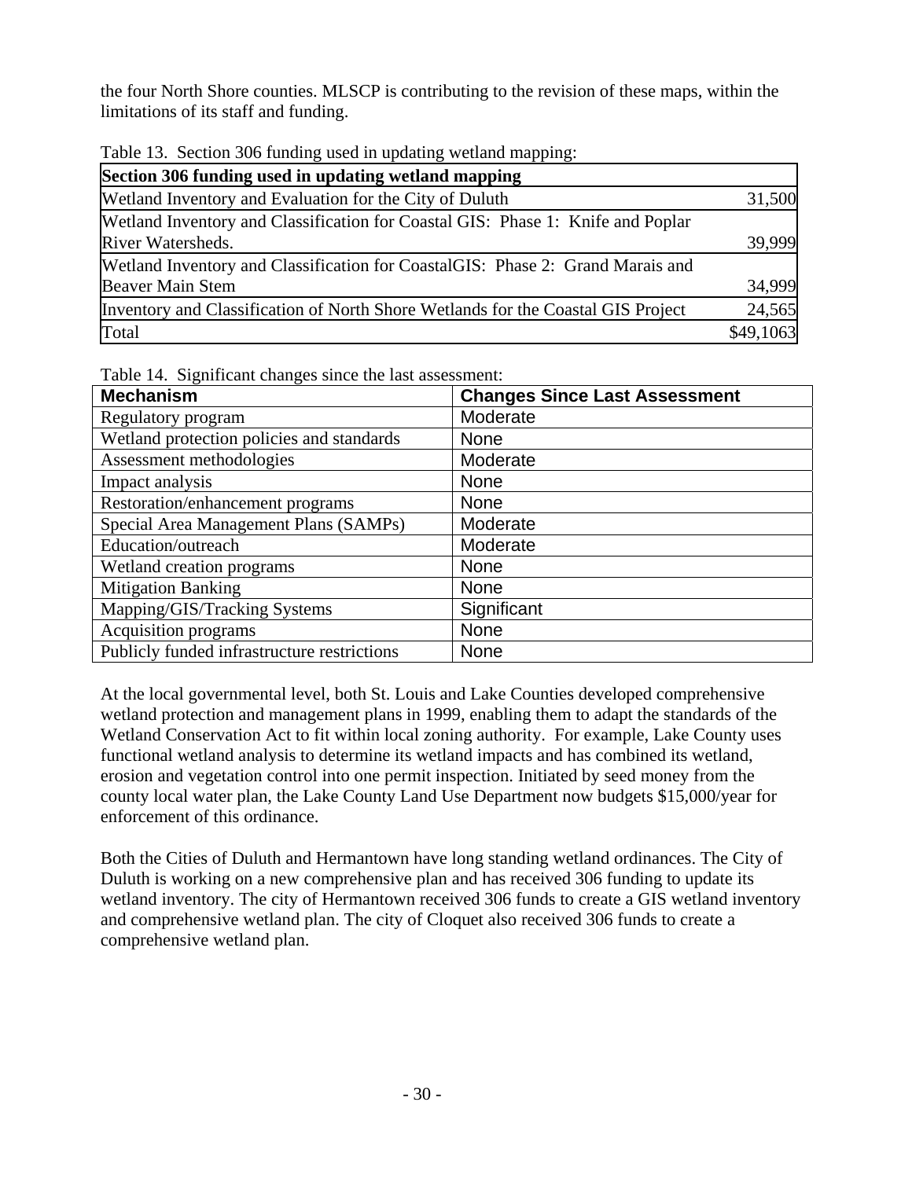the four North Shore counties. MLSCP is contributing to the revision of these maps, within the limitations of its staff and funding.

Table 13. Section 306 funding used in updating wetland mapping:

| Section 306 funding used in updating wetland mapping | |
|---|---|
| Wetland Inventory and Evaluation for the City of Duluth | 31,500 |
| Wetland Inventory and Classification for Coastal GIS: Phase 1: Knife and Poplar River Watersheds. | 39,999 |
| Wetland Inventory and Classification for CoastalGIS: Phase 2: Grand Marais and Beaver Main Stem | 34,999 |
| Inventory and Classification of North Shore Wetlands for the Coastal GIS Project | 24,565 |
| Total | $49,1063 |

Table 14. Significant changes since the last assessment:

| Mechanism | Changes Since Last Assessment |
|---|---|
| Regulatory program | Moderate |
| Wetland protection policies and standards | None |
| Assessment methodologies | Moderate |
| Impact analysis | None |
| Restoration/enhancement programs | None |
| Special Area Management Plans (SAMPs) | Moderate |
| Education/outreach | Moderate |
| Wetland creation programs | None |
| Mitigation Banking | None |
| Mapping/GIS/Tracking Systems | Significant |
| Acquisition programs | None |
| Publicly funded infrastructure restrictions | None |

At the local governmental level, both St. Louis and Lake Counties developed comprehensive wetland protection and management plans in 1999, enabling them to adapt the standards of the Wetland Conservation Act to fit within local zoning authority. For example, Lake County uses functional wetland analysis to determine its wetland impacts and has combined its wetland, erosion and vegetation control into one permit inspection. Initiated by seed money from the county local water plan, the Lake County Land Use Department now budgets $15,000/year for enforcement of this ordinance.

Both the Cities of Duluth and Hermantown have long standing wetland ordinances. The City of Duluth is working on a new comprehensive plan and has received 306 funding to update its wetland inventory. The city of Hermantown received 306 funds to create a GIS wetland inventory and comprehensive wetland plan. The city of Cloquet also received 306 funds to create a comprehensive wetland plan.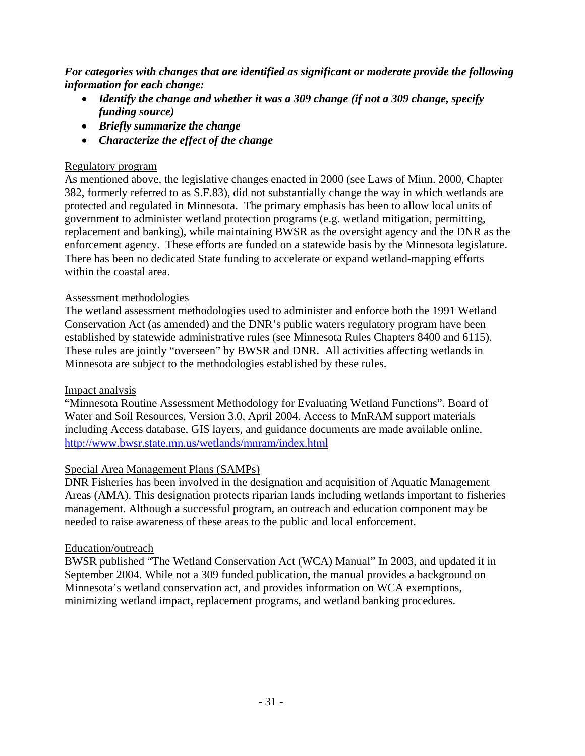***For categories with changes that are identified as significant or moderate provide the following information for each change:***

- ***Identify the change and whether it was a 309 change (if not a 309 change, specify funding source)***
- ***Briefly summarize the change***
- ***Characterize the effect of the change***

Regulatory program

As mentioned above, the legislative changes enacted in 2000 (see Laws of Minn. 2000, Chapter 382, formerly referred to as S.F.83), did not substantially change the way in which wetlands are protected and regulated in Minnesota. The primary emphasis has been to allow local units of government to administer wetland protection programs (e.g. wetland mitigation, permitting, replacement and banking), while maintaining BWSR as the oversight agency and the DNR as the enforcement agency. These efforts are funded on a statewide basis by the Minnesota legislature. There has been no dedicated State funding to accelerate or expand wetland-mapping efforts within the coastal area.

Assessment methodologies

The wetland assessment methodologies used to administer and enforce both the 1991 Wetland Conservation Act (as amended) and the DNR's public waters regulatory program have been established by statewide administrative rules (see Minnesota Rules Chapters 8400 and 6115). These rules are jointly "overseen" by BWSR and DNR. All activities affecting wetlands in Minnesota are subject to the methodologies established by these rules.

Impact analysis

"Minnesota Routine Assessment Methodology for Evaluating Wetland Functions". Board of Water and Soil Resources, Version 3.0, April 2004. Access to MnRAM support materials including Access database, GIS layers, and guidance documents are made available online. http://www.bwsr.state.mn.us/wetlands/mnram/index.html

Special Area Management Plans (SAMPs)

DNR Fisheries has been involved in the designation and acquisition of Aquatic Management Areas (AMA). This designation protects riparian lands including wetlands important to fisheries management. Although a successful program, an outreach and education component may be needed to raise awareness of these areas to the public and local enforcement.

Education/outreach

BWSR published "The Wetland Conservation Act (WCA) Manual" In 2003, and updated it in September 2004. While not a 309 funded publication, the manual provides a background on Minnesota's wetland conservation act, and provides information on WCA exemptions, minimizing wetland impact, replacement programs, and wetland banking procedures.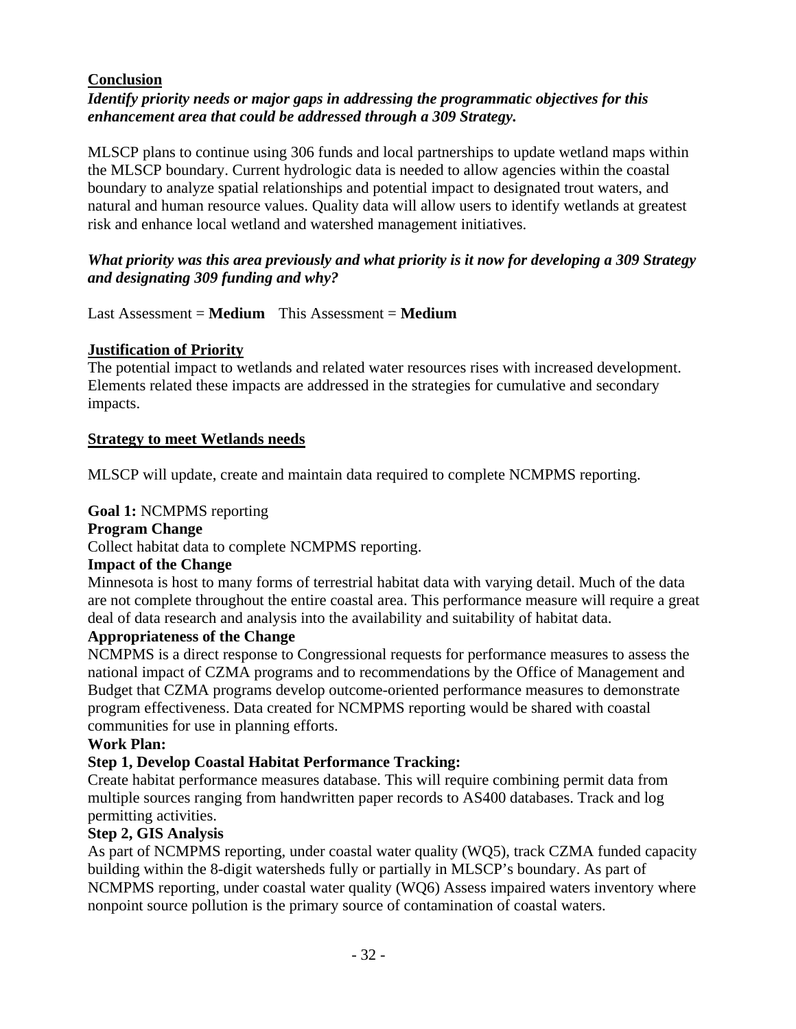**Conclusion**

***Identify priority needs or major gaps in addressing the programmatic objectives for this enhancement area that could be addressed through a 309 Strategy.***

MLSCP plans to continue using 306 funds and local partnerships to update wetland maps within the MLSCP boundary. Current hydrologic data is needed to allow agencies within the coastal boundary to analyze spatial relationships and potential impact to designated trout waters, and natural and human resource values. Quality data will allow users to identify wetlands at greatest risk and enhance local wetland and watershed management initiatives.

***What priority was this area previously and what priority is it now for developing a 309 Strategy and designating 309 funding and why?***

Last Assessment = **Medium**   This Assessment = **Medium**

**Justification of Priority**

The potential impact to wetlands and related water resources rises with increased development. Elements related these impacts are addressed in the strategies for cumulative and secondary impacts.

**Strategy to meet Wetlands needs**

MLSCP will update, create and maintain data required to complete NCMPMS reporting.

**Goal 1:** NCMPMS reporting

**Program Change**

Collect habitat data to complete NCMPMS reporting.

**Impact of the Change**

Minnesota is host to many forms of terrestrial habitat data with varying detail. Much of the data are not complete throughout the entire coastal area. This performance measure will require a great deal of data research and analysis into the availability and suitability of habitat data.

**Appropriateness of the Change**

NCMPMS is a direct response to Congressional requests for performance measures to assess the national impact of CZMA programs and to recommendations by the Office of Management and Budget that CZMA programs develop outcome-oriented performance measures to demonstrate program effectiveness. Data created for NCMPMS reporting would be shared with coastal communities for use in planning efforts.

**Work Plan:**

**Step 1, Develop Coastal Habitat Performance Tracking:**

Create habitat performance measures database. This will require combining permit data from multiple sources ranging from handwritten paper records to AS400 databases. Track and log permitting activities.

**Step 2, GIS Analysis**

As part of NCMPMS reporting, under coastal water quality (WQ5), track CZMA funded capacity building within the 8-digit watersheds fully or partially in MLSCP's boundary. As part of NCMPMS reporting, under coastal water quality (WQ6) Assess impaired waters inventory where nonpoint source pollution is the primary source of contamination of coastal waters.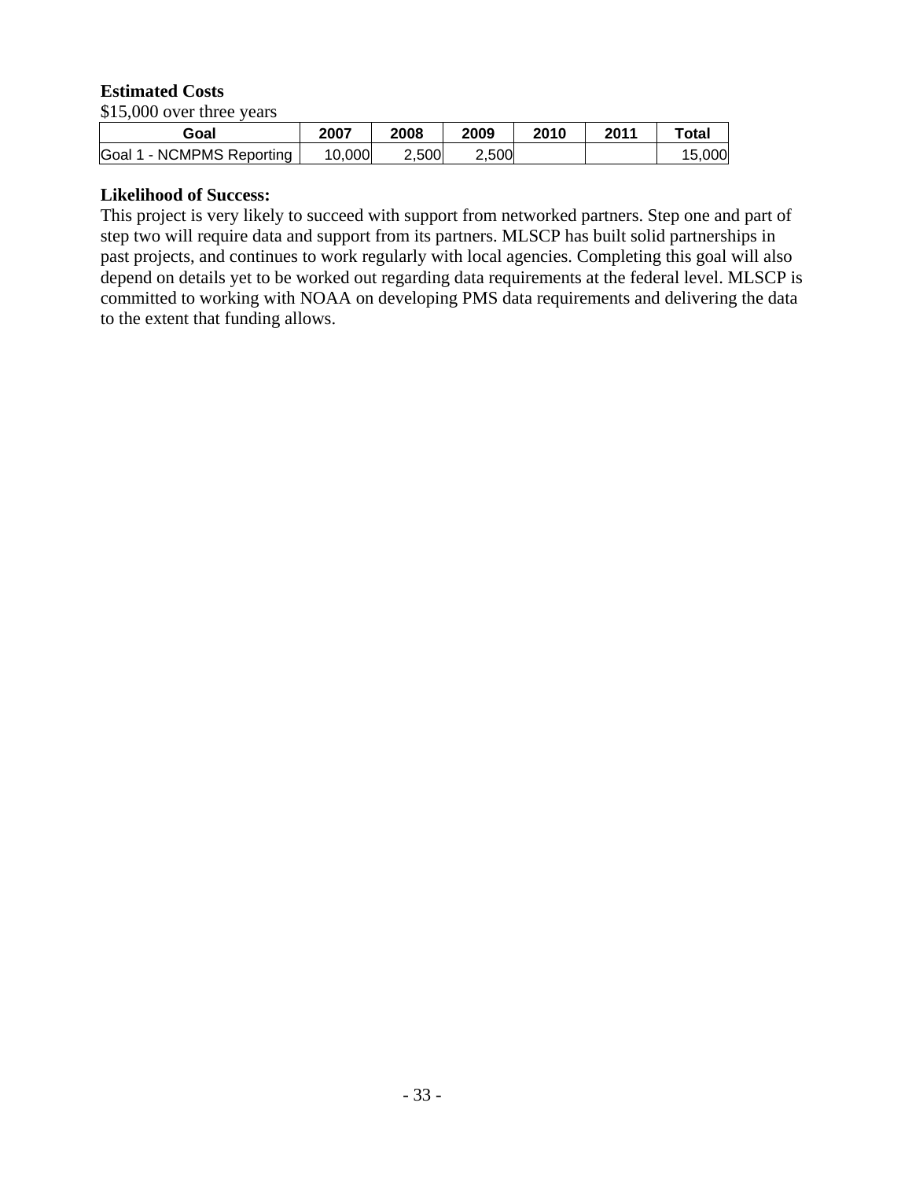**Estimated Costs**

$15,000 over three years

| Goal | 2007 | 2008 | 2009 | 2010 | 2011 | Total |
|---|---|---|---|---|---|---|
| Goal 1 - NCMPMS Reporting | 10,000 | 2,500 | 2,500 | | | 15,000 |

**Likelihood of Success:**

This project is very likely to succeed with support from networked partners. Step one and part of step two will require data and support from its partners. MLSCP has built solid partnerships in past projects, and continues to work regularly with local agencies. Completing this goal will also depend on details yet to be worked out regarding data requirements at the federal level. MLSCP is committed to working with NOAA on developing PMS data requirements and delivering the data to the extent that funding allows.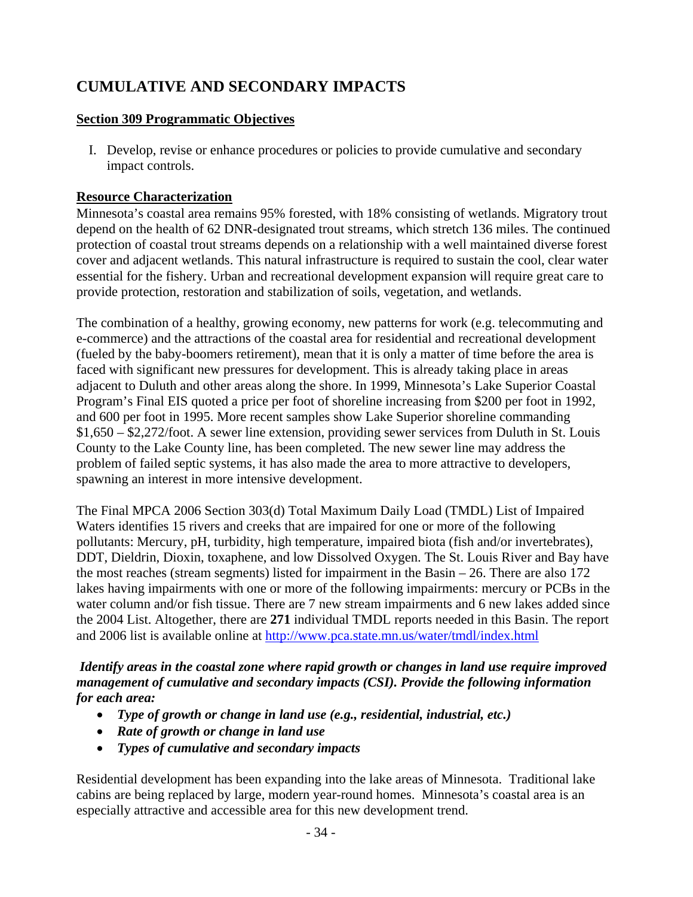# CUMULATIVE AND SECONDARY IMPACTS

**Section 309 Programmatic Objectives**

I. Develop, revise or enhance procedures or policies to provide cumulative and secondary impact controls.

**Resource Characterization**

Minnesota's coastal area remains 95% forested, with 18% consisting of wetlands. Migratory trout depend on the health of 62 DNR-designated trout streams, which stretch 136 miles. The continued protection of coastal trout streams depends on a relationship with a well maintained diverse forest cover and adjacent wetlands. This natural infrastructure is required to sustain the cool, clear water essential for the fishery. Urban and recreational development expansion will require great care to provide protection, restoration and stabilization of soils, vegetation, and wetlands.

The combination of a healthy, growing economy, new patterns for work (e.g. telecommuting and e-commerce) and the attractions of the coastal area for residential and recreational development (fueled by the baby-boomers retirement), mean that it is only a matter of time before the area is faced with significant new pressures for development. This is already taking place in areas adjacent to Duluth and other areas along the shore. In 1999, Minnesota's Lake Superior Coastal Program's Final EIS quoted a price per foot of shoreline increasing from $200 per foot in 1992, and 600 per foot in 1995. More recent samples show Lake Superior shoreline commanding $1,650 – $2,272/foot. A sewer line extension, providing sewer services from Duluth in St. Louis County to the Lake County line, has been completed. The new sewer line may address the problem of failed septic systems, it has also made the area to more attractive to developers, spawning an interest in more intensive development.

The Final MPCA 2006 Section 303(d) Total Maximum Daily Load (TMDL) List of Impaired Waters identifies 15 rivers and creeks that are impaired for one or more of the following pollutants: Mercury, pH, turbidity, high temperature, impaired biota (fish and/or invertebrates), DDT, Dieldrin, Dioxin, toxaphene, and low Dissolved Oxygen. The St. Louis River and Bay have the most reaches (stream segments) listed for impairment in the Basin – 26. There are also 172 lakes having impairments with one or more of the following impairments: mercury or PCBs in the water column and/or fish tissue. There are 7 new stream impairments and 6 new lakes added since the 2004 List. Altogether, there are **271** individual TMDL reports needed in this Basin. The report and 2006 list is available online at http://www.pca.state.mn.us/water/tmdl/index.html

***Identify areas in the coastal zone where rapid growth or changes in land use require improved management of cumulative and secondary impacts (CSI). Provide the following information for each area:***

- ***Type of growth or change in land use (e.g., residential, industrial, etc.)***
- ***Rate of growth or change in land use***
- ***Types of cumulative and secondary impacts***

Residential development has been expanding into the lake areas of Minnesota. Traditional lake cabins are being replaced by large, modern year-round homes. Minnesota's coastal area is an especially attractive and accessible area for this new development trend.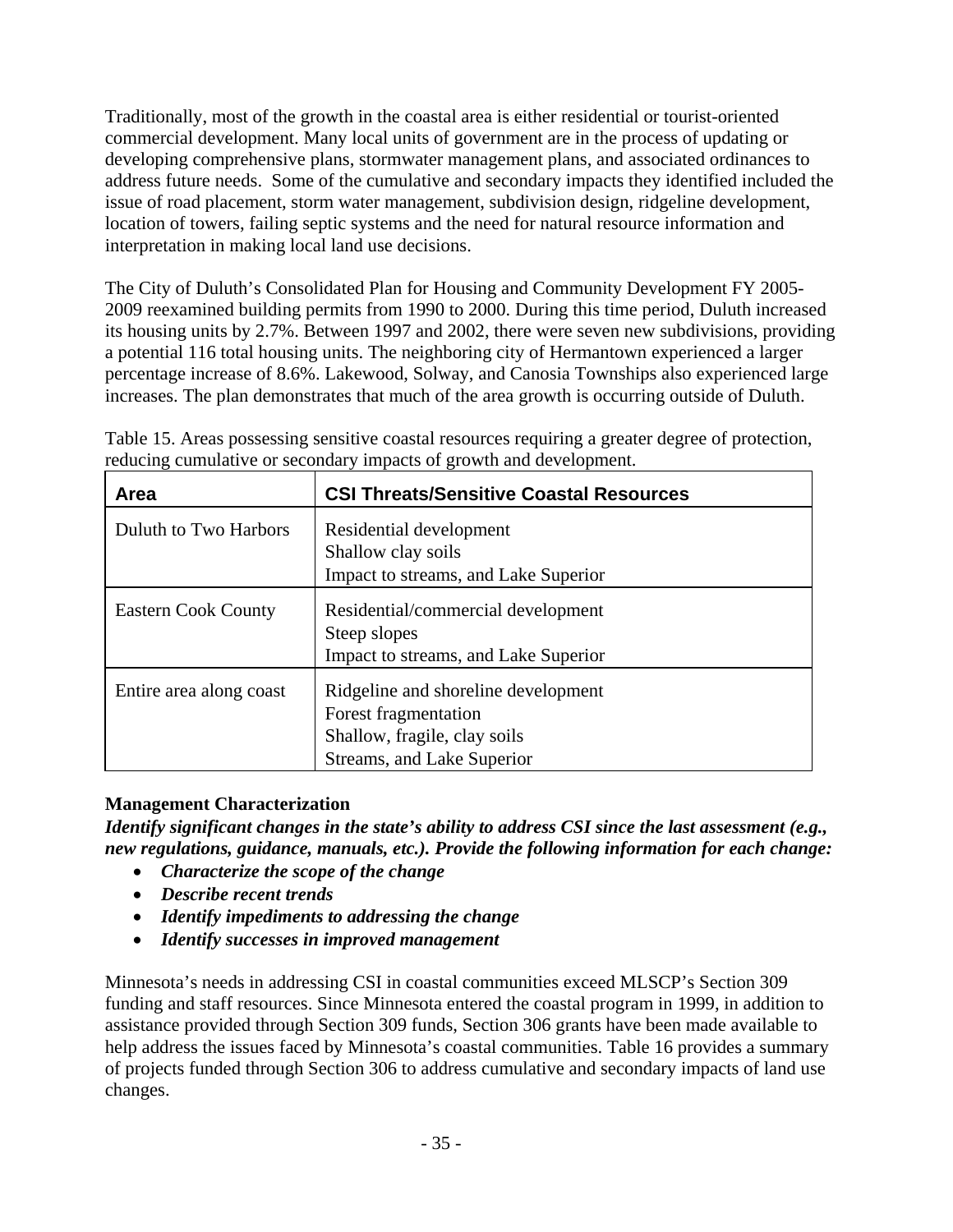Traditionally, most of the growth in the coastal area is either residential or tourist-oriented commercial development. Many local units of government are in the process of updating or developing comprehensive plans, stormwater management plans, and associated ordinances to address future needs. Some of the cumulative and secondary impacts they identified included the issue of road placement, storm water management, subdivision design, ridgeline development, location of towers, failing septic systems and the need for natural resource information and interpretation in making local land use decisions.

The City of Duluth's Consolidated Plan for Housing and Community Development FY 2005-2009 reexamined building permits from 1990 to 2000. During this time period, Duluth increased its housing units by 2.7%. Between 1997 and 2002, there were seven new subdivisions, providing a potential 116 total housing units. The neighboring city of Hermantown experienced a larger percentage increase of 8.6%. Lakewood, Solway, and Canosia Townships also experienced large increases. The plan demonstrates that much of the area growth is occurring outside of Duluth.

Table 15. Areas possessing sensitive coastal resources requiring a greater degree of protection, reducing cumulative or secondary impacts of growth and development.

| Area | CSI Threats/Sensitive Coastal Resources |
|---|---|
| Duluth to Two Harbors | Residential development<br>Shallow clay soils<br>Impact to streams, and Lake Superior |
| Eastern Cook County | Residential/commercial development<br>Steep slopes<br>Impact to streams, and Lake Superior |
| Entire area along coast | Ridgeline and shoreline development<br>Forest fragmentation<br>Shallow, fragile, clay soils<br>Streams, and Lake Superior |

**Management Characterization**

***Identify significant changes in the state's ability to address CSI since the last assessment (e.g., new regulations, guidance, manuals, etc.). Provide the following information for each change:***

- ***Characterize the scope of the change***
- ***Describe recent trends***
- ***Identify impediments to addressing the change***
- ***Identify successes in improved management***

Minnesota's needs in addressing CSI in coastal communities exceed MLSCP's Section 309 funding and staff resources. Since Minnesota entered the coastal program in 1999, in addition to assistance provided through Section 309 funds, Section 306 grants have been made available to help address the issues faced by Minnesota's coastal communities. Table 16 provides a summary of projects funded through Section 306 to address cumulative and secondary impacts of land use changes.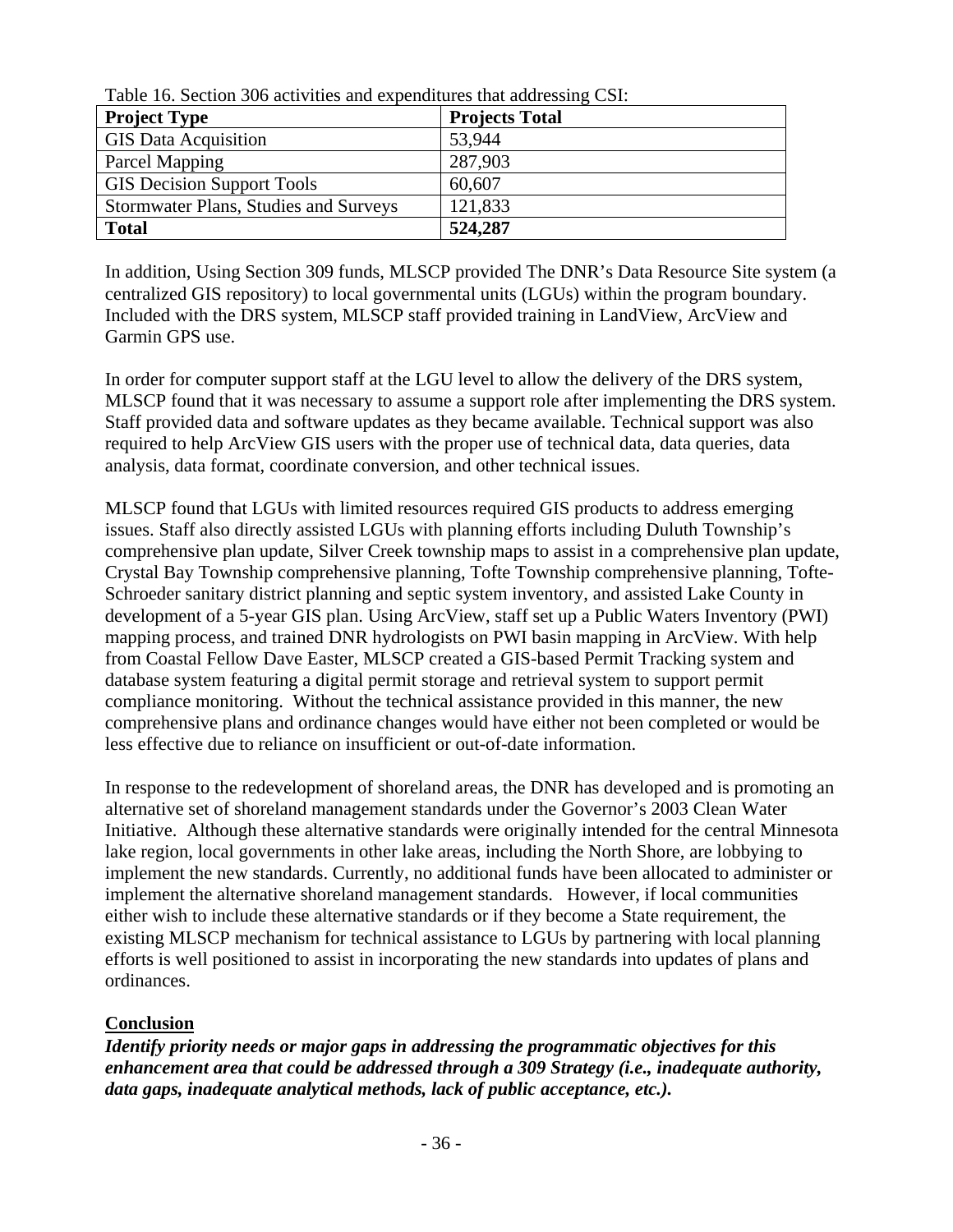Table 16. Section 306 activities and expenditures that addressing CSI:

| **Project Type** | **Projects Total** |
|---|---|
| GIS Data Acquisition | 53,944 |
| Parcel Mapping | 287,903 |
| GIS Decision Support Tools | 60,607 |
| Stormwater Plans, Studies and Surveys | 121,833 |
| **Total** | **524,287** |

In addition, Using Section 309 funds, MLSCP provided The DNR's Data Resource Site system (a centralized GIS repository) to local governmental units (LGUs) within the program boundary. Included with the DRS system, MLSCP staff provided training in LandView, ArcView and Garmin GPS use.

In order for computer support staff at the LGU level to allow the delivery of the DRS system, MLSCP found that it was necessary to assume a support role after implementing the DRS system. Staff provided data and software updates as they became available. Technical support was also required to help ArcView GIS users with the proper use of technical data, data queries, data analysis, data format, coordinate conversion, and other technical issues.

MLSCP found that LGUs with limited resources required GIS products to address emerging issues. Staff also directly assisted LGUs with planning efforts including Duluth Township's comprehensive plan update, Silver Creek township maps to assist in a comprehensive plan update, Crystal Bay Township comprehensive planning, Tofte Township comprehensive planning, Tofte-Schroeder sanitary district planning and septic system inventory, and assisted Lake County in development of a 5-year GIS plan. Using ArcView, staff set up a Public Waters Inventory (PWI) mapping process, and trained DNR hydrologists on PWI basin mapping in ArcView. With help from Coastal Fellow Dave Easter, MLSCP created a GIS-based Permit Tracking system and database system featuring a digital permit storage and retrieval system to support permit compliance monitoring. Without the technical assistance provided in this manner, the new comprehensive plans and ordinance changes would have either not been completed or would be less effective due to reliance on insufficient or out-of-date information.

In response to the redevelopment of shoreland areas, the DNR has developed and is promoting an alternative set of shoreland management standards under the Governor's 2003 Clean Water Initiative. Although these alternative standards were originally intended for the central Minnesota lake region, local governments in other lake areas, including the North Shore, are lobbying to implement the new standards. Currently, no additional funds have been allocated to administer or implement the alternative shoreland management standards. However, if local communities either wish to include these alternative standards or if they become a State requirement, the existing MLSCP mechanism for technical assistance to LGUs by partnering with local planning efforts is well positioned to assist in incorporating the new standards into updates of plans and ordinances.

**Conclusion**

***Identify priority needs or major gaps in addressing the programmatic objectives for this enhancement area that could be addressed through a 309 Strategy (i.e., inadequate authority, data gaps, inadequate analytical methods, lack of public acceptance, etc.).***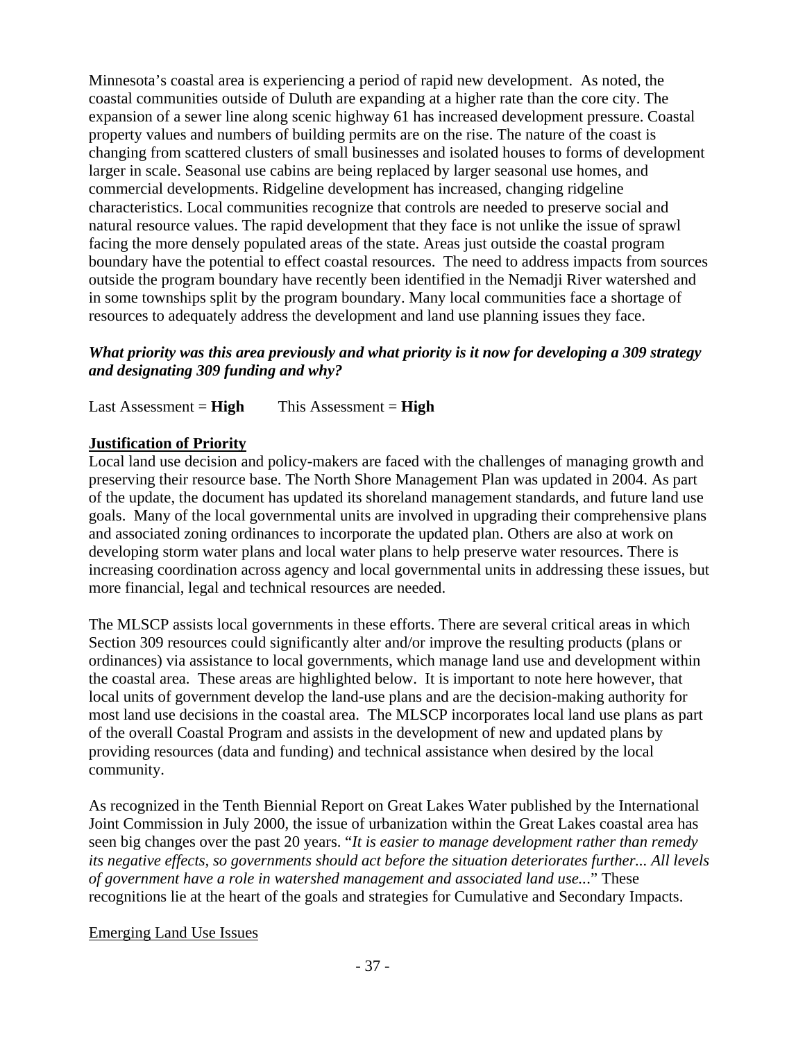Minnesota's coastal area is experiencing a period of rapid new development. As noted, the coastal communities outside of Duluth are expanding at a higher rate than the core city. The expansion of a sewer line along scenic highway 61 has increased development pressure. Coastal property values and numbers of building permits are on the rise. The nature of the coast is changing from scattered clusters of small businesses and isolated houses to forms of development larger in scale. Seasonal use cabins are being replaced by larger seasonal use homes, and commercial developments. Ridgeline development has increased, changing ridgeline characteristics. Local communities recognize that controls are needed to preserve social and natural resource values. The rapid development that they face is not unlike the issue of sprawl facing the more densely populated areas of the state. Areas just outside the coastal program boundary have the potential to effect coastal resources. The need to address impacts from sources outside the program boundary have recently been identified in the Nemadji River watershed and in some townships split by the program boundary. Many local communities face a shortage of resources to adequately address the development and land use planning issues they face.

***What priority was this area previously and what priority is it now for developing a 309 strategy and designating 309 funding and why?***

Last Assessment = **High**  This Assessment = **High**

**Justification of Priority**

Local land use decision and policy-makers are faced with the challenges of managing growth and preserving their resource base. The North Shore Management Plan was updated in 2004. As part of the update, the document has updated its shoreland management standards, and future land use goals. Many of the local governmental units are involved in upgrading their comprehensive plans and associated zoning ordinances to incorporate the updated plan. Others are also at work on developing storm water plans and local water plans to help preserve water resources. There is increasing coordination across agency and local governmental units in addressing these issues, but more financial, legal and technical resources are needed.

The MLSCP assists local governments in these efforts. There are several critical areas in which Section 309 resources could significantly alter and/or improve the resulting products (plans or ordinances) via assistance to local governments, which manage land use and development within the coastal area. These areas are highlighted below. It is important to note here however, that local units of government develop the land-use plans and are the decision-making authority for most land use decisions in the coastal area. The MLSCP incorporates local land use plans as part of the overall Coastal Program and assists in the development of new and updated plans by providing resources (data and funding) and technical assistance when desired by the local community.

As recognized in the Tenth Biennial Report on Great Lakes Water published by the International Joint Commission in July 2000, the issue of urbanization within the Great Lakes coastal area has seen big changes over the past 20 years. "*It is easier to manage development rather than remedy its negative effects, so governments should act before the situation deteriorates further... All levels of government have a role in watershed management and associated land use...*" These recognitions lie at the heart of the goals and strategies for Cumulative and Secondary Impacts.

Emerging Land Use Issues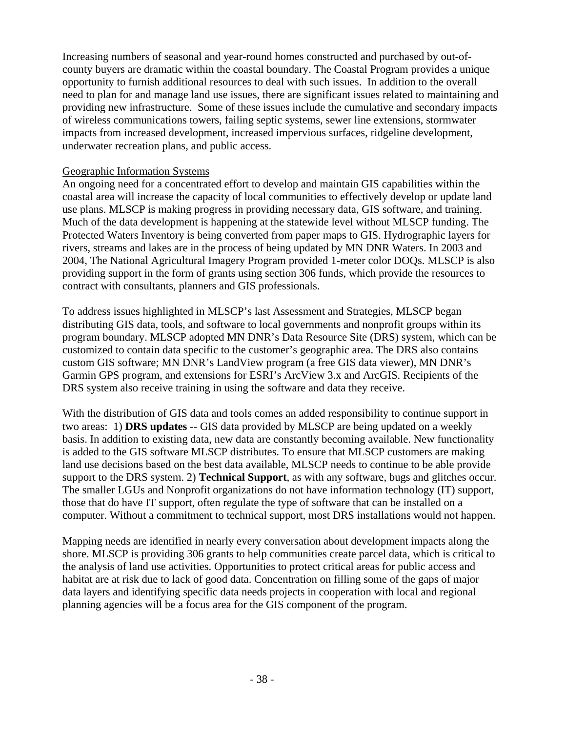Increasing numbers of seasonal and year-round homes constructed and purchased by out-of-county buyers are dramatic within the coastal boundary. The Coastal Program provides a unique opportunity to furnish additional resources to deal with such issues. In addition to the overall need to plan for and manage land use issues, there are significant issues related to maintaining and providing new infrastructure. Some of these issues include the cumulative and secondary impacts of wireless communications towers, failing septic systems, sewer line extensions, stormwater impacts from increased development, increased impervious surfaces, ridgeline development, underwater recreation plans, and public access.

Geographic Information Systems

An ongoing need for a concentrated effort to develop and maintain GIS capabilities within the coastal area will increase the capacity of local communities to effectively develop or update land use plans. MLSCP is making progress in providing necessary data, GIS software, and training. Much of the data development is happening at the statewide level without MLSCP funding. The Protected Waters Inventory is being converted from paper maps to GIS. Hydrographic layers for rivers, streams and lakes are in the process of being updated by MN DNR Waters. In 2003 and 2004, The National Agricultural Imagery Program provided 1-meter color DOQs. MLSCP is also providing support in the form of grants using section 306 funds, which provide the resources to contract with consultants, planners and GIS professionals.

To address issues highlighted in MLSCP's last Assessment and Strategies, MLSCP began distributing GIS data, tools, and software to local governments and nonprofit groups within its program boundary. MLSCP adopted MN DNR's Data Resource Site (DRS) system, which can be customized to contain data specific to the customer's geographic area. The DRS also contains custom GIS software; MN DNR's LandView program (a free GIS data viewer), MN DNR's Garmin GPS program, and extensions for ESRI's ArcView 3.x and ArcGIS. Recipients of the DRS system also receive training in using the software and data they receive.

With the distribution of GIS data and tools comes an added responsibility to continue support in two areas: 1) **DRS updates** -- GIS data provided by MLSCP are being updated on a weekly basis. In addition to existing data, new data are constantly becoming available. New functionality is added to the GIS software MLSCP distributes. To ensure that MLSCP customers are making land use decisions based on the best data available, MLSCP needs to continue to be able provide support to the DRS system. 2) **Technical Support**, as with any software, bugs and glitches occur. The smaller LGUs and Nonprofit organizations do not have information technology (IT) support, those that do have IT support, often regulate the type of software that can be installed on a computer. Without a commitment to technical support, most DRS installations would not happen.

Mapping needs are identified in nearly every conversation about development impacts along the shore. MLSCP is providing 306 grants to help communities create parcel data, which is critical to the analysis of land use activities. Opportunities to protect critical areas for public access and habitat are at risk due to lack of good data. Concentration on filling some of the gaps of major data layers and identifying specific data needs projects in cooperation with local and regional planning agencies will be a focus area for the GIS component of the program.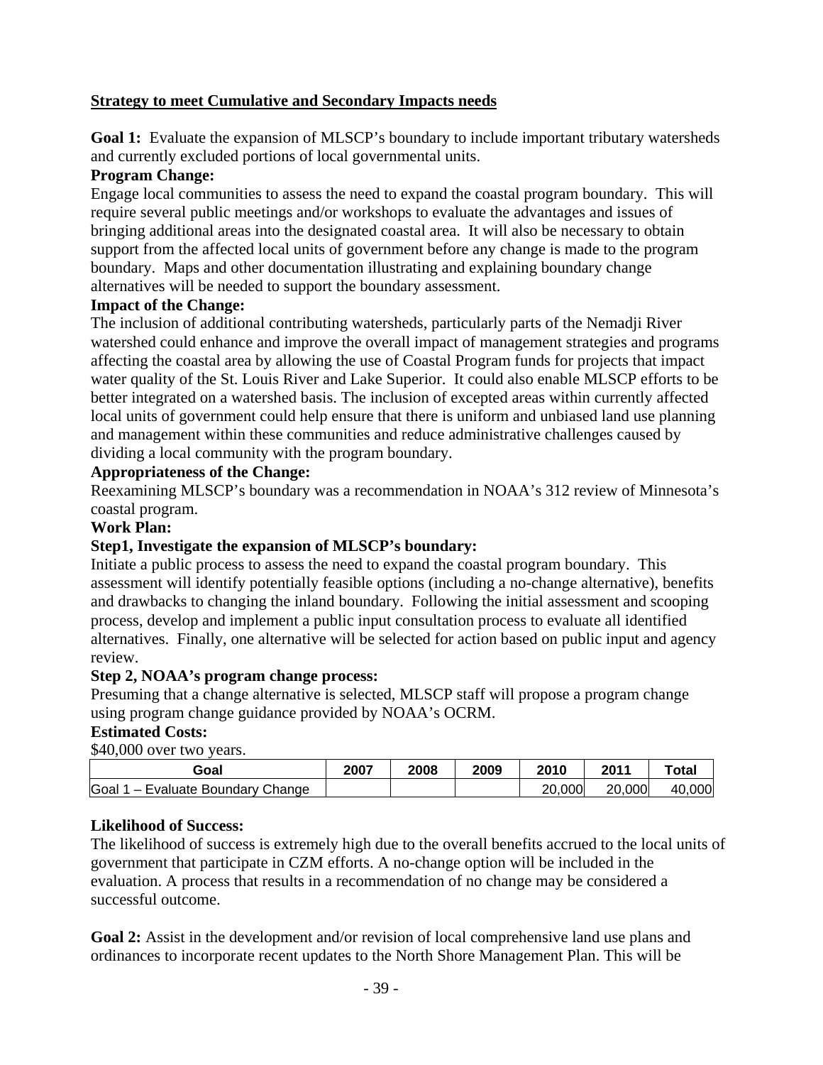**Strategy to meet Cumulative and Secondary Impacts needs**

**Goal 1:** Evaluate the expansion of MLSCP's boundary to include important tributary watersheds and currently excluded portions of local governmental units.

**Program Change:**

Engage local communities to assess the need to expand the coastal program boundary. This will require several public meetings and/or workshops to evaluate the advantages and issues of bringing additional areas into the designated coastal area. It will also be necessary to obtain support from the affected local units of government before any change is made to the program boundary. Maps and other documentation illustrating and explaining boundary change alternatives will be needed to support the boundary assessment.

**Impact of the Change:**

The inclusion of additional contributing watersheds, particularly parts of the Nemadji River watershed could enhance and improve the overall impact of management strategies and programs affecting the coastal area by allowing the use of Coastal Program funds for projects that impact water quality of the St. Louis River and Lake Superior. It could also enable MLSCP efforts to be better integrated on a watershed basis. The inclusion of excepted areas within currently affected local units of government could help ensure that there is uniform and unbiased land use planning and management within these communities and reduce administrative challenges caused by dividing a local community with the program boundary.

**Appropriateness of the Change:**

Reexamining MLSCP's boundary was a recommendation in NOAA's 312 review of Minnesota's coastal program.

**Work Plan:**

**Step1, Investigate the expansion of MLSCP's boundary:**

Initiate a public process to assess the need to expand the coastal program boundary. This assessment will identify potentially feasible options (including a no-change alternative), benefits and drawbacks to changing the inland boundary. Following the initial assessment and scooping process, develop and implement a public input consultation process to evaluate all identified alternatives. Finally, one alternative will be selected for action based on public input and agency review.

**Step 2, NOAA's program change process:**

Presuming that a change alternative is selected, MLSCP staff will propose a program change using program change guidance provided by NOAA's OCRM.

**Estimated Costs:**

$40,000 over two years.

| Goal | 2007 | 2008 | 2009 | 2010 | 2011 | Total |
|---|---|---|---|---|---|---|
| Goal 1 – Evaluate Boundary Change | | | | 20,000 | 20,000 | 40,000 |

**Likelihood of Success:**

The likelihood of success is extremely high due to the overall benefits accrued to the local units of government that participate in CZM efforts. A no-change option will be included in the evaluation. A process that results in a recommendation of no change may be considered a successful outcome.

**Goal 2:** Assist in the development and/or revision of local comprehensive land use plans and ordinances to incorporate recent updates to the North Shore Management Plan. This will be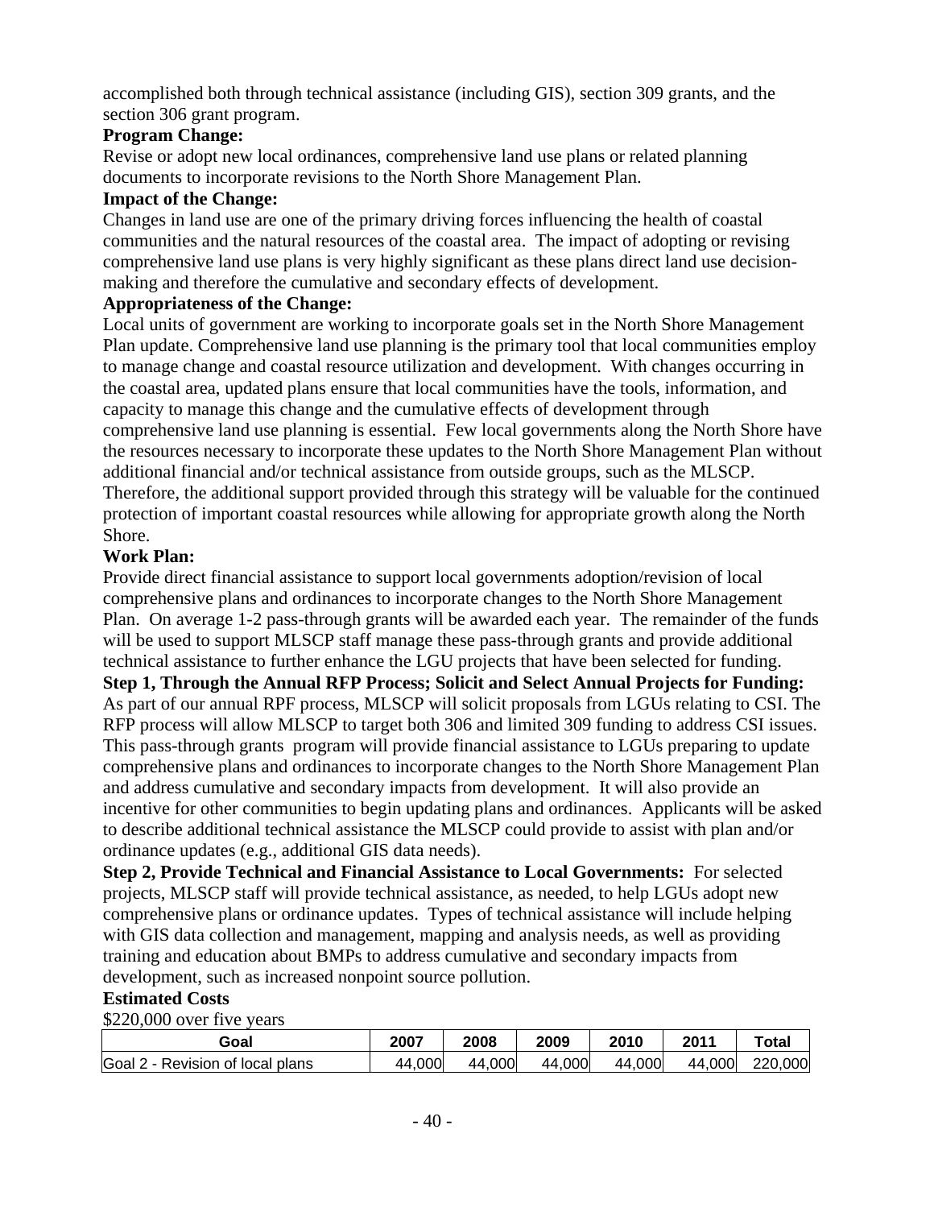accomplished both through technical assistance (including GIS), section 309 grants, and the section 306 grant program.

**Program Change:**

Revise or adopt new local ordinances, comprehensive land use plans or related planning documents to incorporate revisions to the North Shore Management Plan.

**Impact of the Change:**

Changes in land use are one of the primary driving forces influencing the health of coastal communities and the natural resources of the coastal area. The impact of adopting or revising comprehensive land use plans is very highly significant as these plans direct land use decision-making and therefore the cumulative and secondary effects of development.

**Appropriateness of the Change:**

Local units of government are working to incorporate goals set in the North Shore Management Plan update. Comprehensive land use planning is the primary tool that local communities employ to manage change and coastal resource utilization and development. With changes occurring in the coastal area, updated plans ensure that local communities have the tools, information, and capacity to manage this change and the cumulative effects of development through comprehensive land use planning is essential. Few local governments along the North Shore have the resources necessary to incorporate these updates to the North Shore Management Plan without additional financial and/or technical assistance from outside groups, such as the MLSCP. Therefore, the additional support provided through this strategy will be valuable for the continued protection of important coastal resources while allowing for appropriate growth along the North Shore.

**Work Plan:**

Provide direct financial assistance to support local governments adoption/revision of local comprehensive plans and ordinances to incorporate changes to the North Shore Management Plan. On average 1-2 pass-through grants will be awarded each year. The remainder of the funds will be used to support MLSCP staff manage these pass-through grants and provide additional technical assistance to further enhance the LGU projects that have been selected for funding.

**Step 1, Through the Annual RFP Process; Solicit and Select Annual Projects for Funding:** As part of our annual RPF process, MLSCP will solicit proposals from LGUs relating to CSI. The RFP process will allow MLSCP to target both 306 and limited 309 funding to address CSI issues. This pass-through grants program will provide financial assistance to LGUs preparing to update comprehensive plans and ordinances to incorporate changes to the North Shore Management Plan and address cumulative and secondary impacts from development. It will also provide an incentive for other communities to begin updating plans and ordinances. Applicants will be asked to describe additional technical assistance the MLSCP could provide to assist with plan and/or ordinance updates (e.g., additional GIS data needs).

**Step 2, Provide Technical and Financial Assistance to Local Governments:** For selected projects, MLSCP staff will provide technical assistance, as needed, to help LGUs adopt new comprehensive plans or ordinance updates. Types of technical assistance will include helping with GIS data collection and management, mapping and analysis needs, as well as providing training and education about BMPs to address cumulative and secondary impacts from development, such as increased nonpoint source pollution.

**Estimated Costs**

$220,000 over five years

| Goal | 2007 | 2008 | 2009 | 2010 | 2011 | Total |
|---|---|---|---|---|---|---|
| Goal 2 - Revision of local plans | 44,000 | 44,000 | 44,000 | 44,000 | 44,000 | 220,000 |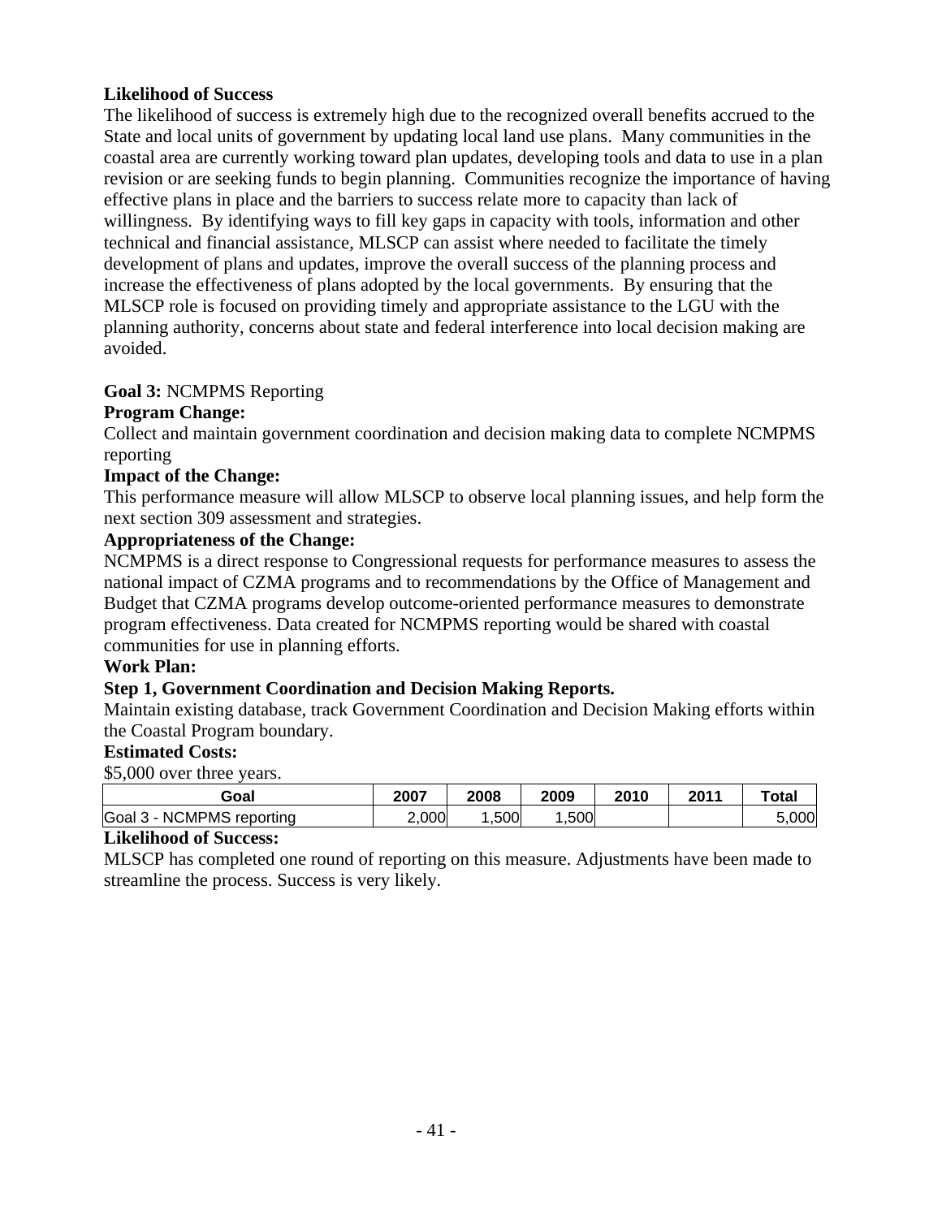**Likelihood of Success**

The likelihood of success is extremely high due to the recognized overall benefits accrued to the State and local units of government by updating local land use plans. Many communities in the coastal area are currently working toward plan updates, developing tools and data to use in a plan revision or are seeking funds to begin planning. Communities recognize the importance of having effective plans in place and the barriers to success relate more to capacity than lack of willingness. By identifying ways to fill key gaps in capacity with tools, information and other technical and financial assistance, MLSCP can assist where needed to facilitate the timely development of plans and updates, improve the overall success of the planning process and increase the effectiveness of plans adopted by the local governments. By ensuring that the MLSCP role is focused on providing timely and appropriate assistance to the LGU with the planning authority, concerns about state and federal interference into local decision making are avoided.

**Goal 3:** NCMPMS Reporting

**Program Change:**

Collect and maintain government coordination and decision making data to complete NCMPMS reporting

**Impact of the Change:**

This performance measure will allow MLSCP to observe local planning issues, and help form the next section 309 assessment and strategies.

**Appropriateness of the Change:**

NCMPMS is a direct response to Congressional requests for performance measures to assess the national impact of CZMA programs and to recommendations by the Office of Management and Budget that CZMA programs develop outcome-oriented performance measures to demonstrate program effectiveness. Data created for NCMPMS reporting would be shared with coastal communities for use in planning efforts.

**Work Plan:**

**Step 1, Government Coordination and Decision Making Reports.**

Maintain existing database, track Government Coordination and Decision Making efforts within the Coastal Program boundary.

**Estimated Costs:**

$5,000 over three years.

| Goal | 2007 | 2008 | 2009 | 2010 | 2011 | Total |
|---|---|---|---|---|---|---|
| Goal 3 - NCMPMS reporting | 2,000 | 1,500 | 1,500 | | | 5,000 |

**Likelihood of Success:**

MLSCP has completed one round of reporting on this measure. Adjustments have been made to streamline the process. Success is very likely.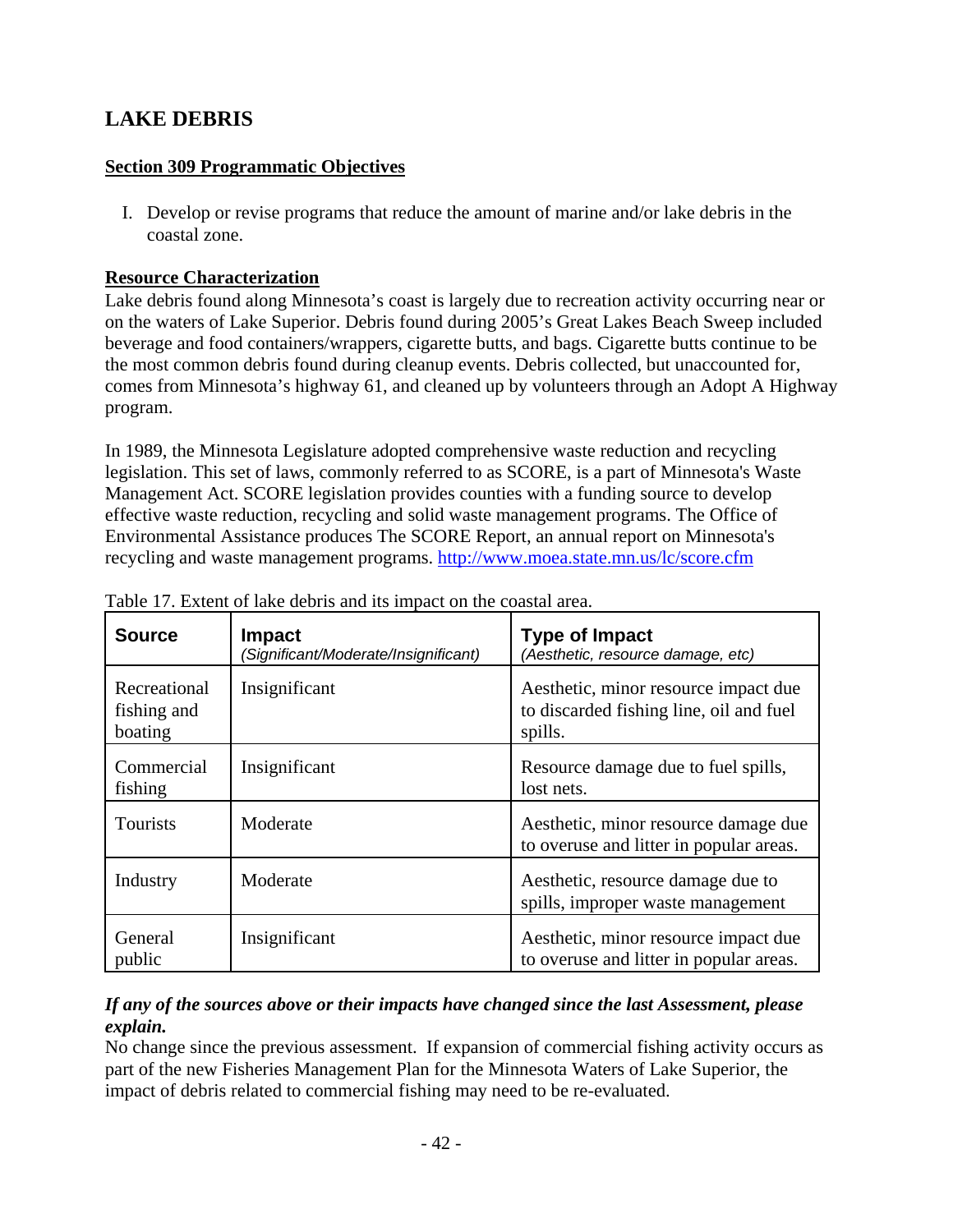# LAKE DEBRIS

## Section 309 Programmatic Objectives

I. Develop or revise programs that reduce the amount of marine and/or lake debris in the coastal zone.

## Resource Characterization

Lake debris found along Minnesota's coast is largely due to recreation activity occurring near or on the waters of Lake Superior. Debris found during 2005's Great Lakes Beach Sweep included beverage and food containers/wrappers, cigarette butts, and bags. Cigarette butts continue to be the most common debris found during cleanup events. Debris collected, but unaccounted for, comes from Minnesota's highway 61, and cleaned up by volunteers through an Adopt A Highway program.

In 1989, the Minnesota Legislature adopted comprehensive waste reduction and recycling legislation. This set of laws, commonly referred to as SCORE, is a part of Minnesota's Waste Management Act. SCORE legislation provides counties with a funding source to develop effective waste reduction, recycling and solid waste management programs. The Office of Environmental Assistance produces The SCORE Report, an annual report on Minnesota's recycling and waste management programs. http://www.moea.state.mn.us/lc/score.cfm

Table 17. Extent of lake debris and its impact on the coastal area.

| Source | Impact *(Significant/Moderate/Insignificant)* | Type of Impact *(Aesthetic, resource damage, etc)* |
|---|---|---|
| Recreational fishing and boating | Insignificant | Aesthetic, minor resource impact due to discarded fishing line, oil and fuel spills. |
| Commercial fishing | Insignificant | Resource damage due to fuel spills, lost nets. |
| Tourists | Moderate | Aesthetic, minor resource damage due to overuse and litter in popular areas. |
| Industry | Moderate | Aesthetic, resource damage due to spills, improper waste management |
| General public | Insignificant | Aesthetic, minor resource impact due to overuse and litter in popular areas. |

***If any of the sources above or their impacts have changed since the last Assessment, please explain.***

No change since the previous assessment. If expansion of commercial fishing activity occurs as part of the new Fisheries Management Plan for the Minnesota Waters of Lake Superior, the impact of debris related to commercial fishing may need to be re-evaluated.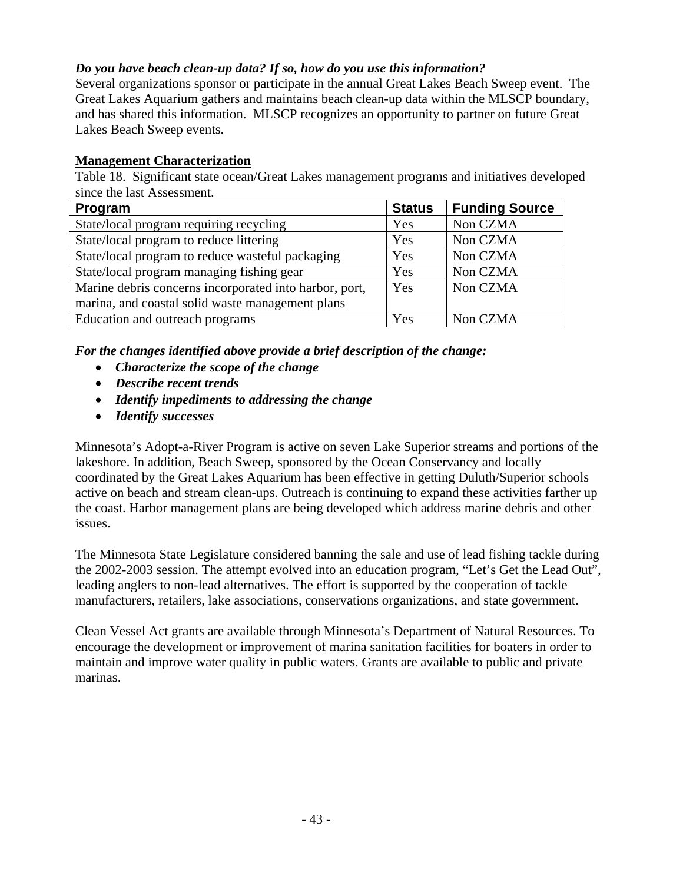*Do you have beach clean-up data? If so, how do you use this information?*
Several organizations sponsor or participate in the annual Great Lakes Beach Sweep event. The Great Lakes Aquarium gathers and maintains beach clean-up data within the MLSCP boundary, and has shared this information. MLSCP recognizes an opportunity to partner on future Great Lakes Beach Sweep events.

**Management Characterization**

Table 18. Significant state ocean/Great Lakes management programs and initiatives developed since the last Assessment.

| Program | Status | Funding Source |
|---|---|---|
| State/local program requiring recycling | Yes | Non CZMA |
| State/local program to reduce littering | Yes | Non CZMA |
| State/local program to reduce wasteful packaging | Yes | Non CZMA |
| State/local program managing fishing gear | Yes | Non CZMA |
| Marine debris concerns incorporated into harbor, port, marina, and coastal solid waste management plans | Yes | Non CZMA |
| Education and outreach programs | Yes | Non CZMA |

***For the changes identified above provide a brief description of the change:***

- ***Characterize the scope of the change***
- ***Describe recent trends***
- ***Identify impediments to addressing the change***
- ***Identify successes***

Minnesota's Adopt-a-River Program is active on seven Lake Superior streams and portions of the lakeshore. In addition, Beach Sweep, sponsored by the Ocean Conservancy and locally coordinated by the Great Lakes Aquarium has been effective in getting Duluth/Superior schools active on beach and stream clean-ups. Outreach is continuing to expand these activities farther up the coast. Harbor management plans are being developed which address marine debris and other issues.

The Minnesota State Legislature considered banning the sale and use of lead fishing tackle during the 2002-2003 session. The attempt evolved into an education program, "Let's Get the Lead Out", leading anglers to non-lead alternatives. The effort is supported by the cooperation of tackle manufacturers, retailers, lake associations, conservations organizations, and state government.

Clean Vessel Act grants are available through Minnesota's Department of Natural Resources. To encourage the development or improvement of marina sanitation facilities for boaters in order to maintain and improve water quality in public waters. Grants are available to public and private marinas.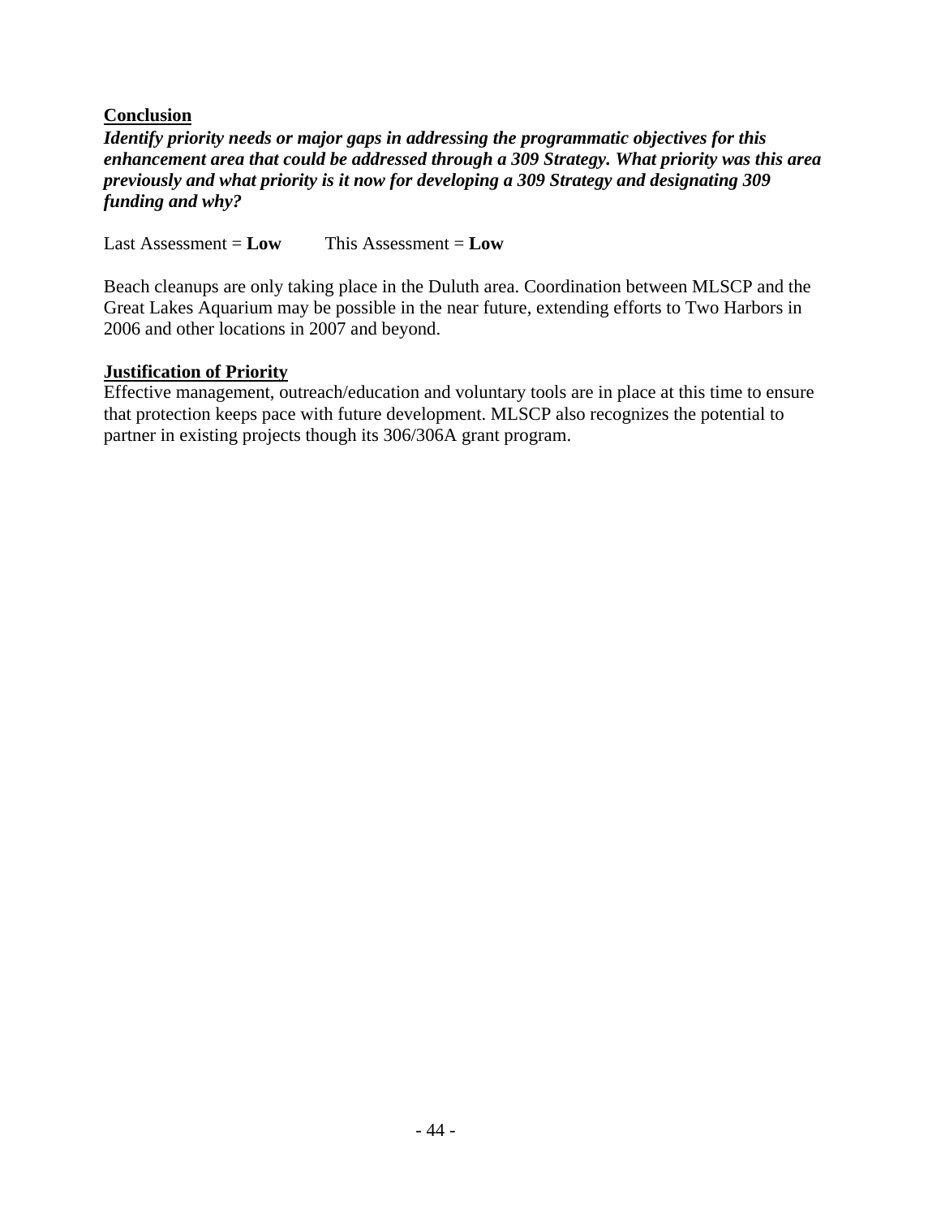**Conclusion**

***Identify priority needs or major gaps in addressing the programmatic objectives for this enhancement area that could be addressed through a 309 Strategy. What priority was this area previously and what priority is it now for developing a 309 Strategy and designating 309 funding and why?***

Last Assessment = **Low**  This Assessment = **Low**

Beach cleanups are only taking place in the Duluth area. Coordination between MLSCP and the Great Lakes Aquarium may be possible in the near future, extending efforts to Two Harbors in 2006 and other locations in 2007 and beyond.

**Justification of Priority**

Effective management, outreach/education and voluntary tools are in place at this time to ensure that protection keeps pace with future development. MLSCP also recognizes the potential to partner in existing projects though its 306/306A grant program.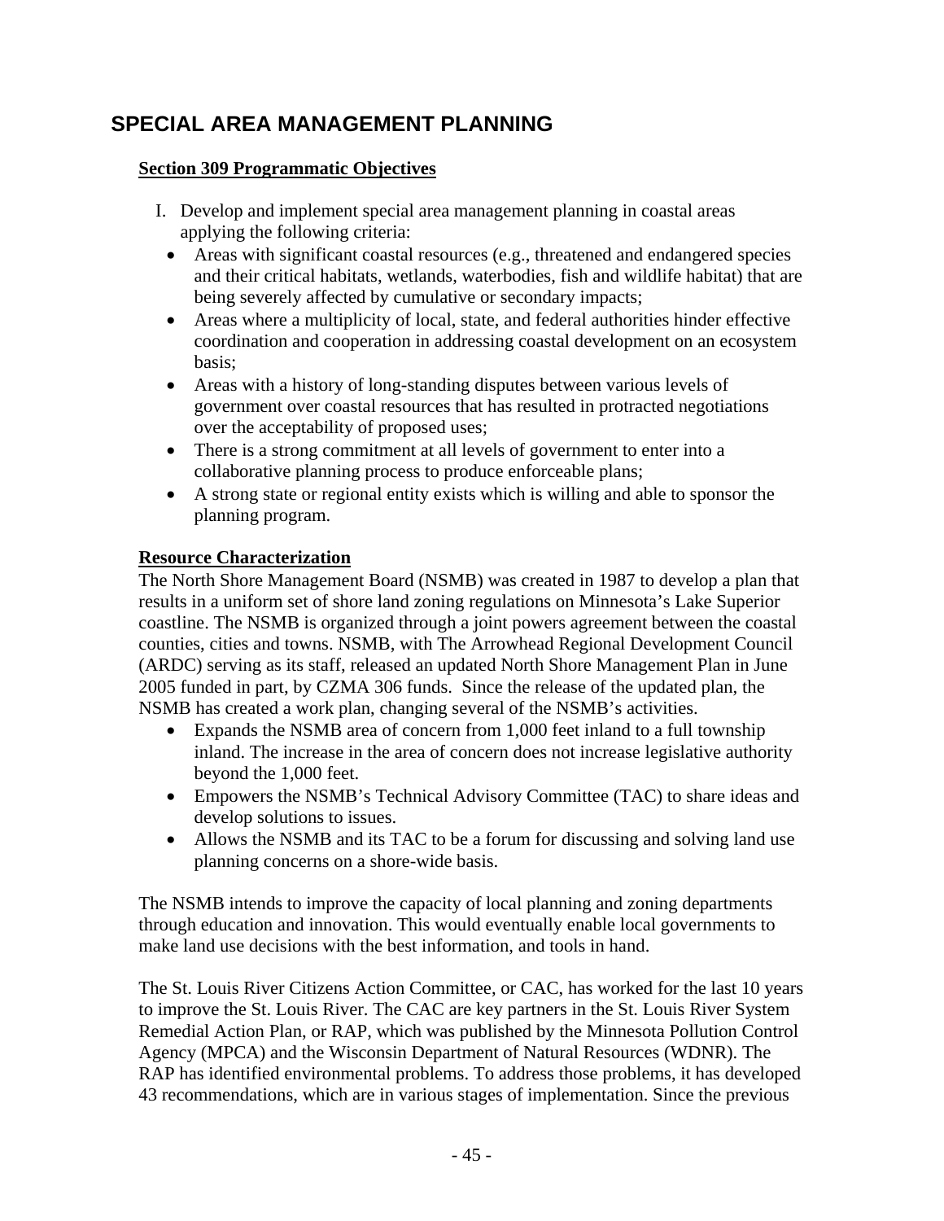# SPECIAL AREA MANAGEMENT PLANNING

**Section 309 Programmatic Objectives**

I. Develop and implement special area management planning in coastal areas applying the following criteria:
   - Areas with significant coastal resources (e.g., threatened and endangered species and their critical habitats, wetlands, waterbodies, fish and wildlife habitat) that are being severely affected by cumulative or secondary impacts;
   - Areas where a multiplicity of local, state, and federal authorities hinder effective coordination and cooperation in addressing coastal development on an ecosystem basis;
   - Areas with a history of long-standing disputes between various levels of government over coastal resources that has resulted in protracted negotiations over the acceptability of proposed uses;
   - There is a strong commitment at all levels of government to enter into a collaborative planning process to produce enforceable plans;
   - A strong state or regional entity exists which is willing and able to sponsor the planning program.

**Resource Characterization**

The North Shore Management Board (NSMB) was created in 1987 to develop a plan that results in a uniform set of shore land zoning regulations on Minnesota's Lake Superior coastline. The NSMB is organized through a joint powers agreement between the coastal counties, cities and towns. NSMB, with The Arrowhead Regional Development Council (ARDC) serving as its staff, released an updated North Shore Management Plan in June 2005 funded in part, by CZMA 306 funds. Since the release of the updated plan, the NSMB has created a work plan, changing several of the NSMB's activities.

- Expands the NSMB area of concern from 1,000 feet inland to a full township inland. The increase in the area of concern does not increase legislative authority beyond the 1,000 feet.
- Empowers the NSMB's Technical Advisory Committee (TAC) to share ideas and develop solutions to issues.
- Allows the NSMB and its TAC to be a forum for discussing and solving land use planning concerns on a shore-wide basis.

The NSMB intends to improve the capacity of local planning and zoning departments through education and innovation. This would eventually enable local governments to make land use decisions with the best information, and tools in hand.

The St. Louis River Citizens Action Committee, or CAC, has worked for the last 10 years to improve the St. Louis River. The CAC are key partners in the St. Louis River System Remedial Action Plan, or RAP, which was published by the Minnesota Pollution Control Agency (MPCA) and the Wisconsin Department of Natural Resources (WDNR). The RAP has identified environmental problems. To address those problems, it has developed 43 recommendations, which are in various stages of implementation. Since the previous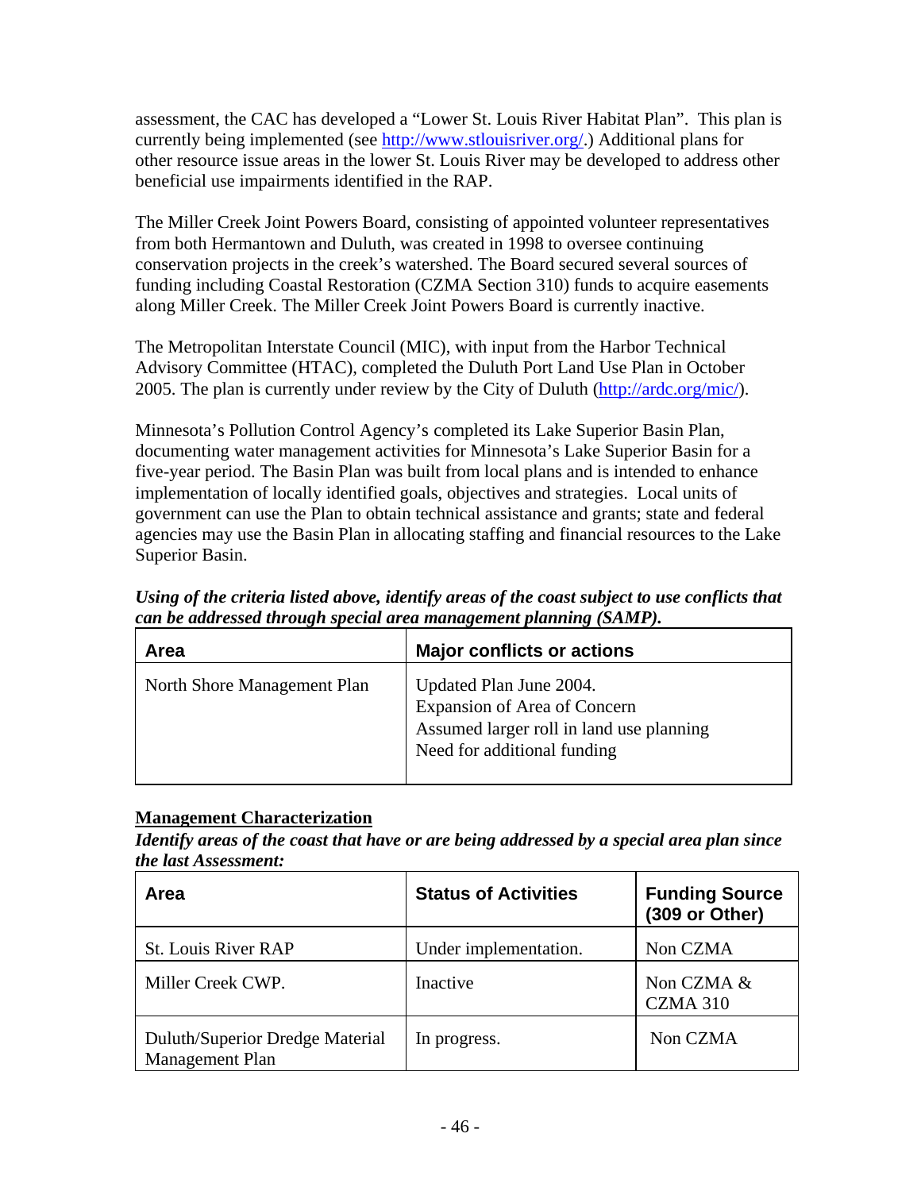assessment, the CAC has developed a "Lower St. Louis River Habitat Plan". This plan is currently being implemented (see http://www.stlouisriver.org/.) Additional plans for other resource issue areas in the lower St. Louis River may be developed to address other beneficial use impairments identified in the RAP.

The Miller Creek Joint Powers Board, consisting of appointed volunteer representatives from both Hermantown and Duluth, was created in 1998 to oversee continuing conservation projects in the creek's watershed. The Board secured several sources of funding including Coastal Restoration (CZMA Section 310) funds to acquire easements along Miller Creek. The Miller Creek Joint Powers Board is currently inactive.

The Metropolitan Interstate Council (MIC), with input from the Harbor Technical Advisory Committee (HTAC), completed the Duluth Port Land Use Plan in October 2005. The plan is currently under review by the City of Duluth (http://ardc.org/mic/).

Minnesota's Pollution Control Agency's completed its Lake Superior Basin Plan, documenting water management activities for Minnesota's Lake Superior Basin for a five-year period. The Basin Plan was built from local plans and is intended to enhance implementation of locally identified goals, objectives and strategies. Local units of government can use the Plan to obtain technical assistance and grants; state and federal agencies may use the Basin Plan in allocating staffing and financial resources to the Lake Superior Basin.

***Using of the criteria listed above, identify areas of the coast subject to use conflicts that can be addressed through special area management planning (SAMP).***

| Area | Major conflicts or actions |
|---|---|
| North Shore Management Plan | Updated Plan June 2004.<br>Expansion of Area of Concern<br>Assumed larger roll in land use planning<br>Need for additional funding |

**Management Characterization**

***Identify areas of the coast that have or are being addressed by a special area plan since the last Assessment:***

| Area | Status of Activities | Funding Source (309 or Other) |
|---|---|---|
| St. Louis River RAP | Under implementation. | Non CZMA |
| Miller Creek CWP. | Inactive | Non CZMA & CZMA 310 |
| Duluth/Superior Dredge Material Management Plan | In progress. | Non CZMA |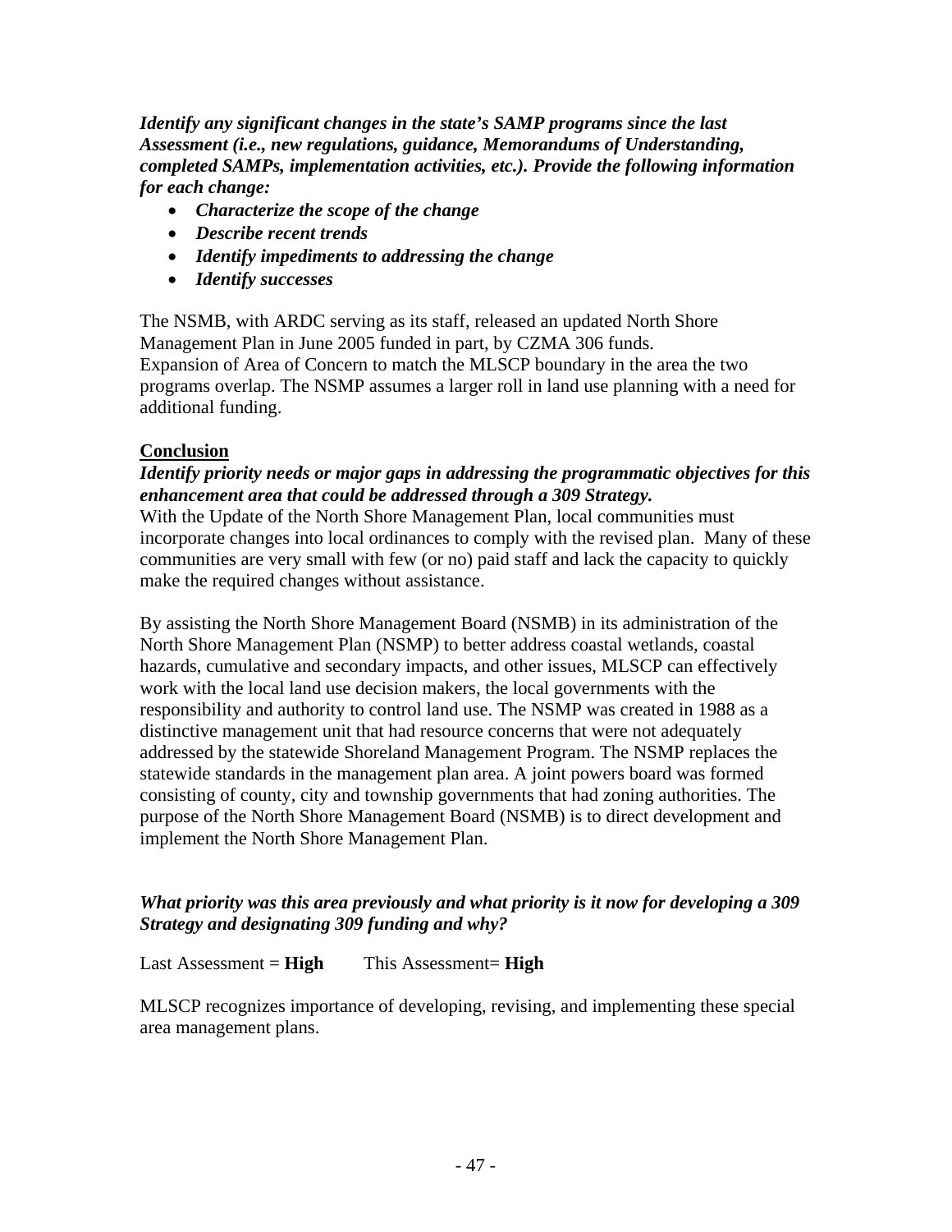***Identify any significant changes in the state's SAMP programs since the last Assessment (i.e., new regulations, guidance, Memorandums of Understanding, completed SAMPs, implementation activities, etc.). Provide the following information for each change:***

- ***Characterize the scope of the change***
- ***Describe recent trends***
- ***Identify impediments to addressing the change***
- ***Identify successes***

The NSMB, with ARDC serving as its staff, released an updated North Shore Management Plan in June 2005 funded in part, by CZMA 306 funds.
Expansion of Area of Concern to match the MLSCP boundary in the area the two programs overlap. The NSMP assumes a larger roll in land use planning with a need for additional funding.

**Conclusion**

***Identify priority needs or major gaps in addressing the programmatic objectives for this enhancement area that could be addressed through a 309 Strategy.***
With the Update of the North Shore Management Plan, local communities must incorporate changes into local ordinances to comply with the revised plan. Many of these communities are very small with few (or no) paid staff and lack the capacity to quickly make the required changes without assistance.

By assisting the North Shore Management Board (NSMB) in its administration of the North Shore Management Plan (NSMP) to better address coastal wetlands, coastal hazards, cumulative and secondary impacts, and other issues, MLSCP can effectively work with the local land use decision makers, the local governments with the responsibility and authority to control land use. The NSMP was created in 1988 as a distinctive management unit that had resource concerns that were not adequately addressed by the statewide Shoreland Management Program. The NSMP replaces the statewide standards in the management plan area. A joint powers board was formed consisting of county, city and township governments that had zoning authorities. The purpose of the North Shore Management Board (NSMB) is to direct development and implement the North Shore Management Plan.

***What priority was this area previously and what priority is it now for developing a 309 Strategy and designating 309 funding and why?***

Last Assessment = **High** This Assessment= **High**

MLSCP recognizes importance of developing, revising, and implementing these special area management plans.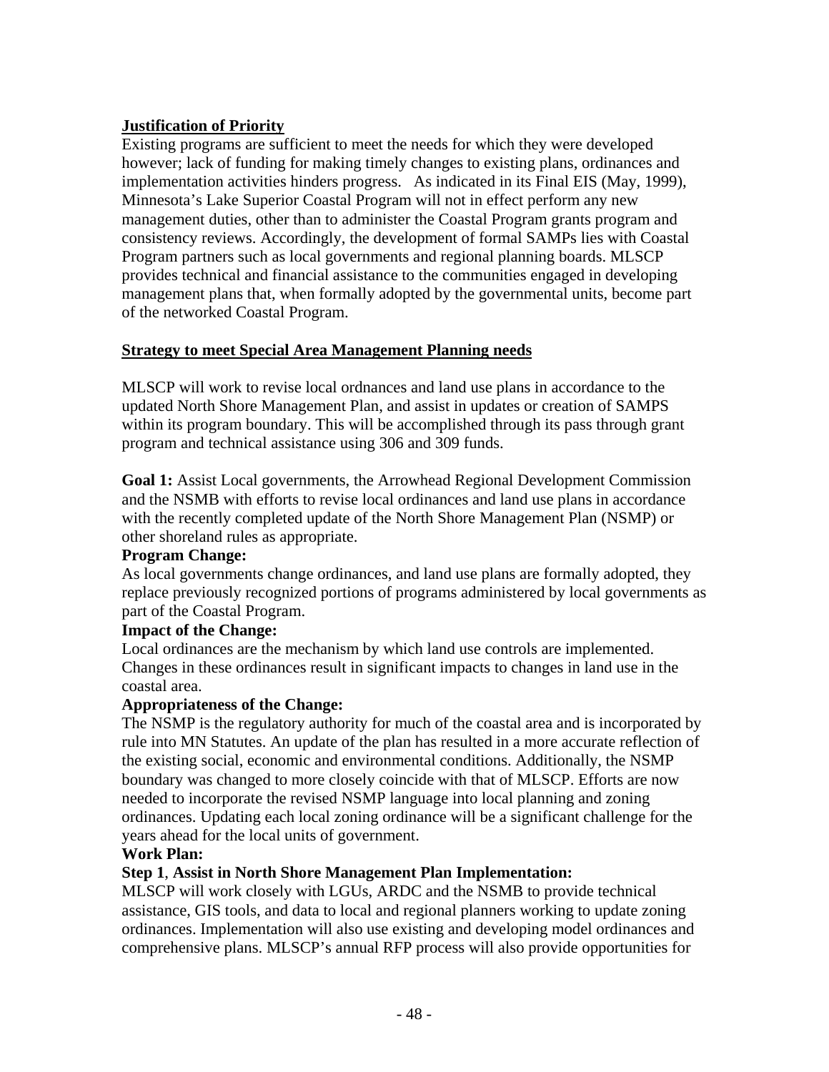**Justification of Priority**

Existing programs are sufficient to meet the needs for which they were developed however; lack of funding for making timely changes to existing plans, ordinances and implementation activities hinders progress. As indicated in its Final EIS (May, 1999), Minnesota's Lake Superior Coastal Program will not in effect perform any new management duties, other than to administer the Coastal Program grants program and consistency reviews. Accordingly, the development of formal SAMPs lies with Coastal Program partners such as local governments and regional planning boards. MLSCP provides technical and financial assistance to the communities engaged in developing management plans that, when formally adopted by the governmental units, become part of the networked Coastal Program.

**Strategy to meet Special Area Management Planning needs**

MLSCP will work to revise local ordnances and land use plans in accordance to the updated North Shore Management Plan, and assist in updates or creation of SAMPS within its program boundary. This will be accomplished through its pass through grant program and technical assistance using 306 and 309 funds.

**Goal 1:** Assist Local governments, the Arrowhead Regional Development Commission and the NSMB with efforts to revise local ordinances and land use plans in accordance with the recently completed update of the North Shore Management Plan (NSMP) or other shoreland rules as appropriate.

**Program Change:**

As local governments change ordinances, and land use plans are formally adopted, they replace previously recognized portions of programs administered by local governments as part of the Coastal Program.

**Impact of the Change:**

Local ordinances are the mechanism by which land use controls are implemented. Changes in these ordinances result in significant impacts to changes in land use in the coastal area.

**Appropriateness of the Change:**

The NSMP is the regulatory authority for much of the coastal area and is incorporated by rule into MN Statutes. An update of the plan has resulted in a more accurate reflection of the existing social, economic and environmental conditions. Additionally, the NSMP boundary was changed to more closely coincide with that of MLSCP. Efforts are now needed to incorporate the revised NSMP language into local planning and zoning ordinances. Updating each local zoning ordinance will be a significant challenge for the years ahead for the local units of government.

**Work Plan:**

**Step 1**, **Assist in North Shore Management Plan Implementation:**

MLSCP will work closely with LGUs, ARDC and the NSMB to provide technical assistance, GIS tools, and data to local and regional planners working to update zoning ordinances. Implementation will also use existing and developing model ordinances and comprehensive plans. MLSCP's annual RFP process will also provide opportunities for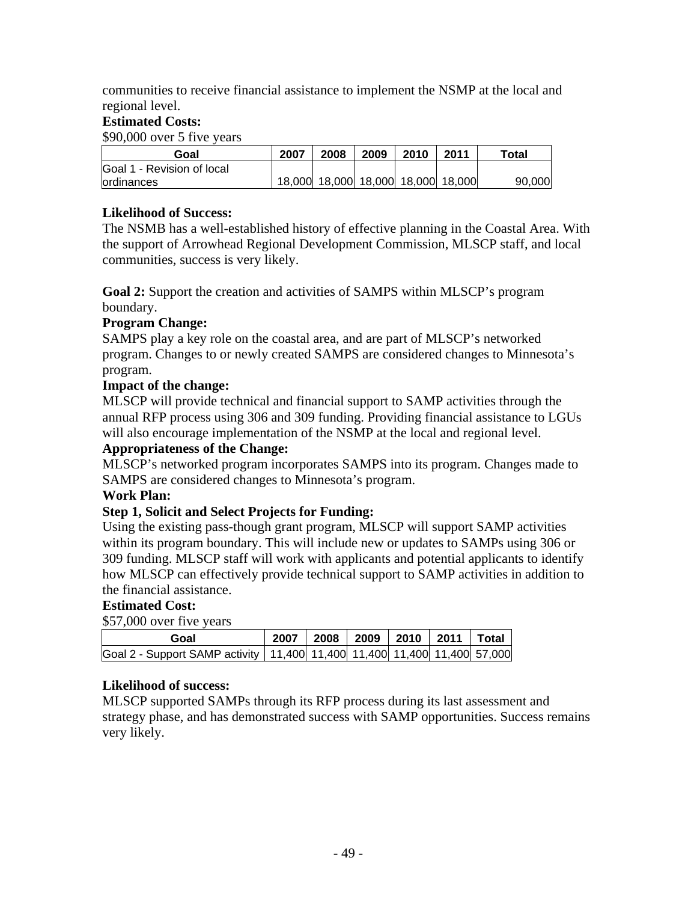communities to receive financial assistance to implement the NSMP at the local and regional level.

**Estimated Costs:**

$90,000 over 5 five years

| Goal | 2007 | 2008 | 2009 | 2010 | 2011 | Total |
|---|---|---|---|---|---|---|
| Goal 1 - Revision of local ordinances | 18,000 | 18,000 | 18,000 | 18,000 | 18,000 | 90,000 |

**Likelihood of Success:**

The NSMB has a well-established history of effective planning in the Coastal Area. With the support of Arrowhead Regional Development Commission, MLSCP staff, and local communities, success is very likely.

**Goal 2:** Support the creation and activities of SAMPS within MLSCP's program boundary.

**Program Change:**

SAMPS play a key role on the coastal area, and are part of MLSCP's networked program. Changes to or newly created SAMPS are considered changes to Minnesota's program.

**Impact of the change:**

MLSCP will provide technical and financial support to SAMP activities through the annual RFP process using 306 and 309 funding. Providing financial assistance to LGUs will also encourage implementation of the NSMP at the local and regional level.

**Appropriateness of the Change:**

MLSCP's networked program incorporates SAMPS into its program. Changes made to SAMPS are considered changes to Minnesota's program.

**Work Plan:**

**Step 1, Solicit and Select Projects for Funding:**

Using the existing pass-though grant program, MLSCP will support SAMP activities within its program boundary. This will include new or updates to SAMPs using 306 or 309 funding. MLSCP staff will work with applicants and potential applicants to identify how MLSCP can effectively provide technical support to SAMP activities in addition to the financial assistance.

**Estimated Cost:**

$57,000 over five years

| Goal | 2007 | 2008 | 2009 | 2010 | 2011 | Total |
|---|---|---|---|---|---|---|
| Goal 2 - Support SAMP activity | 11,400 | 11,400 | 11,400 | 11,400 | 11,400 | 57,000 |

**Likelihood of success:**

MLSCP supported SAMPs through its RFP process during its last assessment and strategy phase, and has demonstrated success with SAMP opportunities. Success remains very likely.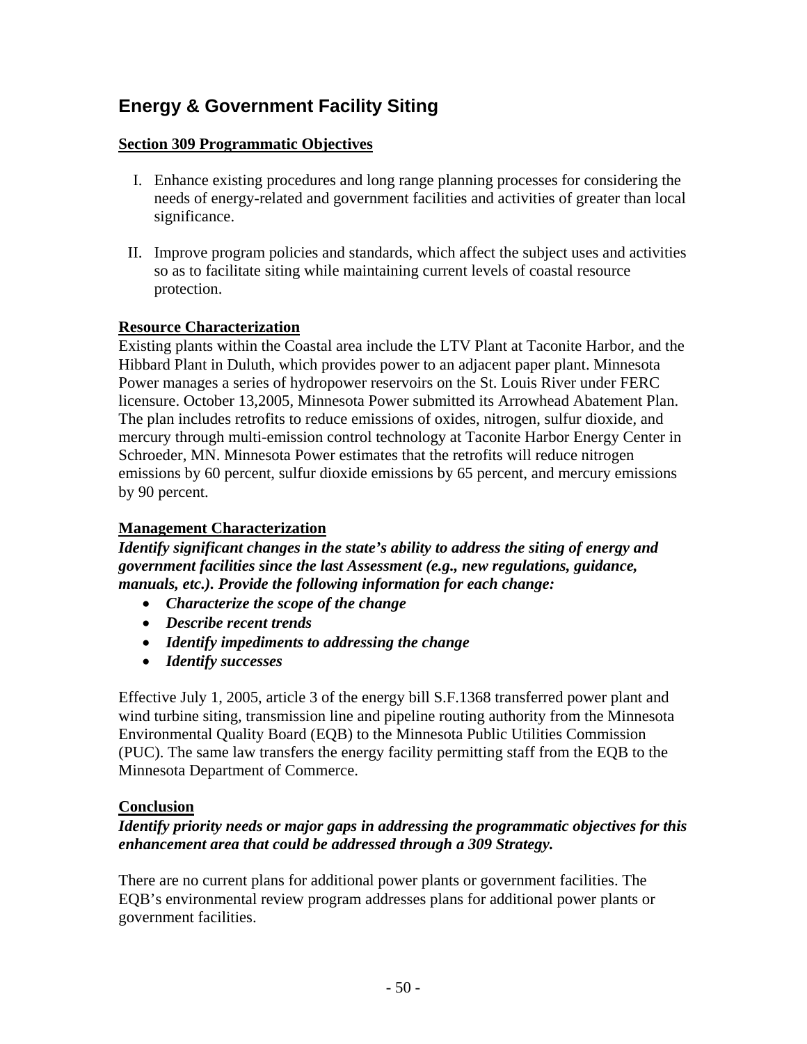## Energy & Government Facility Siting

**Section 309 Programmatic Objectives**

I. Enhance existing procedures and long range planning processes for considering the needs of energy-related and government facilities and activities of greater than local significance.

II. Improve program policies and standards, which affect the subject uses and activities so as to facilitate siting while maintaining current levels of coastal resource protection.

**Resource Characterization**

Existing plants within the Coastal area include the LTV Plant at Taconite Harbor, and the Hibbard Plant in Duluth, which provides power to an adjacent paper plant. Minnesota Power manages a series of hydropower reservoirs on the St. Louis River under FERC licensure. October 13,2005, Minnesota Power submitted its Arrowhead Abatement Plan. The plan includes retrofits to reduce emissions of oxides, nitrogen, sulfur dioxide, and mercury through multi-emission control technology at Taconite Harbor Energy Center in Schroeder, MN. Minnesota Power estimates that the retrofits will reduce nitrogen emissions by 60 percent, sulfur dioxide emissions by 65 percent, and mercury emissions by 90 percent.

**Management Characterization**

***Identify significant changes in the state's ability to address the siting of energy and government facilities since the last Assessment (e.g., new regulations, guidance, manuals, etc.). Provide the following information for each change:***

- ***Characterize the scope of the change***
- ***Describe recent trends***
- ***Identify impediments to addressing the change***
- ***Identify successes***

Effective July 1, 2005, article 3 of the energy bill S.F.1368 transferred power plant and wind turbine siting, transmission line and pipeline routing authority from the Minnesota Environmental Quality Board (EQB) to the Minnesota Public Utilities Commission (PUC). The same law transfers the energy facility permitting staff from the EQB to the Minnesota Department of Commerce.

**Conclusion**

***Identify priority needs or major gaps in addressing the programmatic objectives for this enhancement area that could be addressed through a 309 Strategy.***

There are no current plans for additional power plants or government facilities. The EQB's environmental review program addresses plans for additional power plants or government facilities.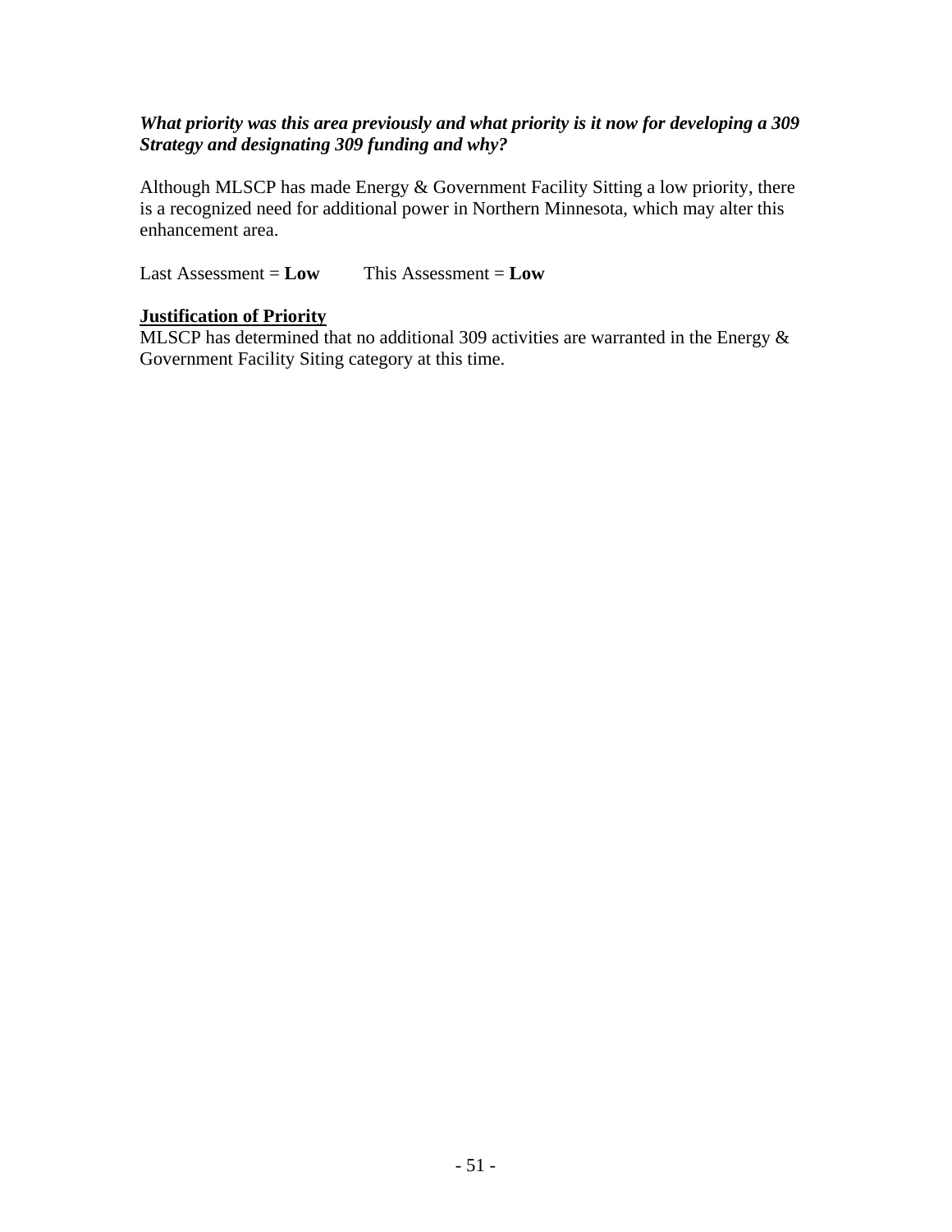***What priority was this area previously and what priority is it now for developing a 309 Strategy and designating 309 funding and why?***

Although MLSCP has made Energy & Government Facility Sitting a low priority, there is a recognized need for additional power in Northern Minnesota, which may alter this enhancement area.

Last Assessment = **Low** This Assessment = **Low**

**Justification of Priority**

MLSCP has determined that no additional 309 activities are warranted in the Energy & Government Facility Siting category at this time.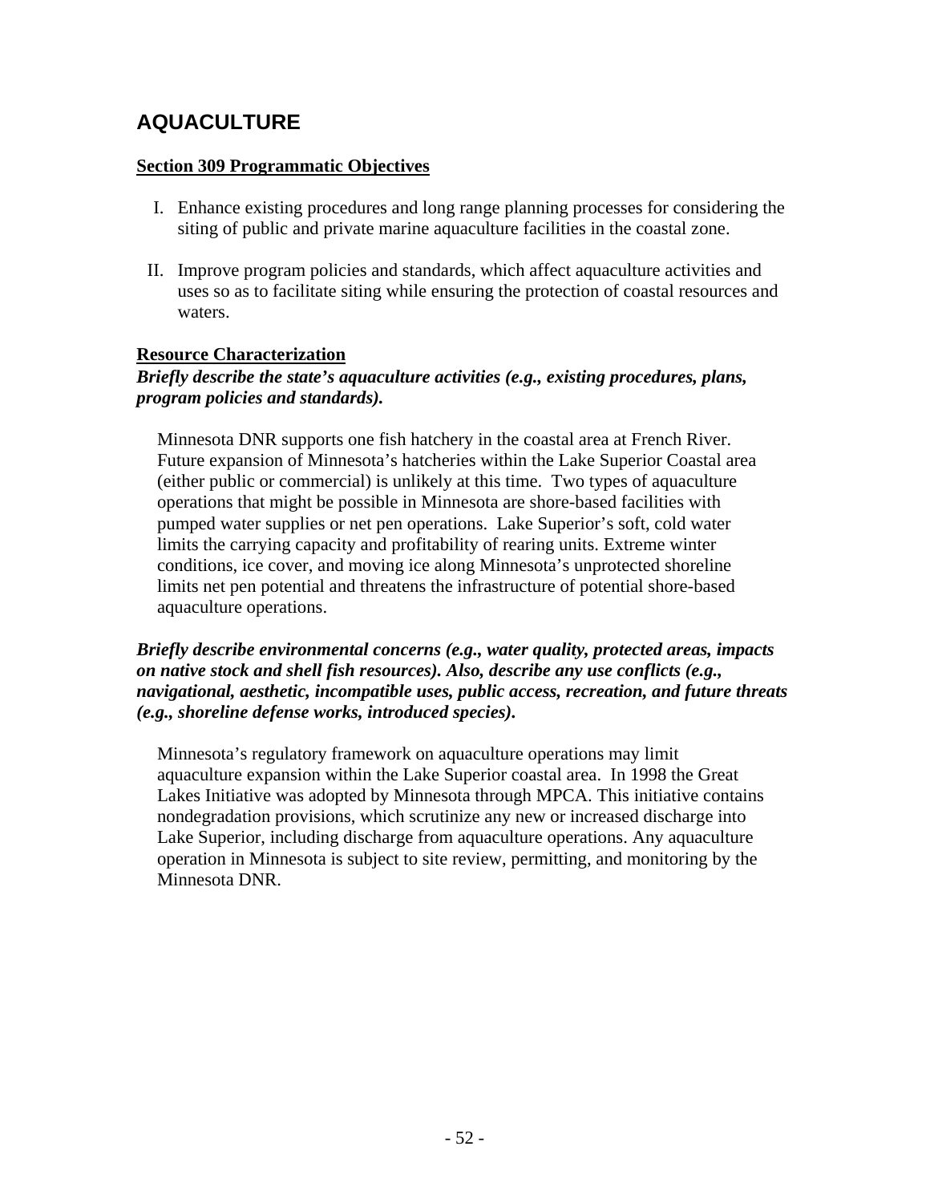## AQUACULTURE

**Section 309 Programmatic Objectives**

I. Enhance existing procedures and long range planning processes for considering the siting of public and private marine aquaculture facilities in the coastal zone.

II. Improve program policies and standards, which affect aquaculture activities and uses so as to facilitate siting while ensuring the protection of coastal resources and waters.

**Resource Characterization**

***Briefly describe the state's aquaculture activities (e.g., existing procedures, plans, program policies and standards).***

Minnesota DNR supports one fish hatchery in the coastal area at French River. Future expansion of Minnesota's hatcheries within the Lake Superior Coastal area (either public or commercial) is unlikely at this time. Two types of aquaculture operations that might be possible in Minnesota are shore-based facilities with pumped water supplies or net pen operations. Lake Superior's soft, cold water limits the carrying capacity and profitability of rearing units. Extreme winter conditions, ice cover, and moving ice along Minnesota's unprotected shoreline limits net pen potential and threatens the infrastructure of potential shore-based aquaculture operations.

***Briefly describe environmental concerns (e.g., water quality, protected areas, impacts on native stock and shell fish resources). Also, describe any use conflicts (e.g., navigational, aesthetic, incompatible uses, public access, recreation, and future threats (e.g., shoreline defense works, introduced species).***

Minnesota's regulatory framework on aquaculture operations may limit aquaculture expansion within the Lake Superior coastal area. In 1998 the Great Lakes Initiative was adopted by Minnesota through MPCA. This initiative contains nondegradation provisions, which scrutinize any new or increased discharge into Lake Superior, including discharge from aquaculture operations. Any aquaculture operation in Minnesota is subject to site review, permitting, and monitoring by the Minnesota DNR.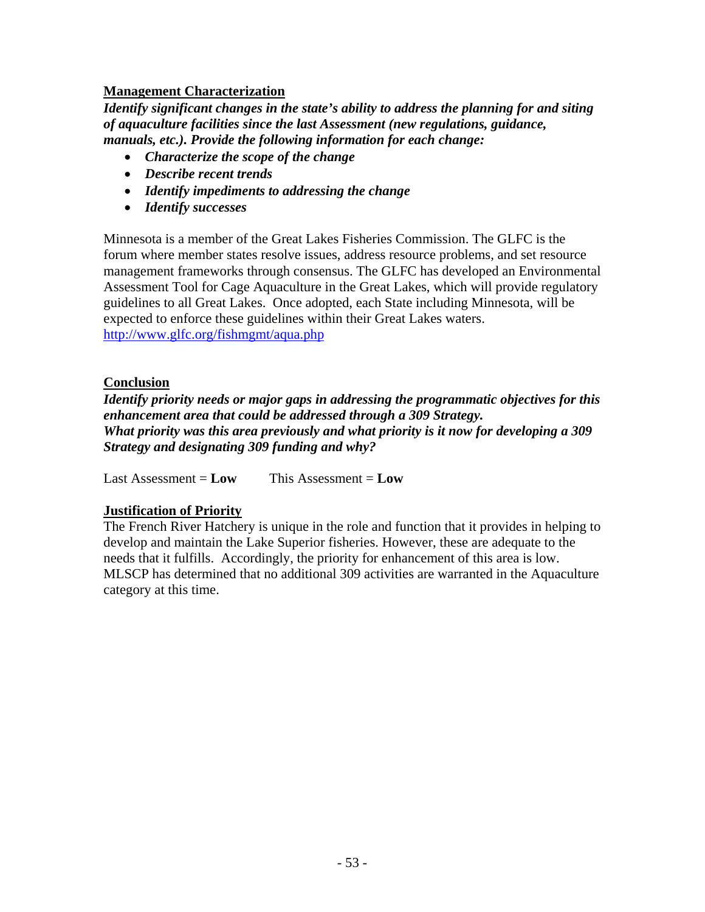**Management Characterization**

***Identify significant changes in the state's ability to address the planning for and siting of aquaculture facilities since the last Assessment (new regulations, guidance, manuals, etc.). Provide the following information for each change:***

- ***Characterize the scope of the change***
- ***Describe recent trends***
- ***Identify impediments to addressing the change***
- ***Identify successes***

Minnesota is a member of the Great Lakes Fisheries Commission. The GLFC is the forum where member states resolve issues, address resource problems, and set resource management frameworks through consensus. The GLFC has developed an Environmental Assessment Tool for Cage Aquaculture in the Great Lakes, which will provide regulatory guidelines to all Great Lakes. Once adopted, each State including Minnesota, will be expected to enforce these guidelines within their Great Lakes waters. http://www.glfc.org/fishmgmt/aqua.php

**Conclusion**

***Identify priority needs or major gaps in addressing the programmatic objectives for this enhancement area that could be addressed through a 309 Strategy.***
***What priority was this area previously and what priority is it now for developing a 309 Strategy and designating 309 funding and why?***

Last Assessment = **Low** This Assessment = **Low**

**Justification of Priority**

The French River Hatchery is unique in the role and function that it provides in helping to develop and maintain the Lake Superior fisheries. However, these are adequate to the needs that it fulfills. Accordingly, the priority for enhancement of this area is low. MLSCP has determined that no additional 309 activities are warranted in the Aquaculture category at this time.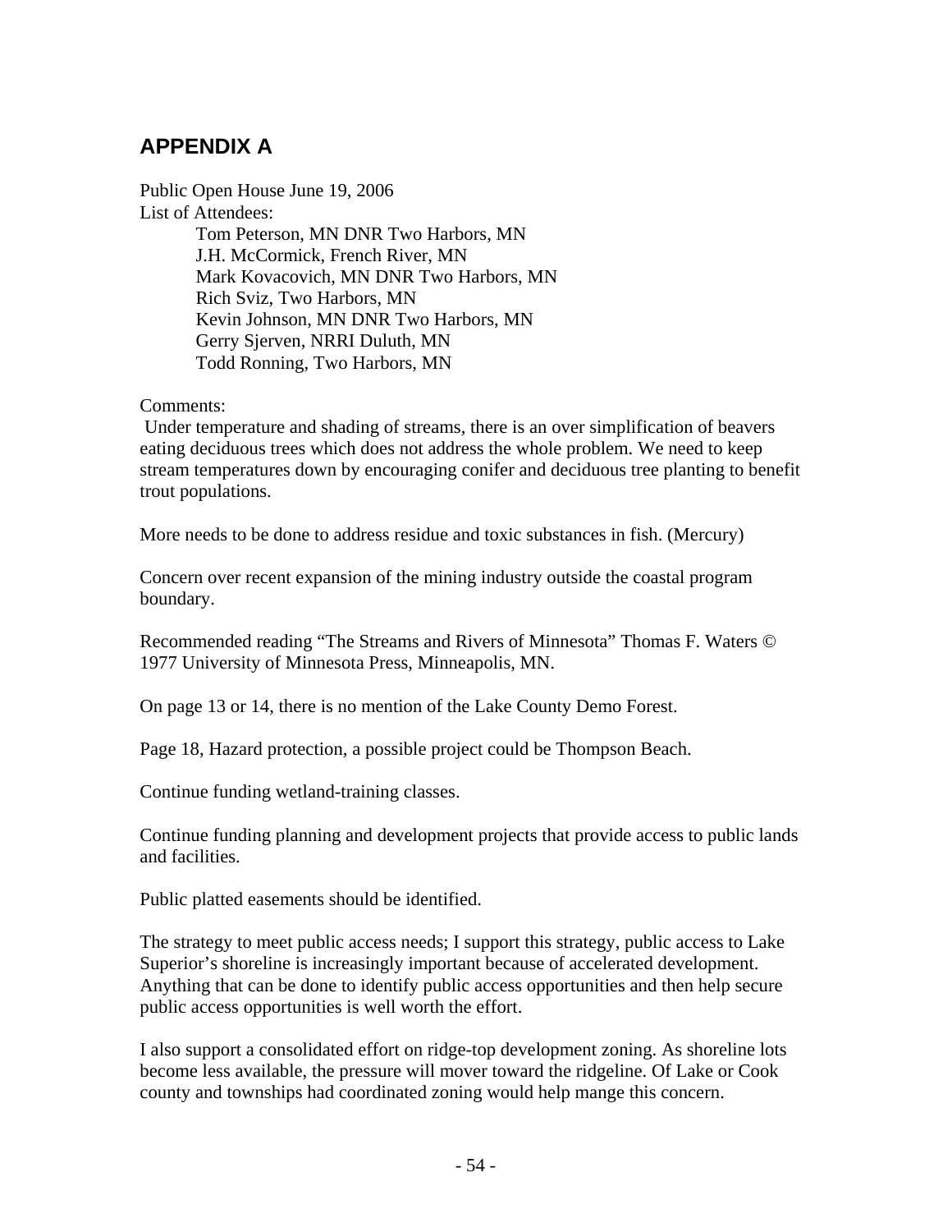## APPENDIX A

Public Open House June 19, 2006
List of Attendees:

Tom Peterson, MN DNR Two Harbors, MN
J.H. McCormick, French River, MN
Mark Kovacovich, MN DNR Two Harbors, MN
Rich Sviz, Two Harbors, MN
Kevin Johnson, MN DNR Two Harbors, MN
Gerry Sjerven, NRRI Duluth, MN
Todd Ronning, Two Harbors, MN

Comments:

Under temperature and shading of streams, there is an over simplification of beavers eating deciduous trees which does not address the whole problem. We need to keep stream temperatures down by encouraging conifer and deciduous tree planting to benefit trout populations.

More needs to be done to address residue and toxic substances in fish. (Mercury)

Concern over recent expansion of the mining industry outside the coastal program boundary.

Recommended reading "The Streams and Rivers of Minnesota" Thomas F. Waters © 1977 University of Minnesota Press, Minneapolis, MN.

On page 13 or 14, there is no mention of the Lake County Demo Forest.

Page 18, Hazard protection, a possible project could be Thompson Beach.

Continue funding wetland-training classes.

Continue funding planning and development projects that provide access to public lands and facilities.

Public platted easements should be identified.

The strategy to meet public access needs; I support this strategy, public access to Lake Superior's shoreline is increasingly important because of accelerated development. Anything that can be done to identify public access opportunities and then help secure public access opportunities is well worth the effort.

I also support a consolidated effort on ridge-top development zoning. As shoreline lots become less available, the pressure will mover toward the ridgeline. Of Lake or Cook county and townships had coordinated zoning would help mange this concern.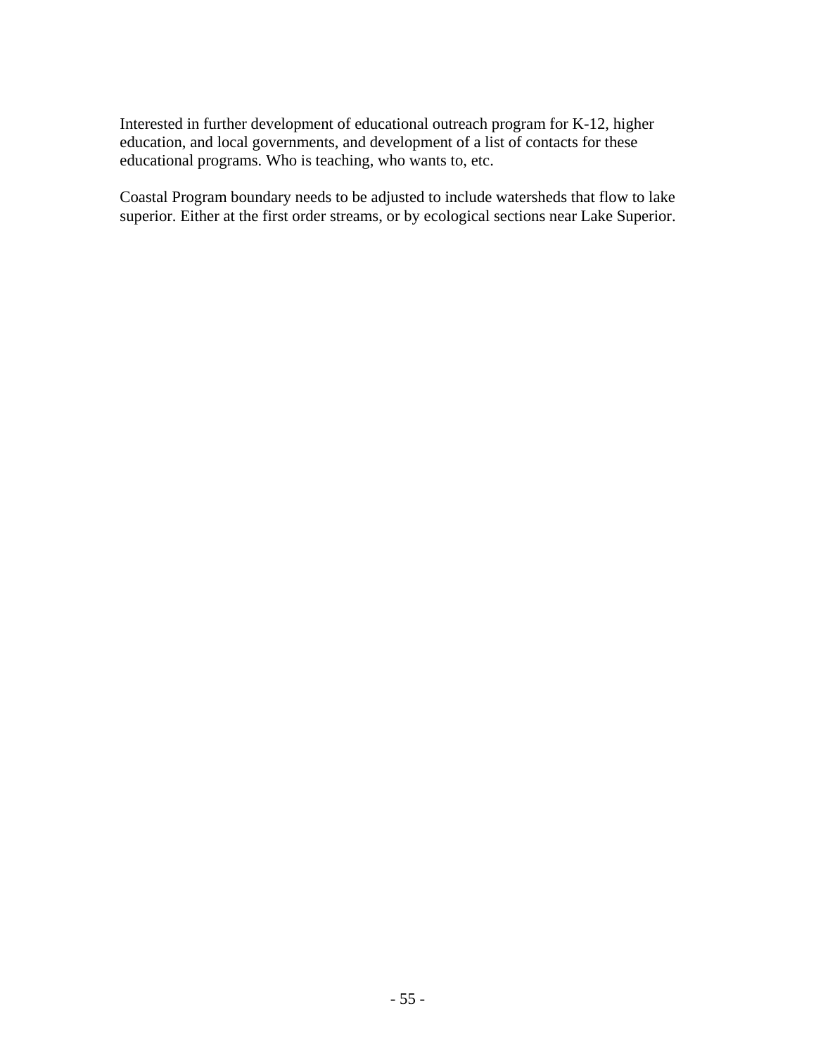Interested in further development of educational outreach program for K-12, higher education, and local governments, and development of a list of contacts for these educational programs. Who is teaching, who wants to, etc.

Coastal Program boundary needs to be adjusted to include watersheds that flow to lake superior. Either at the first order streams, or by ecological sections near Lake Superior.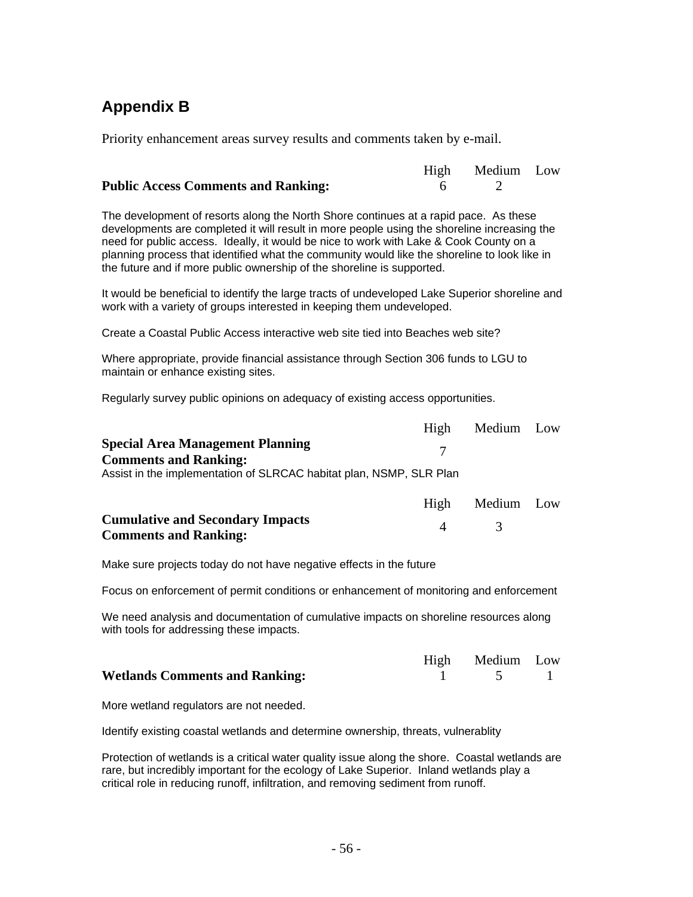## Appendix B

Priority enhancement areas survey results and comments taken by e-mail.

| | High | Medium | Low |
|---|---|---|---|
| **Public Access Comments and Ranking:** | 6 | 2 | |

The development of resorts along the North Shore continues at a rapid pace. As these developments are completed it will result in more people using the shoreline increasing the need for public access. Ideally, it would be nice to work with Lake & Cook County on a planning process that identified what the community would like the shoreline to look like in the future and if more public ownership of the shoreline is supported.

It would be beneficial to identify the large tracts of undeveloped Lake Superior shoreline and work with a variety of groups interested in keeping them undeveloped.

Create a Coastal Public Access interactive web site tied into Beaches web site?

Where appropriate, provide financial assistance through Section 306 funds to LGU to maintain or enhance existing sites.

Regularly survey public opinions on adequacy of existing access opportunities.

| | High | Medium | Low |
|---|---|---|---|
| **Special Area Management Planning Comments and Ranking:** | 7 | | |

Assist in the implementation of SLRCAC habitat plan, NSMP, SLR Plan

| | High | Medium | Low |
|---|---|---|---|
| **Cumulative and Secondary Impacts Comments and Ranking:** | 4 | 3 | |

Make sure projects today do not have negative effects in the future

Focus on enforcement of permit conditions or enhancement of monitoring and enforcement

We need analysis and documentation of cumulative impacts on shoreline resources along with tools for addressing these impacts.

| | High | Medium | Low |
|---|---|---|---|
| **Wetlands Comments and Ranking:** | 1 | 5 | 1 |

More wetland regulators are not needed.

Identify existing coastal wetlands and determine ownership, threats, vulnerablity

Protection of wetlands is a critical water quality issue along the shore. Coastal wetlands are rare, but incredibly important for the ecology of Lake Superior. Inland wetlands play a critical role in reducing runoff, infiltration, and removing sediment from runoff.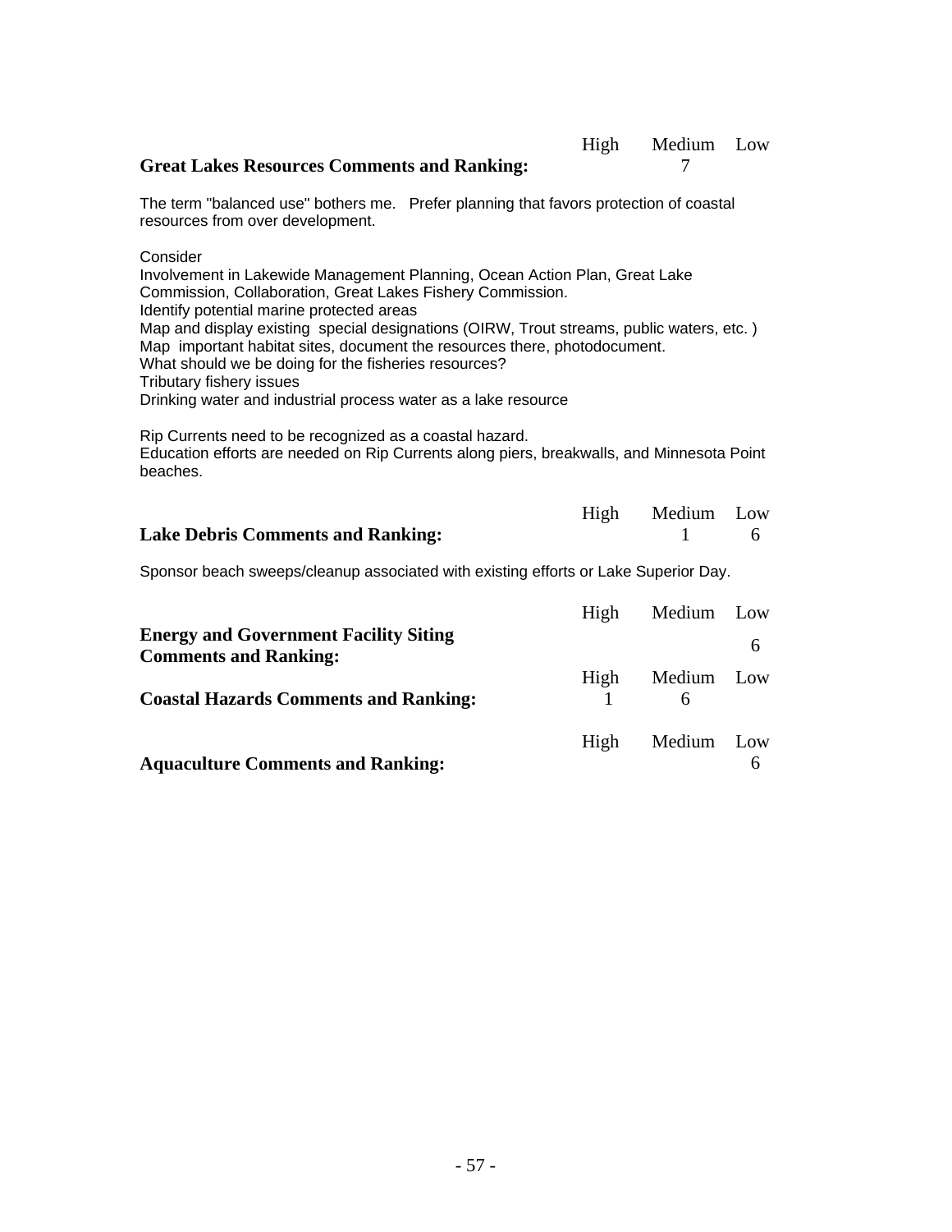| | High | Medium | Low |
|---|---|---|---|
| **Great Lakes Resources Comments and Ranking:** | | 7 | |

The term "balanced use" bothers me. Prefer planning that favors protection of coastal resources from over development.

Consider
Involvement in Lakewide Management Planning, Ocean Action Plan, Great Lake Commission, Collaboration, Great Lakes Fishery Commission.
Identify potential marine protected areas
Map and display existing special designations (OIRW, Trout streams, public waters, etc. )
Map important habitat sites, document the resources there, photodocument.
What should we be doing for the fisheries resources?
Tributary fishery issues
Drinking water and industrial process water as a lake resource

Rip Currents need to be recognized as a coastal hazard.
Education efforts are needed on Rip Currents along piers, breakwalls, and Minnesota Point beaches.

| | High | Medium | Low |
|---|---|---|---|
| **Lake Debris Comments and Ranking:** | | 1 | 6 |

Sponsor beach sweeps/cleanup associated with existing efforts or Lake Superior Day.

| | High | Medium | Low |
|---|---|---|---|
| **Energy and Government Facility Siting Comments and Ranking:** | | | 6 |

| | High | Medium | Low |
|---|---|---|---|
| **Coastal Hazards Comments and Ranking:** | 1 | 6 | |

| | High | Medium | Low |
|---|---|---|---|
| **Aquaculture Comments and Ranking:** | | | 6 |